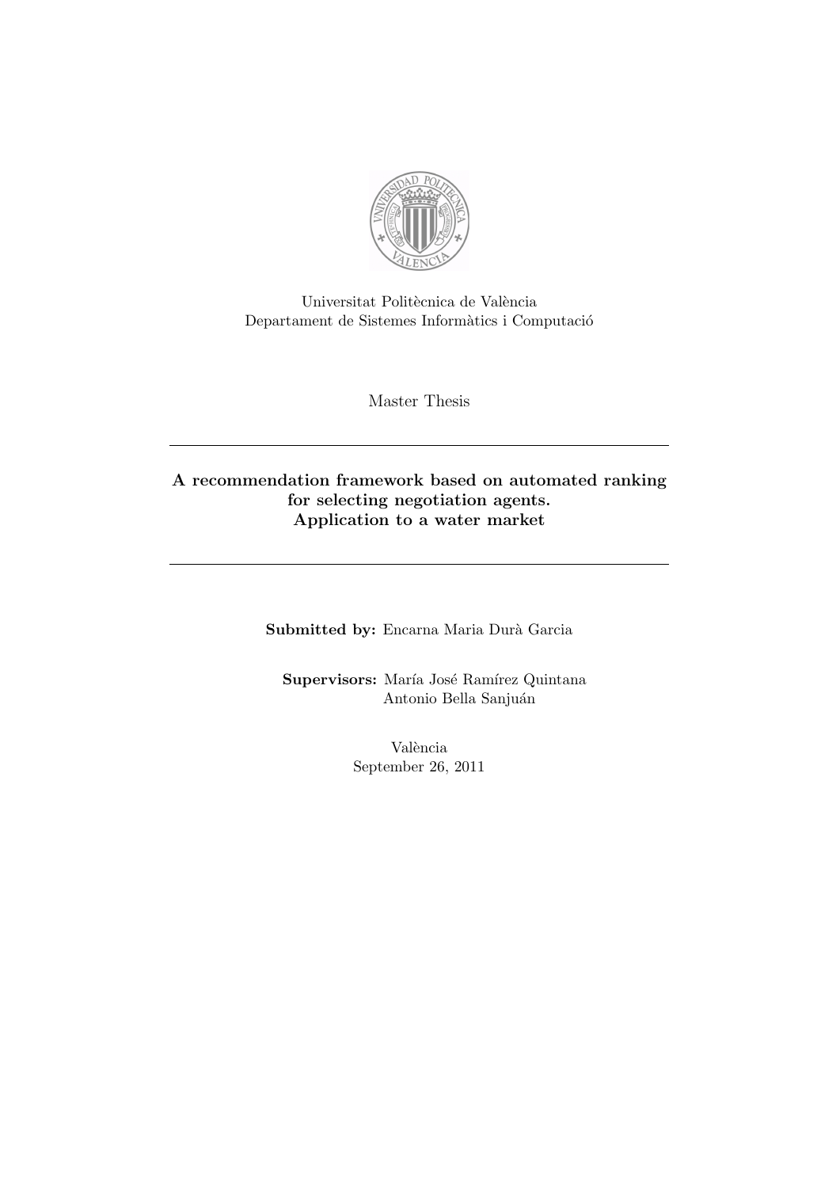Universitat Politècnica de València
Departament de Sistemes Informàtics i Computació

Master Thesis

---

# A recommendation framework based on automated ranking for selecting negotiation agents. Application to a water market

---

**Submitted by:** Encarna Maria Durà Garcia

**Supervisors:** María José Ramírez Quintana
Antonio Bella Sanjuán

València
September 26, 2011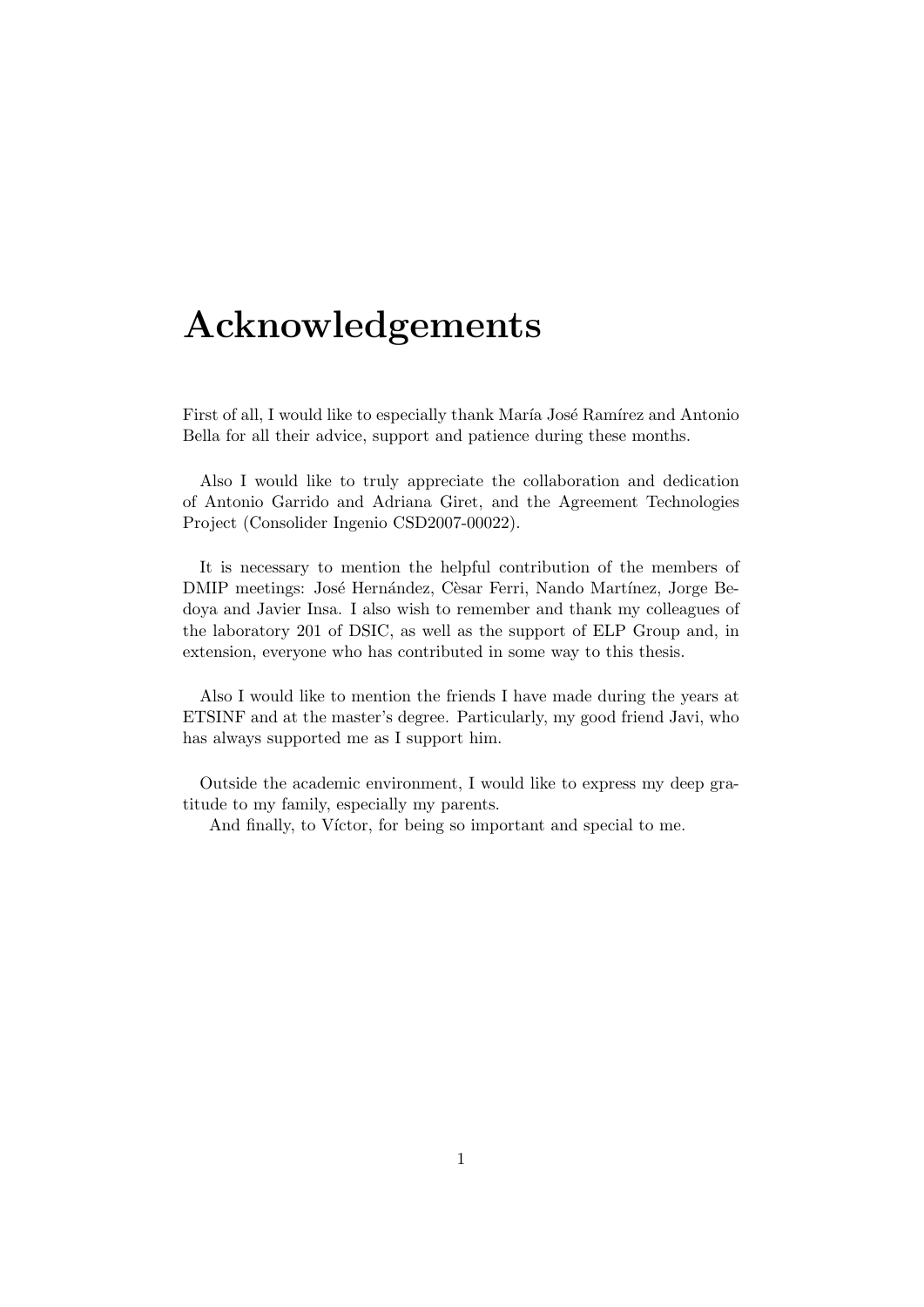# Acknowledgements

First of all, I would like to especially thank María José Ramírez and Antonio Bella for all their advice, support and patience during these months.

Also I would like to truly appreciate the collaboration and dedication of Antonio Garrido and Adriana Giret, and the Agreement Technologies Project (Consolider Ingenio CSD2007-00022).

It is necessary to mention the helpful contribution of the members of DMIP meetings: José Hernández, Cèsar Ferri, Nando Martínez, Jorge Bedoya and Javier Insa. I also wish to remember and thank my colleagues of the laboratory 201 of DSIC, as well as the support of ELP Group and, in extension, everyone who has contributed in some way to this thesis.

Also I would like to mention the friends I have made during the years at ETSINF and at the master's degree. Particularly, my good friend Javi, who has always supported me as I support him.

Outside the academic environment, I would like to express my deep gratitude to my family, especially my parents.

And finally, to Víctor, for being so important and special to me.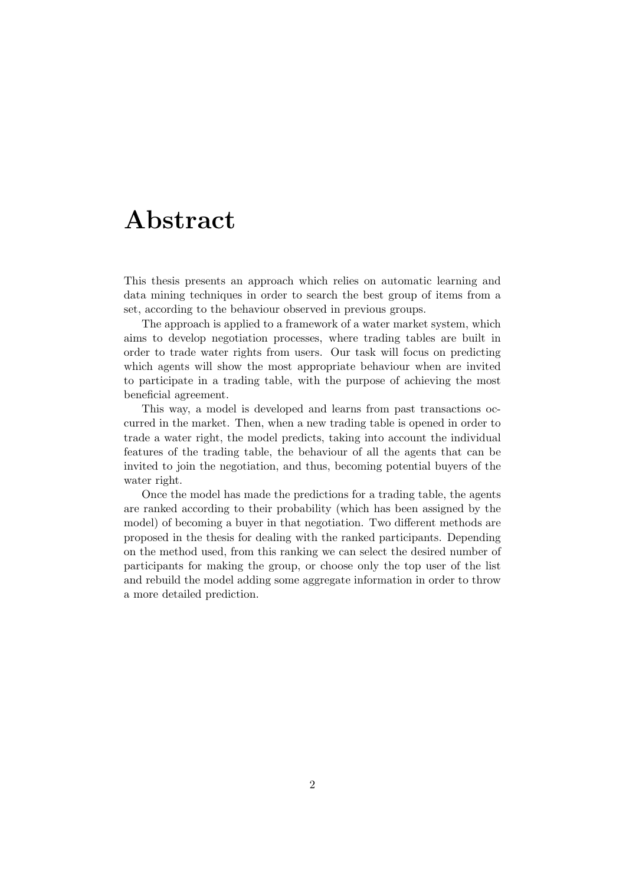# Abstract

This thesis presents an approach which relies on automatic learning and data mining techniques in order to search the best group of items from a set, according to the behaviour observed in previous groups.

The approach is applied to a framework of a water market system, which aims to develop negotiation processes, where trading tables are built in order to trade water rights from users. Our task will focus on predicting which agents will show the most appropriate behaviour when are invited to participate in a trading table, with the purpose of achieving the most beneficial agreement.

This way, a model is developed and learns from past transactions occurred in the market. Then, when a new trading table is opened in order to trade a water right, the model predicts, taking into account the individual features of the trading table, the behaviour of all the agents that can be invited to join the negotiation, and thus, becoming potential buyers of the water right.

Once the model has made the predictions for a trading table, the agents are ranked according to their probability (which has been assigned by the model) of becoming a buyer in that negotiation. Two different methods are proposed in the thesis for dealing with the ranked participants. Depending on the method used, from this ranking we can select the desired number of participants for making the group, or choose only the top user of the list and rebuild the model adding some aggregate information in order to throw a more detailed prediction.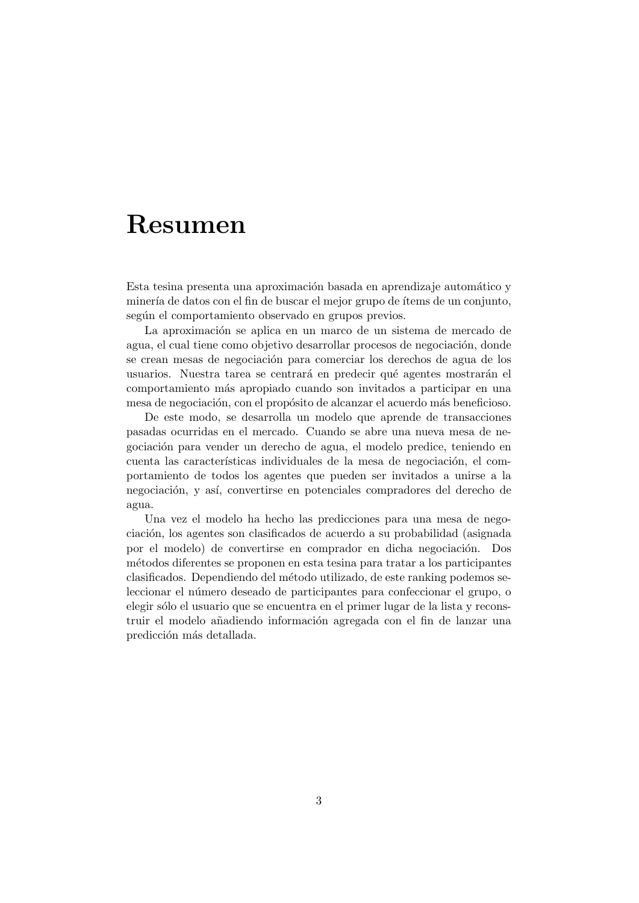# Resumen

Esta tesina presenta una aproximación basada en aprendizaje automático y minería de datos con el fin de buscar el mejor grupo de ítems de un conjunto, según el comportamiento observado en grupos previos.

La aproximación se aplica en un marco de un sistema de mercado de agua, el cual tiene como objetivo desarrollar procesos de negociación, donde se crean mesas de negociación para comerciar los derechos de agua de los usuarios. Nuestra tarea se centrará en predecir qué agentes mostrarán el comportamiento más apropiado cuando son invitados a participar en una mesa de negociación, con el propósito de alcanzar el acuerdo más beneficioso.

De este modo, se desarrolla un modelo que aprende de transacciones pasadas ocurridas en el mercado. Cuando se abre una nueva mesa de negociación para vender un derecho de agua, el modelo predice, teniendo en cuenta las características individuales de la mesa de negociación, el comportamiento de todos los agentes que pueden ser invitados a unirse a la negociación, y así, convertirse en potenciales compradores del derecho de agua.

Una vez el modelo ha hecho las predicciones para una mesa de negociación, los agentes son clasificados de acuerdo a su probabilidad (asignada por el modelo) de convertirse en comprador en dicha negociación. Dos métodos diferentes se proponen en esta tesina para tratar a los participantes clasificados. Dependiendo del método utilizado, de este ranking podemos seleccionar el número deseado de participantes para confeccionar el grupo, o elegir sólo el usuario que se encuentra en el primer lugar de la lista y reconstruir el modelo añadiendo información agregada con el fin de lanzar una predicción más detallada.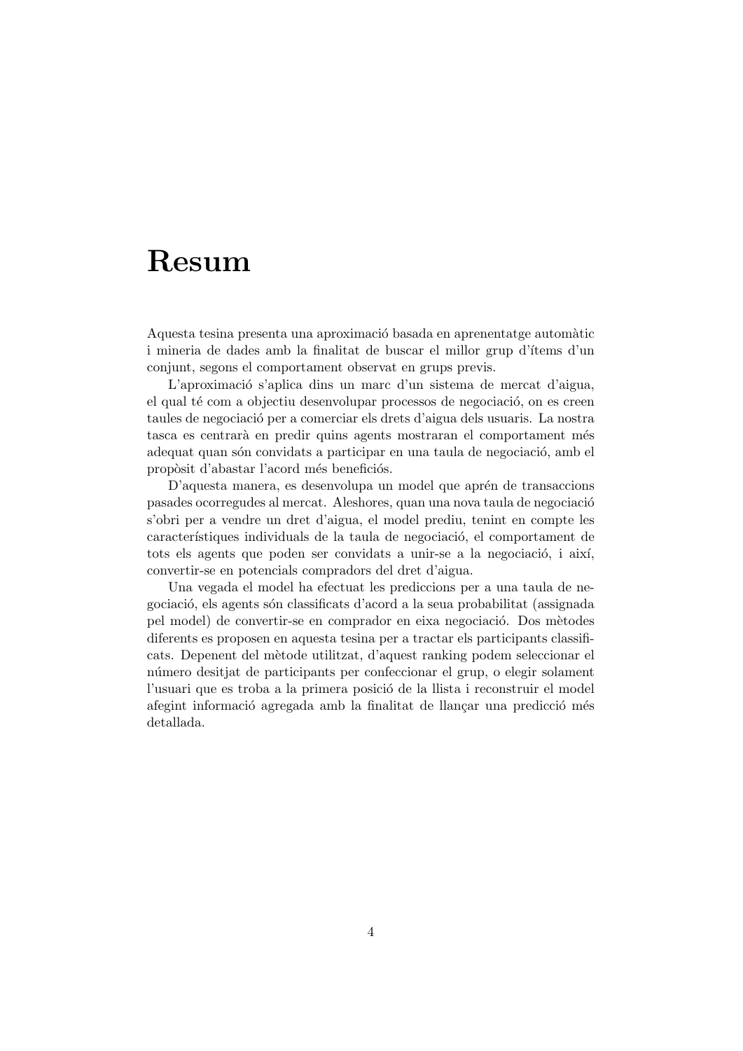# Resum

Aquesta tesina presenta una aproximació basada en aprenentatge automàtic i mineria de dades amb la finalitat de buscar el millor grup d'ítems d'un conjunt, segons el comportament observat en grups previs.

L'aproximació s'aplica dins un marc d'un sistema de mercat d'aigua, el qual té com a objectiu desenvolupar processos de negociació, on es creen taules de negociació per a comerciar els drets d'aigua dels usuaris. La nostra tasca es centrarà en predir quins agents mostraran el comportament més adequat quan són convidats a participar en una taula de negociació, amb el propòsit d'abastar l'acord més beneficiós.

D'aquesta manera, es desenvolupa un model que aprén de transaccions pasades ocorregudes al mercat. Aleshores, quan una nova taula de negociació s'obri per a vendre un dret d'aigua, el model prediu, tenint en compte les característiques individuals de la taula de negociació, el comportament de tots els agents que poden ser convidats a unir-se a la negociació, i així, convertir-se en potencials compradors del dret d'aigua.

Una vegada el model ha efectuat les prediccions per a una taula de negociació, els agents són classificats d'acord a la seua probabilitat (assignada pel model) de convertir-se en comprador en eixa negociació. Dos mètodes diferents es proposen en aquesta tesina per a tractar els participants classificats. Depenent del mètode utilitzat, d'aquest ranking podem seleccionar el número desitjat de participants per confeccionar el grup, o elegir solament l'usuari que es troba a la primera posició de la llista i reconstruir el model afegint informació agregada amb la finalitat de llançar una predicció més detallada.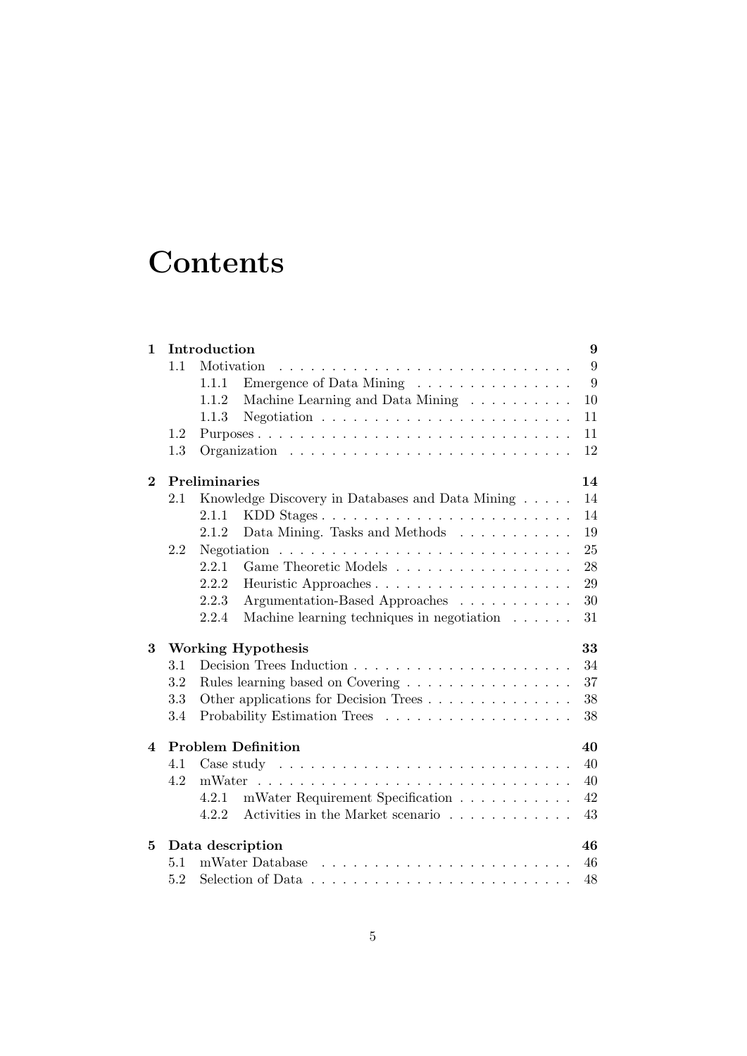# Contents

**1 Introduction** **9**

- 1.1 Motivation . . . . . . . . . . . . . . . . . . . . . . . . . . . . 9
  - 1.1.1 Emergence of Data Mining . . . . . . . . . . . . . . . 9
  - 1.1.2 Machine Learning and Data Mining . . . . . . . . . . 10
  - 1.1.3 Negotiation . . . . . . . . . . . . . . . . . . . . . . . . 11
- 1.2 Purposes . . . . . . . . . . . . . . . . . . . . . . . . . . . . . . 11
- 1.3 Organization . . . . . . . . . . . . . . . . . . . . . . . . . . . 12

**2 Preliminaries** **14**

- 2.1 Knowledge Discovery in Databases and Data Mining . . . . . 14
  - 2.1.1 KDD Stages . . . . . . . . . . . . . . . . . . . . . . . . 14
  - 2.1.2 Data Mining. Tasks and Methods . . . . . . . . . . . 19
- 2.2 Negotiation . . . . . . . . . . . . . . . . . . . . . . . . . . . 25
  - 2.2.1 Game Theoretic Models . . . . . . . . . . . . . . . . . 28
  - 2.2.2 Heuristic Approaches . . . . . . . . . . . . . . . . . . 29
  - 2.2.3 Argumentation-Based Approaches . . . . . . . . . . . 30
  - 2.2.4 Machine learning techniques in negotiation . . . . . . 31

**3 Working Hypothesis** **33**

- 3.1 Decision Trees Induction . . . . . . . . . . . . . . . . . . . . 34
- 3.2 Rules learning based on Covering . . . . . . . . . . . . . . . . 37
- 3.3 Other applications for Decision Trees . . . . . . . . . . . . . . 38
- 3.4 Probability Estimation Trees . . . . . . . . . . . . . . . . . . 38

**4 Problem Definition** **40**

- 4.1 Case study . . . . . . . . . . . . . . . . . . . . . . . . . . . . 40
- 4.2 mWater . . . . . . . . . . . . . . . . . . . . . . . . . . . . . . 40
  - 4.2.1 mWater Requirement Specification . . . . . . . . . . . 42
  - 4.2.2 Activities in the Market scenario . . . . . . . . . . . . 43

**5 Data description** **46**

- 5.1 mWater Database . . . . . . . . . . . . . . . . . . . . . . . . 46
- 5.2 Selection of Data . . . . . . . . . . . . . . . . . . . . . . . . . 48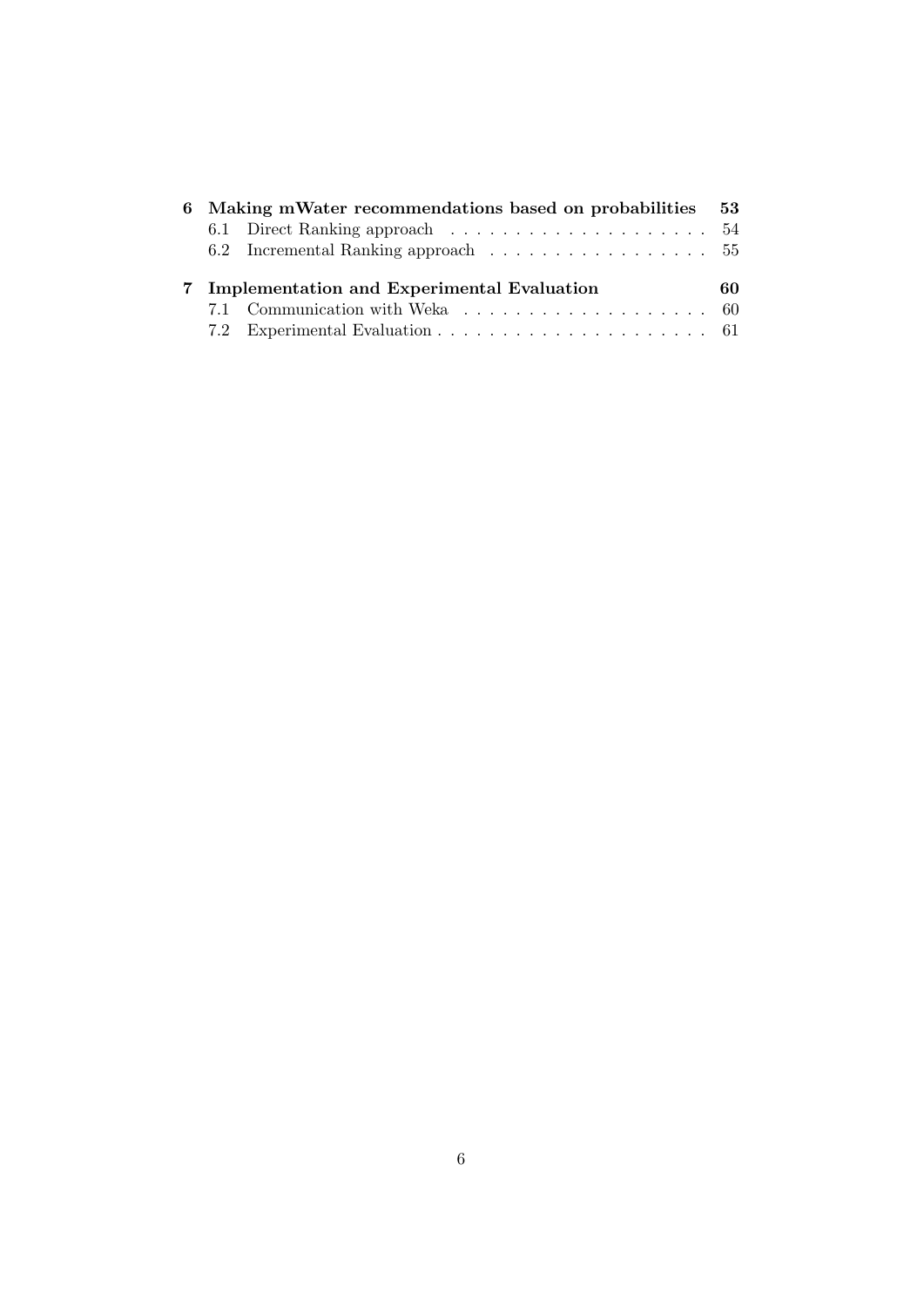**6 Making mWater recommendations based on probabilities** **53**

6.1 Direct Ranking approach . . . . . . . . . . . . . . . . . . . . . 54

6.2 Incremental Ranking approach . . . . . . . . . . . . . . . . . . 55

**7 Implementation and Experimental Evaluation** **60**

7.1 Communication with Weka . . . . . . . . . . . . . . . . . . . . 60

7.2 Experimental Evaluation . . . . . . . . . . . . . . . . . . . . . 61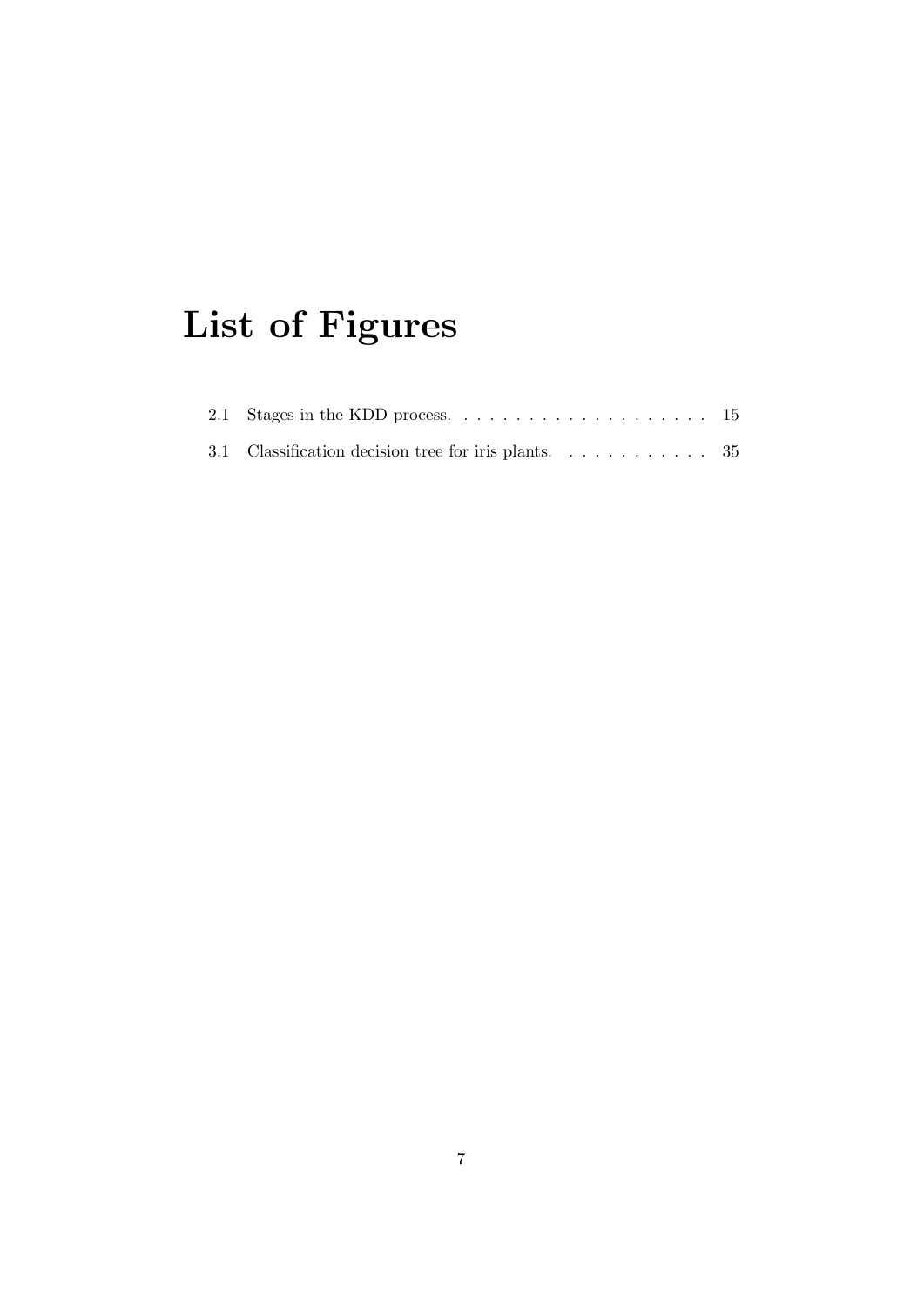# List of Figures

2.1 Stages in the KDD process. . . . . . . . . . . . . . . . . . . . 15

3.1 Classification decision tree for iris plants. . . . . . . . . . . . 35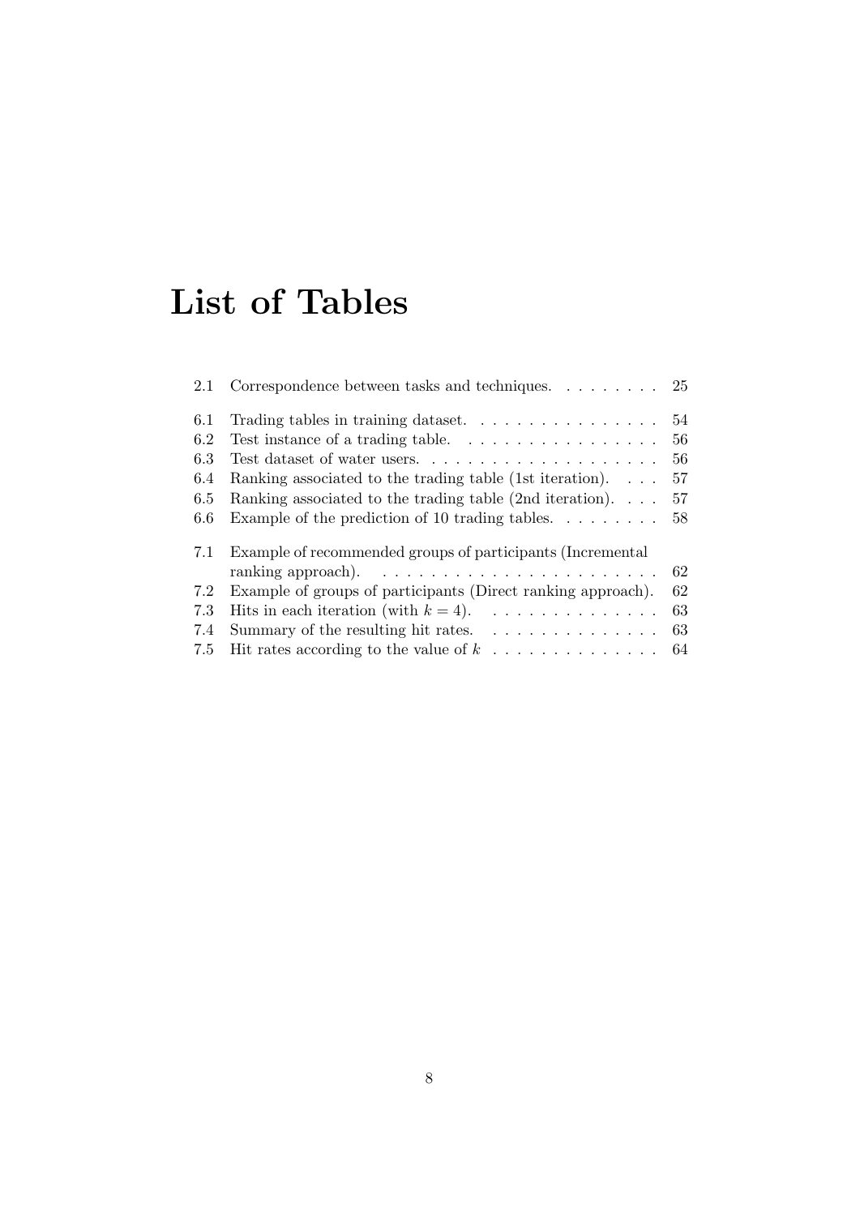# List of Tables

2.1 Correspondence between tasks and techniques. . . . . . . . . 25

6.1 Trading tables in training dataset. . . . . . . . . . . . . . . . 54
6.2 Test instance of a trading table. . . . . . . . . . . . . . . . . 56
6.3 Test dataset of water users. . . . . . . . . . . . . . . . . . . . 56
6.4 Ranking associated to the trading table (1st iteration). . . . 57
6.5 Ranking associated to the trading table (2nd iteration). . . . 57
6.6 Example of the prediction of 10 trading tables. . . . . . . . . 58

7.1 Example of recommended groups of participants (Incremental ranking approach). . . . . . . . . . . . . . . . . . . . . . . . 62
7.2 Example of groups of participants (Direct ranking approach). 62
7.3 Hits in each iteration (with $k = 4$). . . . . . . . . . . . . . . 63
7.4 Summary of the resulting hit rates. . . . . . . . . . . . . . . 63
7.5 Hit rates according to the value of $k$ . . . . . . . . . . . . . . 64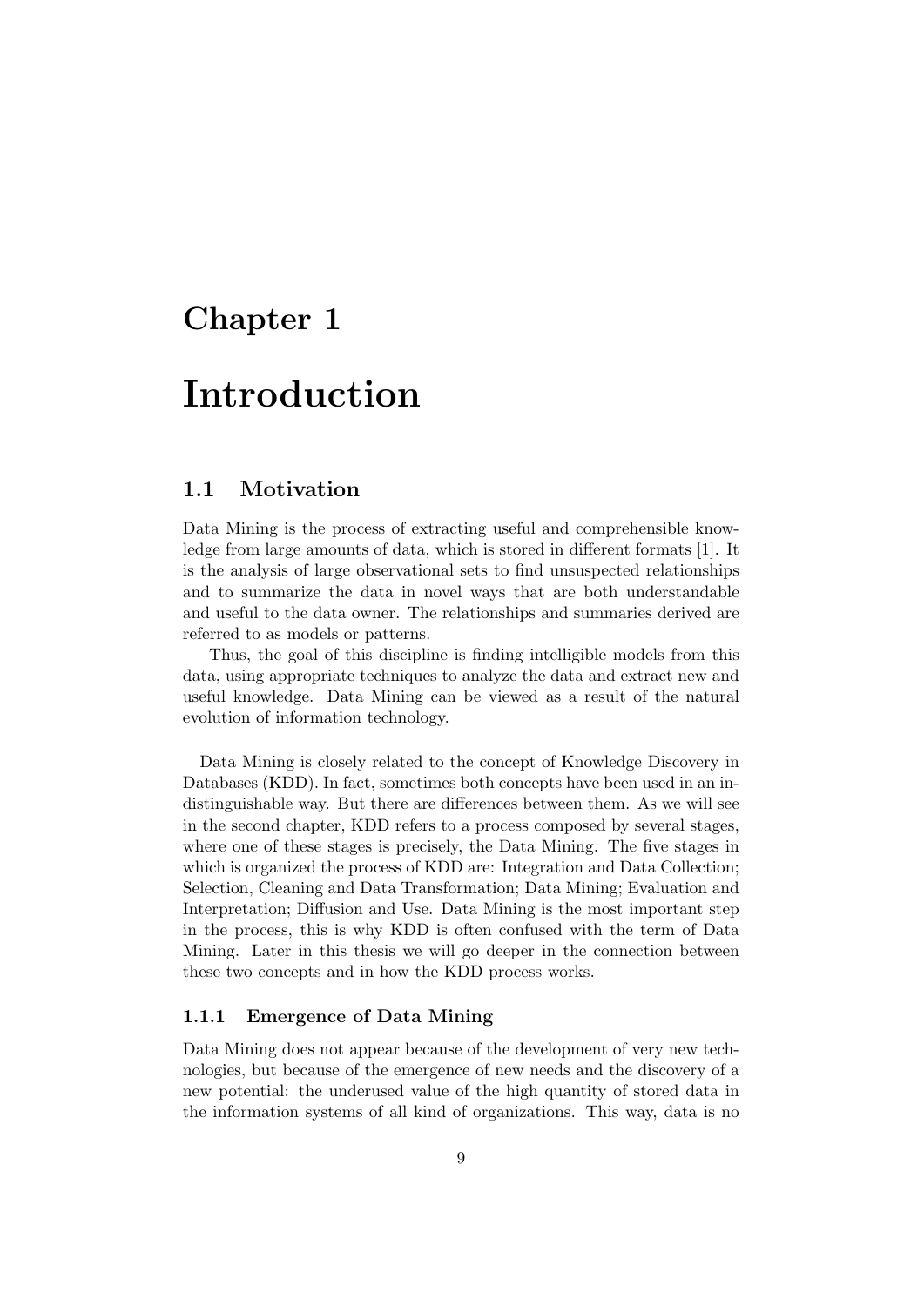# Chapter 1

# Introduction

## 1.1 Motivation

Data Mining is the process of extracting useful and comprehensible knowledge from large amounts of data, which is stored in different formats [1]. It is the analysis of large observational sets to find unsuspected relationships and to summarize the data in novel ways that are both understandable and useful to the data owner. The relationships and summaries derived are referred to as models or patterns.

Thus, the goal of this discipline is finding intelligible models from this data, using appropriate techniques to analyze the data and extract new and useful knowledge. Data Mining can be viewed as a result of the natural evolution of information technology.

Data Mining is closely related to the concept of Knowledge Discovery in Databases (KDD). In fact, sometimes both concepts have been used in an indistinguishable way. But there are differences between them. As we will see in the second chapter, KDD refers to a process composed by several stages, where one of these stages is precisely, the Data Mining. The five stages in which is organized the process of KDD are: Integration and Data Collection; Selection, Cleaning and Data Transformation; Data Mining; Evaluation and Interpretation; Diffusion and Use. Data Mining is the most important step in the process, this is why KDD is often confused with the term of Data Mining. Later in this thesis we will go deeper in the connection between these two concepts and in how the KDD process works.

### 1.1.1 Emergence of Data Mining

Data Mining does not appear because of the development of very new technologies, but because of the emergence of new needs and the discovery of a new potential: the underused value of the high quantity of stored data in the information systems of all kind of organizations. This way, data is no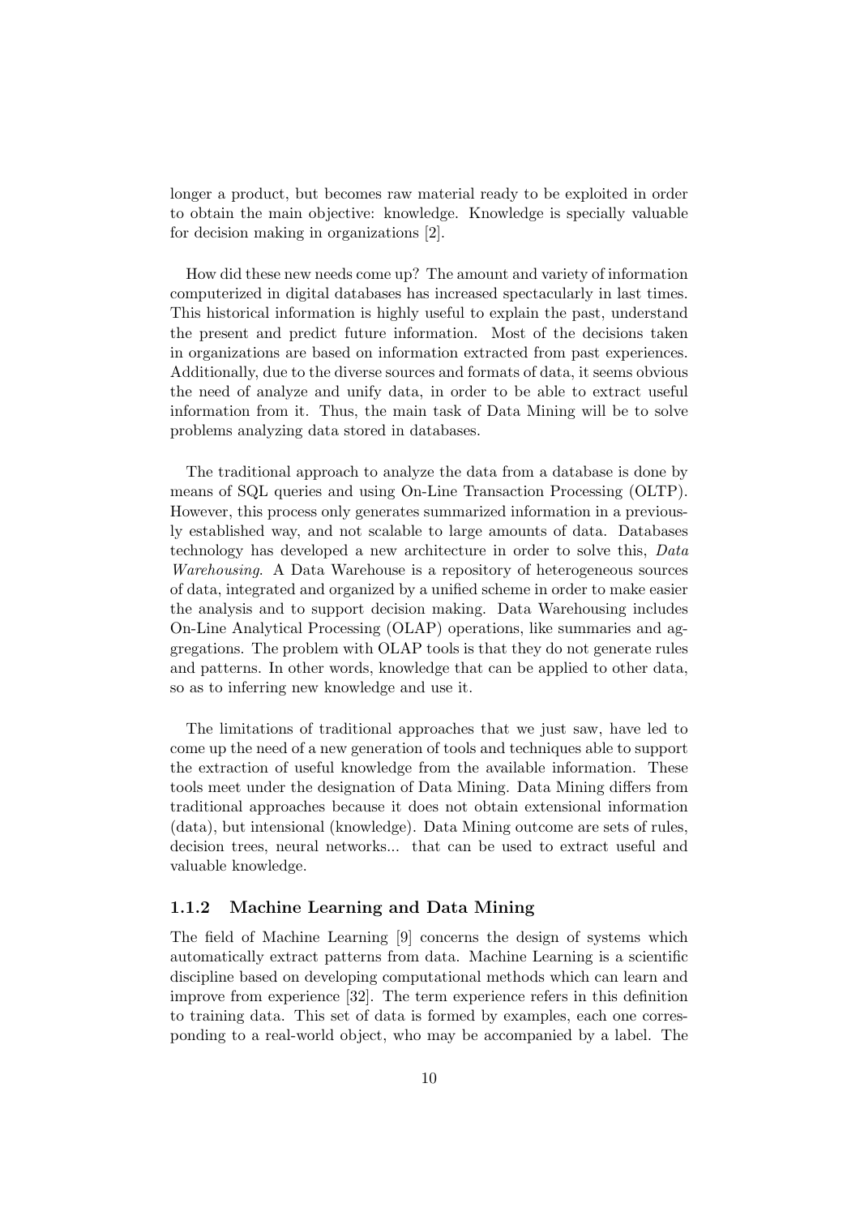longer a product, but becomes raw material ready to be exploited in order to obtain the main objective: knowledge. Knowledge is specially valuable for decision making in organizations [2].

How did these new needs come up? The amount and variety of information computerized in digital databases has increased spectacularly in last times. This historical information is highly useful to explain the past, understand the present and predict future information. Most of the decisions taken in organizations are based on information extracted from past experiences. Additionally, due to the diverse sources and formats of data, it seems obvious the need of analyze and unify data, in order to be able to extract useful information from it. Thus, the main task of Data Mining will be to solve problems analyzing data stored in databases.

The traditional approach to analyze the data from a database is done by means of SQL queries and using On-Line Transaction Processing (OLTP). However, this process only generates summarized information in a previously established way, and not scalable to large amounts of data. Databases technology has developed a new architecture in order to solve this, *Data Warehousing*. A Data Warehouse is a repository of heterogeneous sources of data, integrated and organized by a unified scheme in order to make easier the analysis and to support decision making. Data Warehousing includes On-Line Analytical Processing (OLAP) operations, like summaries and aggregations. The problem with OLAP tools is that they do not generate rules and patterns. In other words, knowledge that can be applied to other data, so as to inferring new knowledge and use it.

The limitations of traditional approaches that we just saw, have led to come up the need of a new generation of tools and techniques able to support the extraction of useful knowledge from the available information. These tools meet under the designation of Data Mining. Data Mining differs from traditional approaches because it does not obtain extensional information (data), but intensional (knowledge). Data Mining outcome are sets of rules, decision trees, neural networks... that can be used to extract useful and valuable knowledge.

### 1.1.2 Machine Learning and Data Mining

The field of Machine Learning [9] concerns the design of systems which automatically extract patterns from data. Machine Learning is a scientific discipline based on developing computational methods which can learn and improve from experience [32]. The term experience refers in this definition to training data. This set of data is formed by examples, each one corresponding to a real-world object, who may be accompanied by a label. The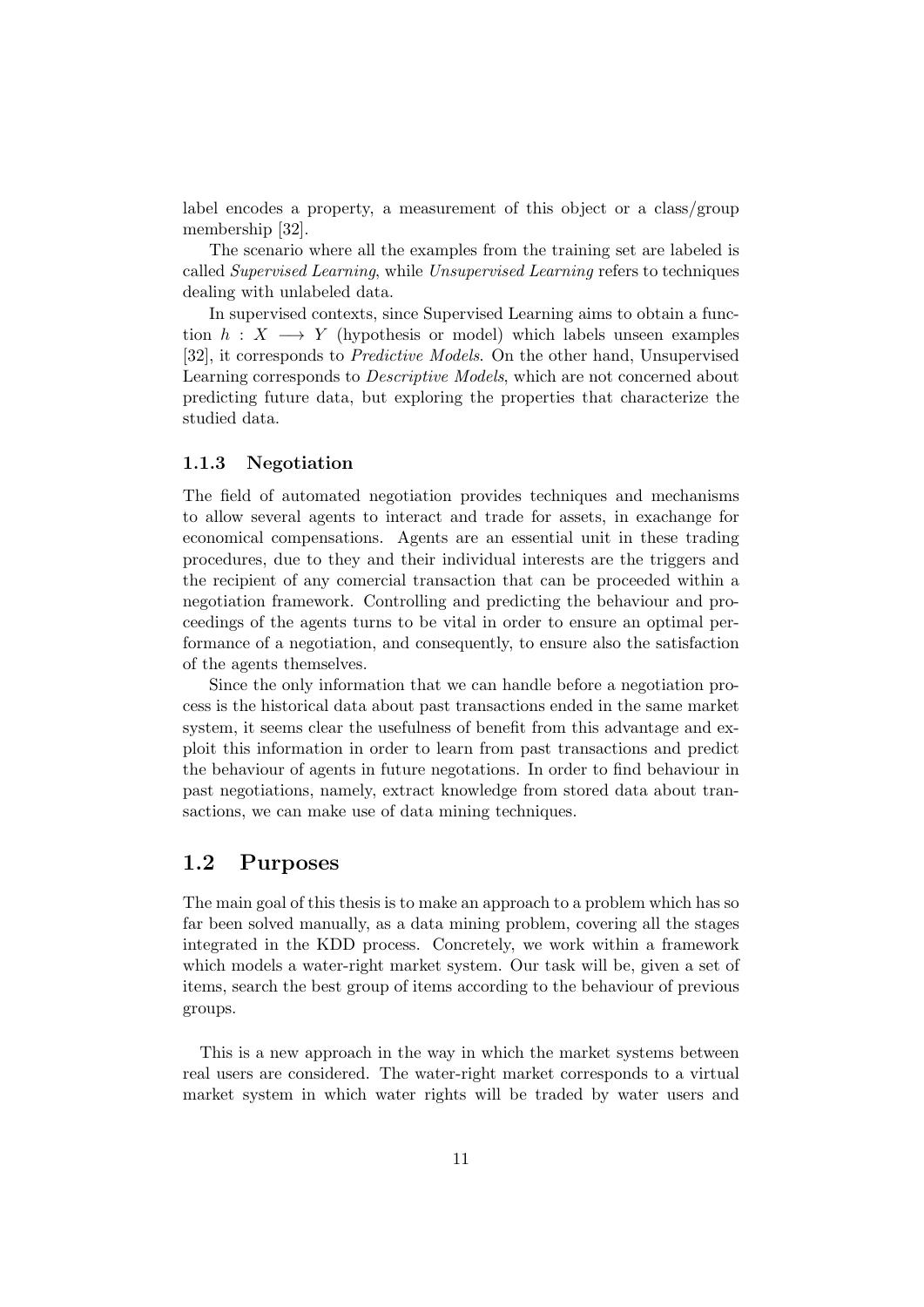label encodes a property, a measurement of this object or a class/group membership [32].

The scenario where all the examples from the training set are labeled is called *Supervised Learning*, while *Unsupervised Learning* refers to techniques dealing with unlabeled data.

In supervised contexts, since Supervised Learning aims to obtain a function $h : X \longrightarrow Y$ (hypothesis or model) which labels unseen examples [32], it corresponds to *Predictive Models*. On the other hand, Unsupervised Learning corresponds to *Descriptive Models*, which are not concerned about predicting future data, but exploring the properties that characterize the studied data.

### 1.1.3 Negotiation

The field of automated negotiation provides techniques and mechanisms to allow several agents to interact and trade for assets, in exachange for economical compensations. Agents are an essential unit in these trading procedures, due to they and their individual interests are the triggers and the recipient of any comercial transaction that can be proceeded within a negotiation framework. Controlling and predicting the behaviour and proceedings of the agents turns to be vital in order to ensure an optimal performance of a negotiation, and consequently, to ensure also the satisfaction of the agents themselves.

Since the only information that we can handle before a negotiation process is the historical data about past transactions ended in the same market system, it seems clear the usefulness of benefit from this advantage and exploit this information in order to learn from past transactions and predict the behaviour of agents in future negotations. In order to find behaviour in past negotiations, namely, extract knowledge from stored data about transactions, we can make use of data mining techniques.

## 1.2 Purposes

The main goal of this thesis is to make an approach to a problem which has so far been solved manually, as a data mining problem, covering all the stages integrated in the KDD process. Concretely, we work within a framework which models a water-right market system. Our task will be, given a set of items, search the best group of items according to the behaviour of previous groups.

This is a new approach in the way in which the market systems between real users are considered. The water-right market corresponds to a virtual market system in which water rights will be traded by water users and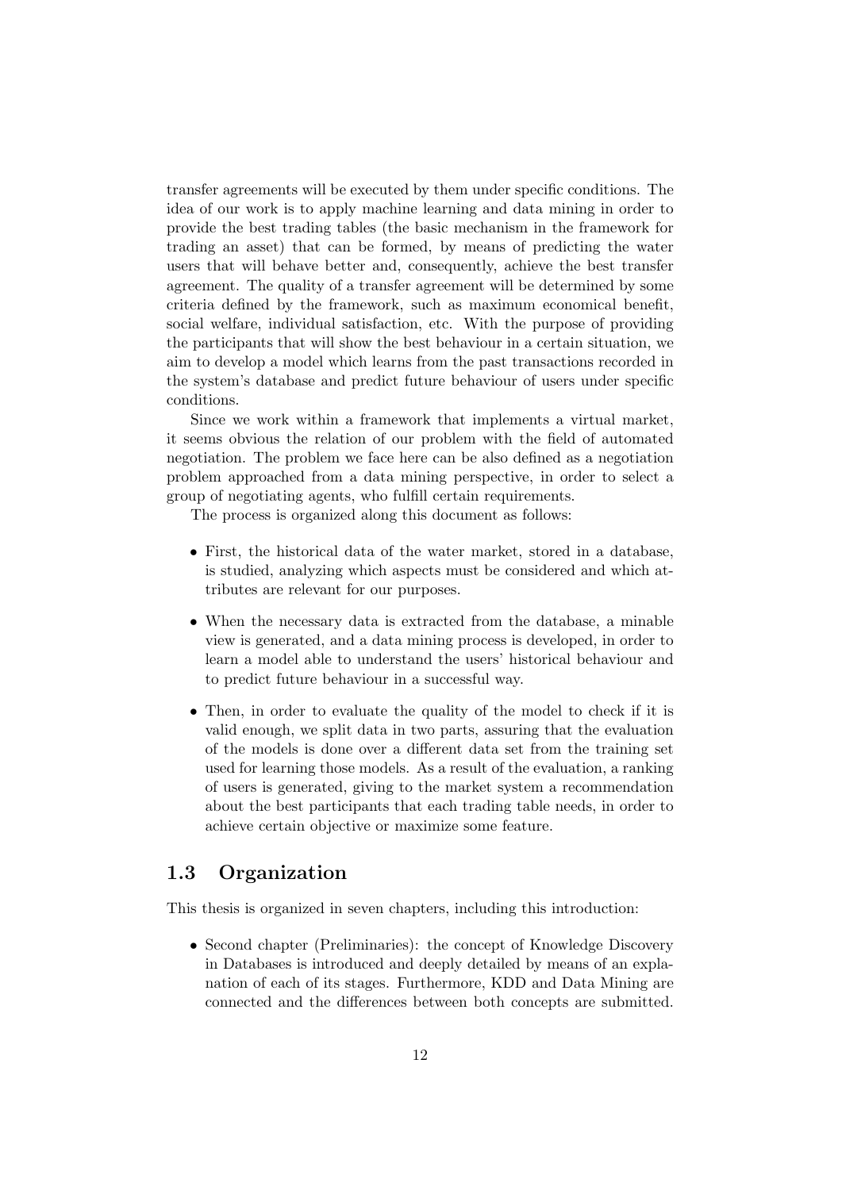transfer agreements will be executed by them under specific conditions. The idea of our work is to apply machine learning and data mining in order to provide the best trading tables (the basic mechanism in the framework for trading an asset) that can be formed, by means of predicting the water users that will behave better and, consequently, achieve the best transfer agreement. The quality of a transfer agreement will be determined by some criteria defined by the framework, such as maximum economical benefit, social welfare, individual satisfaction, etc. With the purpose of providing the participants that will show the best behaviour in a certain situation, we aim to develop a model which learns from the past transactions recorded in the system's database and predict future behaviour of users under specific conditions.

Since we work within a framework that implements a virtual market, it seems obvious the relation of our problem with the field of automated negotiation. The problem we face here can be also defined as a negotiation problem approached from a data mining perspective, in order to select a group of negotiating agents, who fulfill certain requirements.

The process is organized along this document as follows:

- First, the historical data of the water market, stored in a database, is studied, analyzing which aspects must be considered and which attributes are relevant for our purposes.
- When the necessary data is extracted from the database, a minable view is generated, and a data mining process is developed, in order to learn a model able to understand the users' historical behaviour and to predict future behaviour in a successful way.
- Then, in order to evaluate the quality of the model to check if it is valid enough, we split data in two parts, assuring that the evaluation of the models is done over a different data set from the training set used for learning those models. As a result of the evaluation, a ranking of users is generated, giving to the market system a recommendation about the best participants that each trading table needs, in order to achieve certain objective or maximize some feature.

## 1.3 Organization

This thesis is organized in seven chapters, including this introduction:

- Second chapter (Preliminaries): the concept of Knowledge Discovery in Databases is introduced and deeply detailed by means of an explanation of each of its stages. Furthermore, KDD and Data Mining are connected and the differences between both concepts are submitted.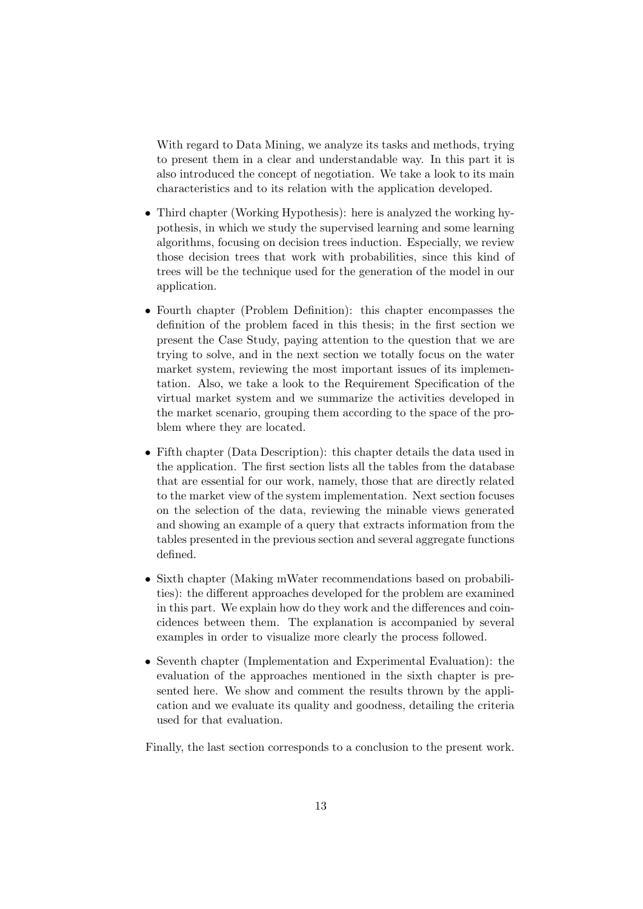With regard to Data Mining, we analyze its tasks and methods, trying to present them in a clear and understandable way. In this part it is also introduced the concept of negotiation. We take a look to its main characteristics and to its relation with the application developed.

- Third chapter (Working Hypothesis): here is analyzed the working hypothesis, in which we study the supervised learning and some learning algorithms, focusing on decision trees induction. Especially, we review those decision trees that work with probabilities, since this kind of trees will be the technique used for the generation of the model in our application.
- Fourth chapter (Problem Definition): this chapter encompasses the definition of the problem faced in this thesis; in the first section we present the Case Study, paying attention to the question that we are trying to solve, and in the next section we totally focus on the water market system, reviewing the most important issues of its implementation. Also, we take a look to the Requirement Specification of the virtual market system and we summarize the activities developed in the market scenario, grouping them according to the space of the problem where they are located.
- Fifth chapter (Data Description): this chapter details the data used in the application. The first section lists all the tables from the database that are essential for our work, namely, those that are directly related to the market view of the system implementation. Next section focuses on the selection of the data, reviewing the minable views generated and showing an example of a query that extracts information from the tables presented in the previous section and several aggregate functions defined.
- Sixth chapter (Making mWater recommendations based on probabilities): the different approaches developed for the problem are examined in this part. We explain how do they work and the differences and coincidences between them. The explanation is accompanied by several examples in order to visualize more clearly the process followed.
- Seventh chapter (Implementation and Experimental Evaluation): the evaluation of the approaches mentioned in the sixth chapter is presented here. We show and comment the results thrown by the application and we evaluate its quality and goodness, detailing the criteria used for that evaluation.

Finally, the last section corresponds to a conclusion to the present work.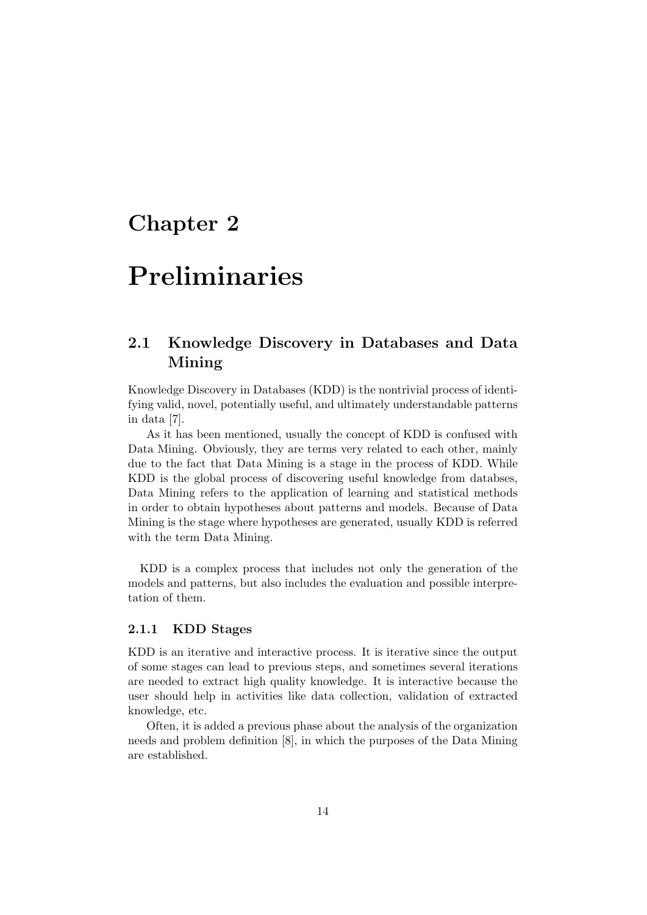# Chapter 2

# Preliminaries

## 2.1 Knowledge Discovery in Databases and Data Mining

Knowledge Discovery in Databases (KDD) is the nontrivial process of identifying valid, novel, potentially useful, and ultimately understandable patterns in data [7].

As it has been mentioned, usually the concept of KDD is confused with Data Mining. Obviously, they are terms very related to each other, mainly due to the fact that Data Mining is a stage in the process of KDD. While KDD is the global process of discovering useful knowledge from databses, Data Mining refers to the application of learning and statistical methods in order to obtain hypotheses about patterns and models. Because of Data Mining is the stage where hypotheses are generated, usually KDD is referred with the term Data Mining.

KDD is a complex process that includes not only the generation of the models and patterns, but also includes the evaluation and possible interpretation of them.

### 2.1.1 KDD Stages

KDD is an iterative and interactive process. It is iterative since the output of some stages can lead to previous steps, and sometimes several iterations are needed to extract high quality knowledge. It is interactive because the user should help in activities like data collection, validation of extracted knowledge, etc.

Often, it is added a previous phase about the analysis of the organization needs and problem definition [8], in which the purposes of the Data Mining are established.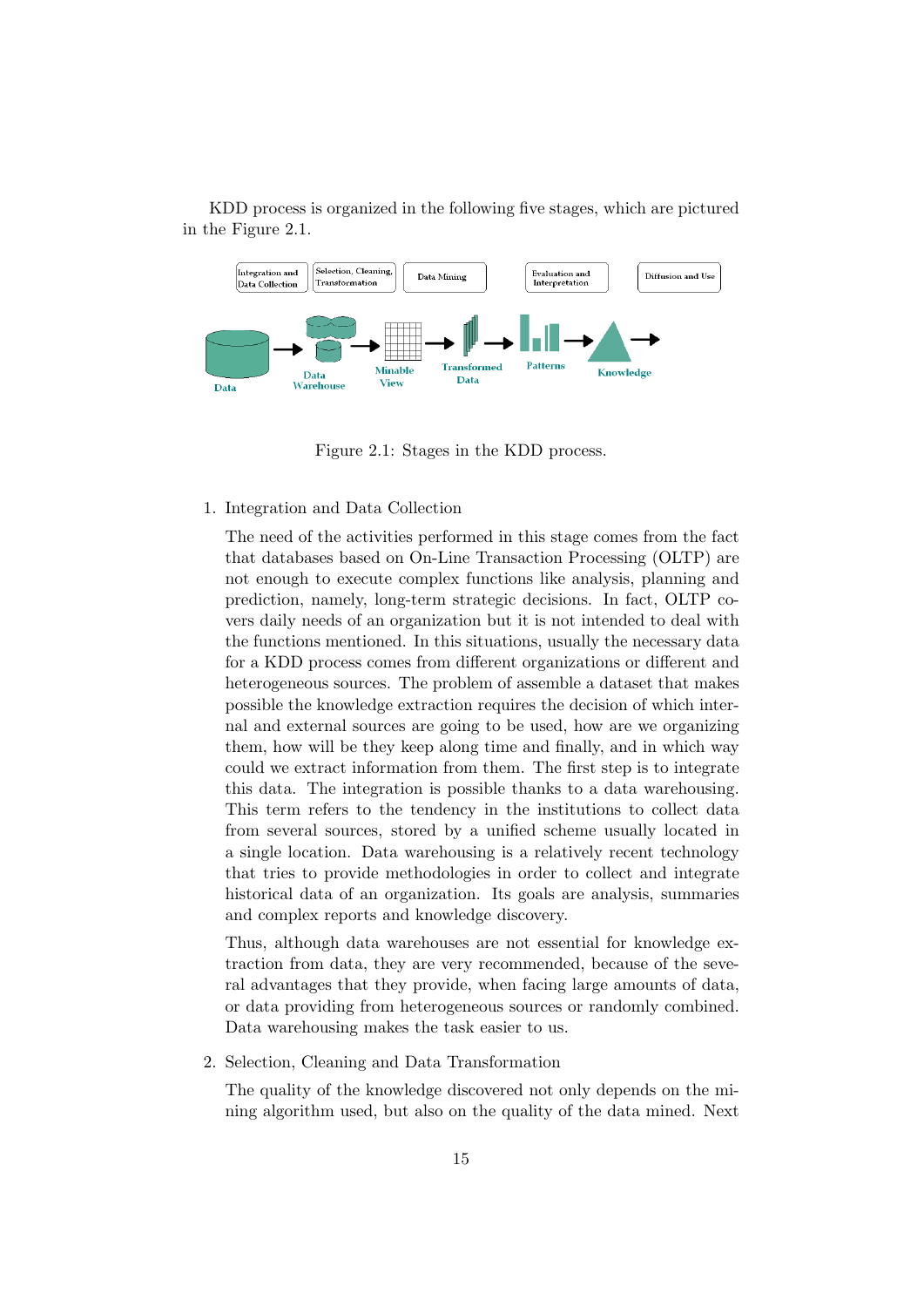KDD process is organized in the following five stages, which are pictured in the Figure 2.1.

Figure 2.1: Stages in the KDD process.

1. Integration and Data Collection

   The need of the activities performed in this stage comes from the fact that databases based on On-Line Transaction Processing (OLTP) are not enough to execute complex functions like analysis, planning and prediction, namely, long-term strategic decisions. In fact, OLTP covers daily needs of an organization but it is not intended to deal with the functions mentioned. In this situations, usually the necessary data for a KDD process comes from different organizations or different and heterogeneous sources. The problem of assemble a dataset that makes possible the knowledge extraction requires the decision of which internal and external sources are going to be used, how are we organizing them, how will be they keep along time and finally, and in which way could we extract information from them. The first step is to integrate this data. The integration is possible thanks to a data warehousing. This term refers to the tendency in the institutions to collect data from several sources, stored by a unified scheme usually located in a single location. Data warehousing is a relatively recent technology that tries to provide methodologies in order to collect and integrate historical data of an organization. Its goals are analysis, summaries and complex reports and knowledge discovery.

   Thus, although data warehouses are not essential for knowledge extraction from data, they are very recommended, because of the several advantages that they provide, when facing large amounts of data, or data providing from heterogeneous sources or randomly combined. Data warehousing makes the task easier to us.

2. Selection, Cleaning and Data Transformation

   The quality of the knowledge discovered not only depends on the mining algorithm used, but also on the quality of the data mined. Next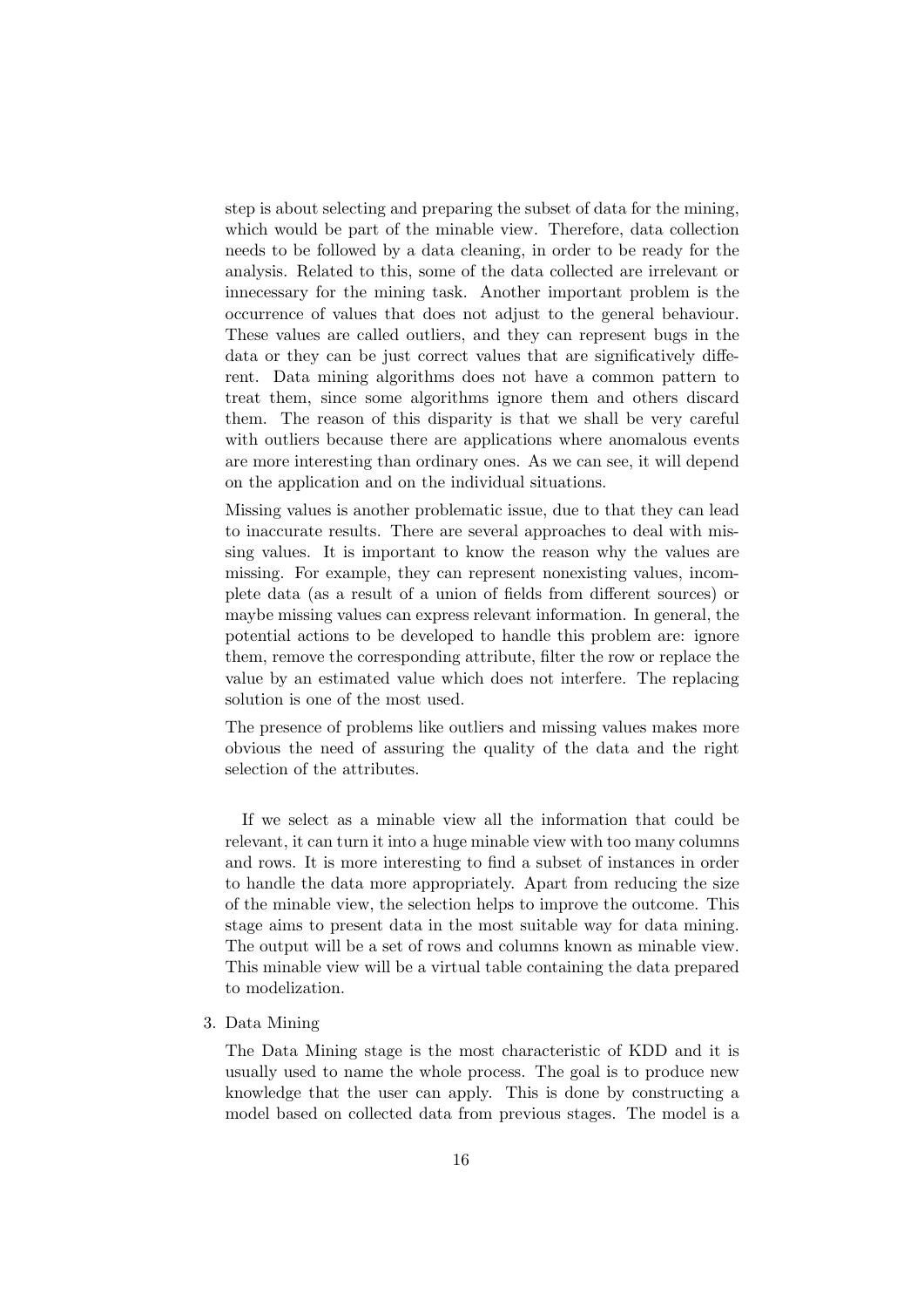step is about selecting and preparing the subset of data for the mining, which would be part of the minable view. Therefore, data collection needs to be followed by a data cleaning, in order to be ready for the analysis. Related to this, some of the data collected are irrelevant or innecessary for the mining task. Another important problem is the occurrence of values that does not adjust to the general behaviour. These values are called outliers, and they can represent bugs in the data or they can be just correct values that are significatively different. Data mining algorithms does not have a common pattern to treat them, since some algorithms ignore them and others discard them. The reason of this disparity is that we shall be very careful with outliers because there are applications where anomalous events are more interesting than ordinary ones. As we can see, it will depend on the application and on the individual situations.

Missing values is another problematic issue, due to that they can lead to inaccurate results. There are several approaches to deal with missing values. It is important to know the reason why the values are missing. For example, they can represent nonexisting values, incomplete data (as a result of a union of fields from different sources) or maybe missing values can express relevant information. In general, the potential actions to be developed to handle this problem are: ignore them, remove the corresponding attribute, filter the row or replace the value by an estimated value which does not interfere. The replacing solution is one of the most used.

The presence of problems like outliers and missing values makes more obvious the need of assuring the quality of the data and the right selection of the attributes.

If we select as a minable view all the information that could be relevant, it can turn it into a huge minable view with too many columns and rows. It is more interesting to find a subset of instances in order to handle the data more appropriately. Apart from reducing the size of the minable view, the selection helps to improve the outcome. This stage aims to present data in the most suitable way for data mining. The output will be a set of rows and columns known as minable view. This minable view will be a virtual table containing the data prepared to modelization.

3. Data Mining

   The Data Mining stage is the most characteristic of KDD and it is usually used to name the whole process. The goal is to produce new knowledge that the user can apply. This is done by constructing a model based on collected data from previous stages. The model is a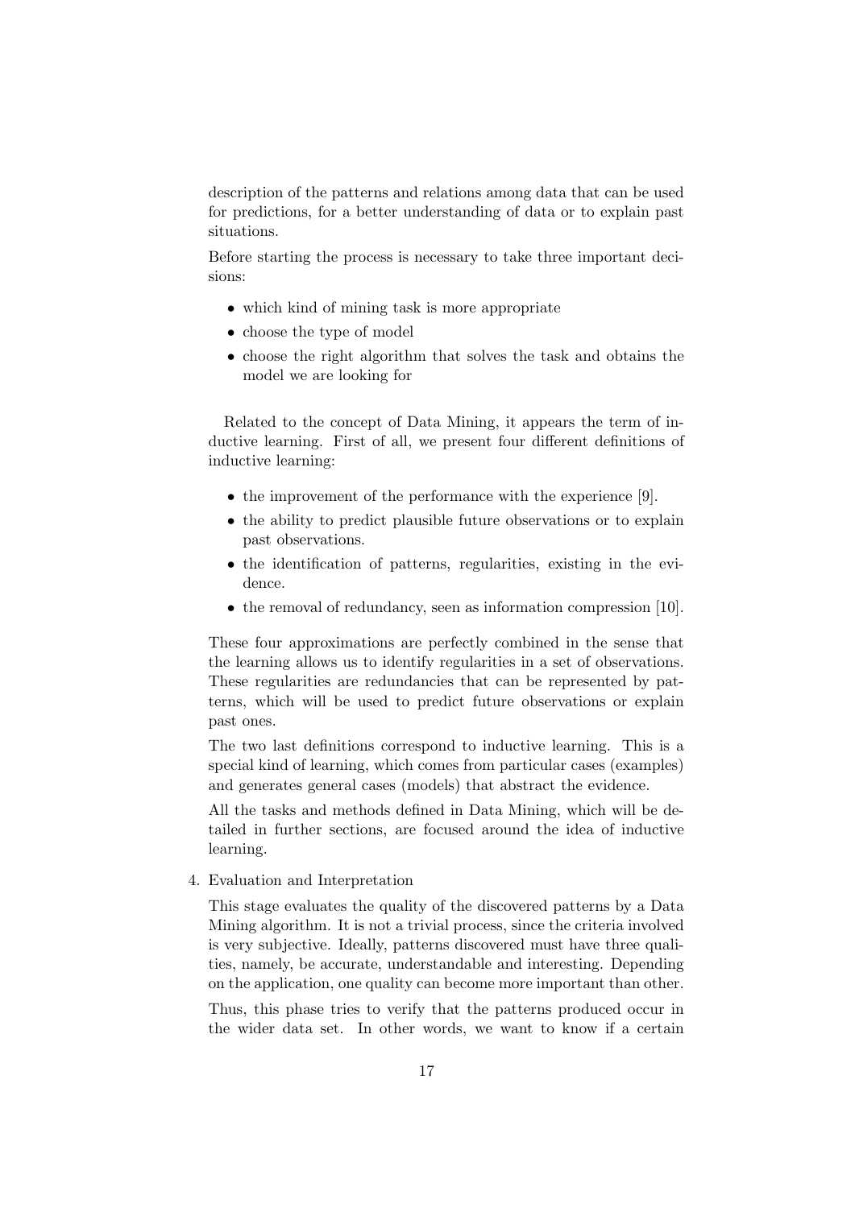description of the patterns and relations among data that can be used for predictions, for a better understanding of data or to explain past situations.

Before starting the process is necessary to take three important decisions:

- which kind of mining task is more appropriate
- choose the type of model
- choose the right algorithm that solves the task and obtains the model we are looking for

Related to the concept of Data Mining, it appears the term of inductive learning. First of all, we present four different definitions of inductive learning:

- the improvement of the performance with the experience [9].
- the ability to predict plausible future observations or to explain past observations.
- the identification of patterns, regularities, existing in the evidence.
- the removal of redundancy, seen as information compression [10].

These four approximations are perfectly combined in the sense that the learning allows us to identify regularities in a set of observations. These regularities are redundancies that can be represented by patterns, which will be used to predict future observations or explain past ones.

The two last definitions correspond to inductive learning. This is a special kind of learning, which comes from particular cases (examples) and generates general cases (models) that abstract the evidence.

All the tasks and methods defined in Data Mining, which will be detailed in further sections, are focused around the idea of inductive learning.

4. Evaluation and Interpretation

   This stage evaluates the quality of the discovered patterns by a Data Mining algorithm. It is not a trivial process, since the criteria involved is very subjective. Ideally, patterns discovered must have three qualities, namely, be accurate, understandable and interesting. Depending on the application, one quality can become more important than other.

   Thus, this phase tries to verify that the patterns produced occur in the wider data set. In other words, we want to know if a certain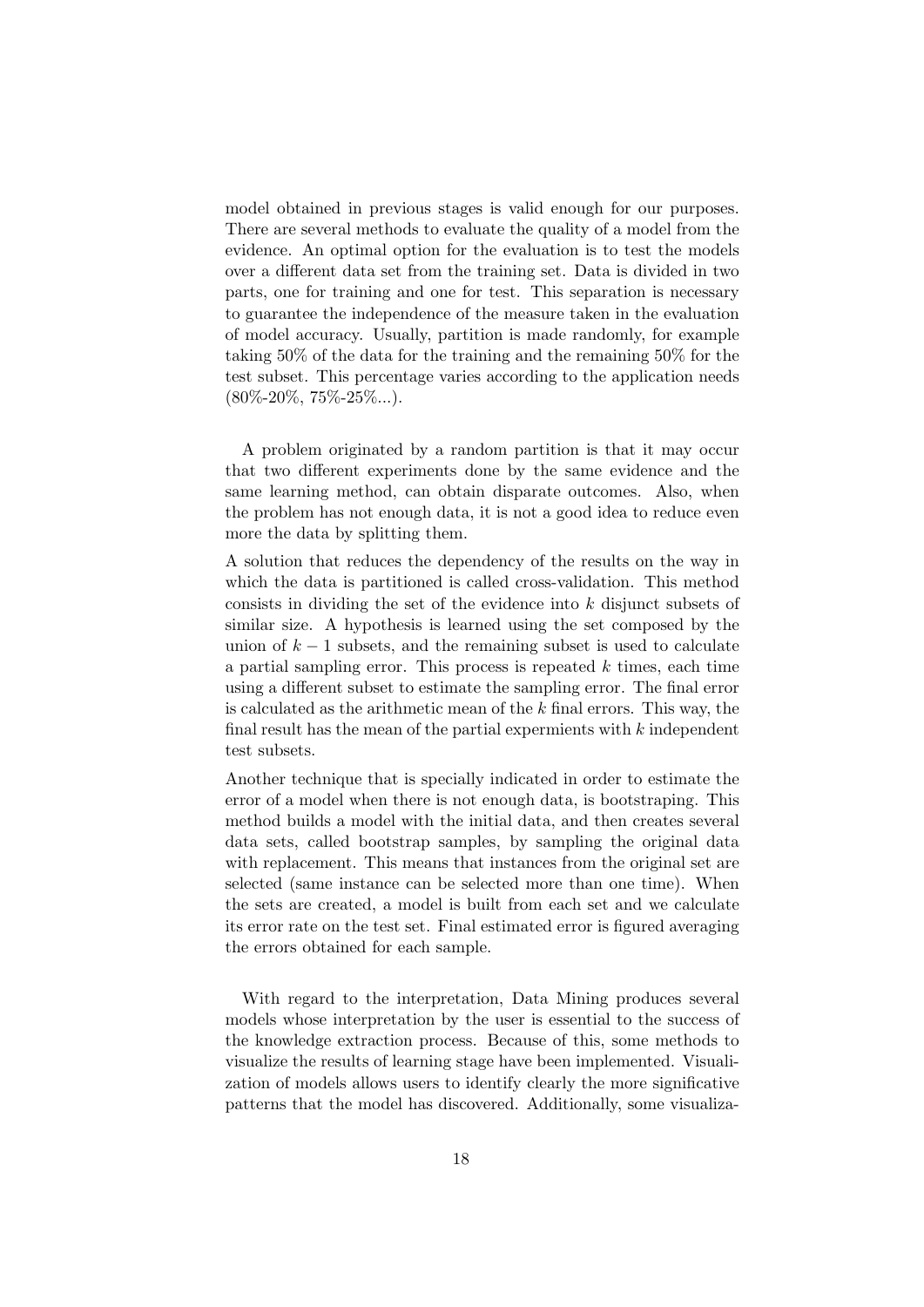model obtained in previous stages is valid enough for our purposes. There are several methods to evaluate the quality of a model from the evidence. An optimal option for the evaluation is to test the models over a different data set from the training set. Data is divided in two parts, one for training and one for test. This separation is necessary to guarantee the independence of the measure taken in the evaluation of model accuracy. Usually, partition is made randomly, for example taking 50% of the data for the training and the remaining 50% for the test subset. This percentage varies according to the application needs (80%-20%, 75%-25%...).

A problem originated by a random partition is that it may occur that two different experiments done by the same evidence and the same learning method, can obtain disparate outcomes. Also, when the problem has not enough data, it is not a good idea to reduce even more the data by splitting them.

A solution that reduces the dependency of the results on the way in which the data is partitioned is called cross-validation. This method consists in dividing the set of the evidence into $k$ disjunct subsets of similar size. A hypothesis is learned using the set composed by the union of $k-1$ subsets, and the remaining subset is used to calculate a partial sampling error. This process is repeated $k$ times, each time using a different subset to estimate the sampling error. The final error is calculated as the arithmetic mean of the $k$ final errors. This way, the final result has the mean of the partial expermients with $k$ independent test subsets.

Another technique that is specially indicated in order to estimate the error of a model when there is not enough data, is bootstraping. This method builds a model with the initial data, and then creates several data sets, called bootstrap samples, by sampling the original data with replacement. This means that instances from the original set are selected (same instance can be selected more than one time). When the sets are created, a model is built from each set and we calculate its error rate on the test set. Final estimated error is figured averaging the errors obtained for each sample.

With regard to the interpretation, Data Mining produces several models whose interpretation by the user is essential to the success of the knowledge extraction process. Because of this, some methods to visualize the results of learning stage have been implemented. Visualization of models allows users to identify clearly the more significative patterns that the model has discovered. Additionally, some visualiza-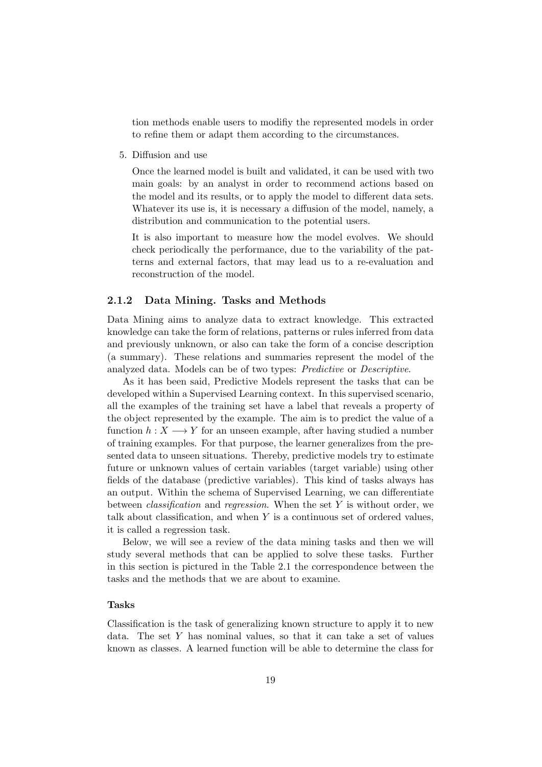tion methods enable users to modifiy the represented models in order to refine them or adapt them according to the circumstances.

5. Diffusion and use

   Once the learned model is built and validated, it can be used with two main goals: by an analyst in order to recommend actions based on the model and its results, or to apply the model to different data sets. Whatever its use is, it is necessary a diffusion of the model, namely, a distribution and communication to the potential users.

   It is also important to measure how the model evolves. We should check periodically the performance, due to the variability of the patterns and external factors, that may lead us to a re-evaluation and reconstruction of the model.

### 2.1.2 Data Mining. Tasks and Methods

Data Mining aims to analyze data to extract knowledge. This extracted knowledge can take the form of relations, patterns or rules inferred from data and previously unknown, or also can take the form of a concise description (a summary). These relations and summaries represent the model of the analyzed data. Models can be of two types: *Predictive* or *Descriptive*.

As it has been said, Predictive Models represent the tasks that can be developed within a Supervised Learning context. In this supervised scenario, all the examples of the training set have a label that reveals a property of the object represented by the example. The aim is to predict the value of a function $h : X \longrightarrow Y$ for an unseen example, after having studied a number of training examples. For that purpose, the learner generalizes from the presented data to unseen situations. Thereby, predictive models try to estimate future or unknown values of certain variables (target variable) using other fields of the database (predictive variables). This kind of tasks always has an output. Within the schema of Supervised Learning, we can differentiate between *classification* and *regression*. When the set $Y$ is without order, we talk about classification, and when $Y$ is a continuous set of ordered values, it is called a regression task.

Below, we will see a review of the data mining tasks and then we will study several methods that can be applied to solve these tasks. Further in this section is pictured in the Table 2.1 the correspondence between the tasks and the methods that we are about to examine.

#### Tasks

Classification is the task of generalizing known structure to apply it to new data. The set $Y$ has nominal values, so that it can take a set of values known as classes. A learned function will be able to determine the class for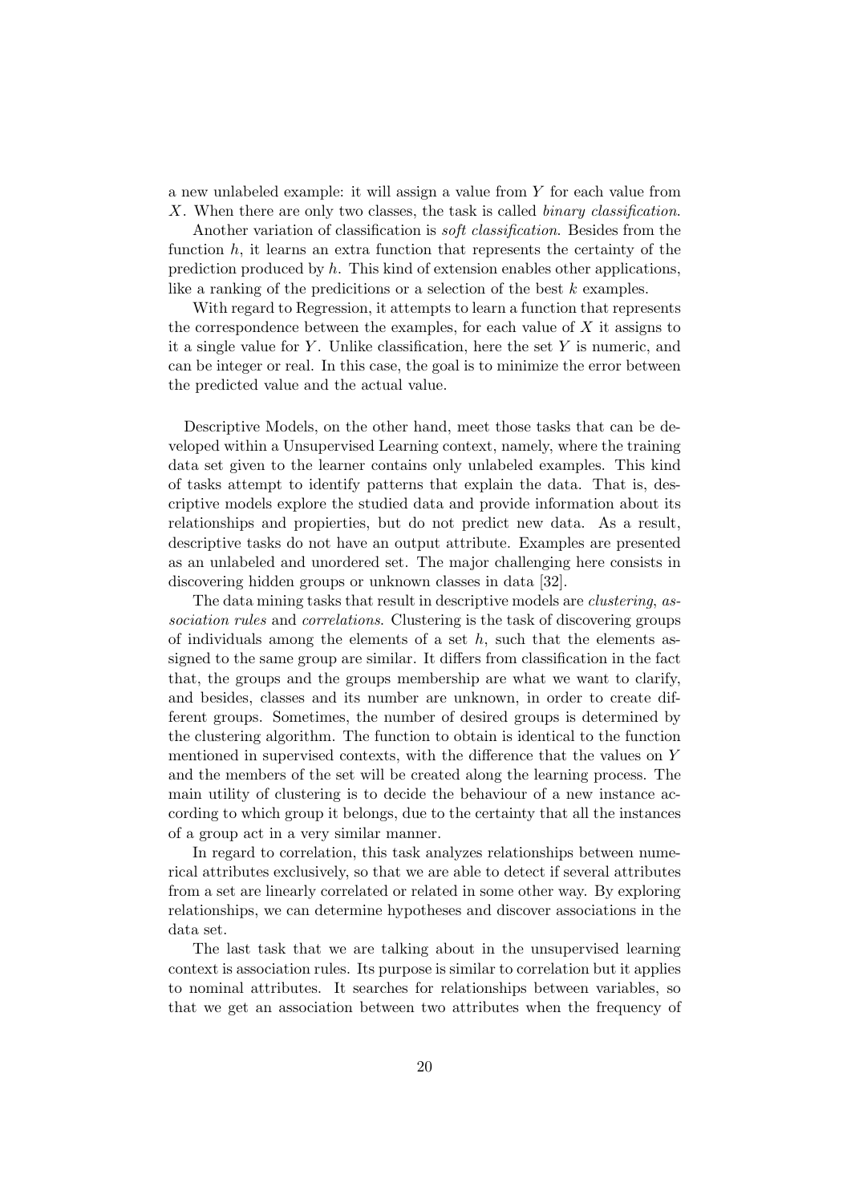a new unlabeled example: it will assign a value from $Y$ for each value from $X$. When there are only two classes, the task is called *binary classification*.

Another variation of classification is *soft classification*. Besides from the function $h$, it learns an extra function that represents the certainty of the prediction produced by $h$. This kind of extension enables other applications, like a ranking of the predicitions or a selection of the best $k$ examples.

With regard to Regression, it attempts to learn a function that represents the correspondence between the examples, for each value of $X$ it assigns to it a single value for $Y$. Unlike classification, here the set $Y$ is numeric, and can be integer or real. In this case, the goal is to minimize the error between the predicted value and the actual value.

Descriptive Models, on the other hand, meet those tasks that can be developed within a Unsupervised Learning context, namely, where the training data set given to the learner contains only unlabeled examples. This kind of tasks attempt to identify patterns that explain the data. That is, descriptive models explore the studied data and provide information about its relationships and propierties, but do not predict new data. As a result, descriptive tasks do not have an output attribute. Examples are presented as an unlabeled and unordered set. The major challenging here consists in discovering hidden groups or unknown classes in data [32].

The data mining tasks that result in descriptive models are *clustering*, *association rules* and *correlations*. Clustering is the task of discovering groups of individuals among the elements of a set $h$, such that the elements assigned to the same group are similar. It differs from classification in the fact that, the groups and the groups membership are what we want to clarify, and besides, classes and its number are unknown, in order to create different groups. Sometimes, the number of desired groups is determined by the clustering algorithm. The function to obtain is identical to the function mentioned in supervised contexts, with the difference that the values on $Y$ and the members of the set will be created along the learning process. The main utility of clustering is to decide the behaviour of a new instance according to which group it belongs, due to the certainty that all the instances of a group act in a very similar manner.

In regard to correlation, this task analyzes relationships between numerical attributes exclusively, so that we are able to detect if several attributes from a set are linearly correlated or related in some other way. By exploring relationships, we can determine hypotheses and discover associations in the data set.

The last task that we are talking about in the unsupervised learning context is association rules. Its purpose is similar to correlation but it applies to nominal attributes. It searches for relationships between variables, so that we get an association between two attributes when the frequency of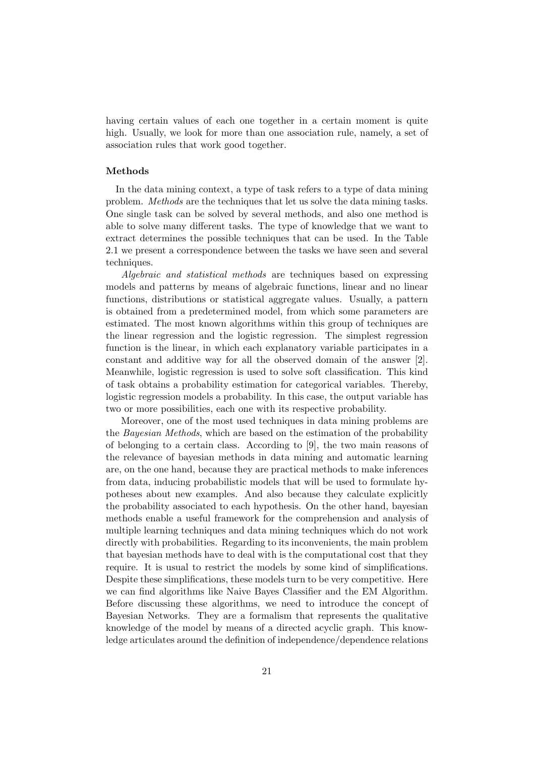having certain values of each one together in a certain moment is quite high. Usually, we look for more than one association rule, namely, a set of association rules that work good together.

### Methods

In the data mining context, a type of task refers to a type of data mining problem. *Methods* are the techniques that let us solve the data mining tasks. One single task can be solved by several methods, and also one method is able to solve many different tasks. The type of knowledge that we want to extract determines the possible techniques that can be used. In the Table 2.1 we present a correspondence between the tasks we have seen and several techniques.

*Algebraic and statistical methods* are techniques based on expressing models and patterns by means of algebraic functions, linear and no linear functions, distributions or statistical aggregate values. Usually, a pattern is obtained from a predetermined model, from which some parameters are estimated. The most known algorithms within this group of techniques are the linear regression and the logistic regression. The simplest regression function is the linear, in which each explanatory variable participates in a constant and additive way for all the observed domain of the answer [2]. Meanwhile, logistic regression is used to solve soft classification. This kind of task obtains a probability estimation for categorical variables. Thereby, logistic regression models a probability. In this case, the output variable has two or more possibilities, each one with its respective probability.

Moreover, one of the most used techniques in data mining problems are the *Bayesian Methods*, which are based on the estimation of the probability of belonging to a certain class. According to [9], the two main reasons of the relevance of bayesian methods in data mining and automatic learning are, on the one hand, because they are practical methods to make inferences from data, inducing probabilistic models that will be used to formulate hypotheses about new examples. And also because they calculate explicitly the probability associated to each hypothesis. On the other hand, bayesian methods enable a useful framework for the comprehension and analysis of multiple learning techniques and data mining techniques which do not work directly with probabilities. Regarding to its inconvenients, the main problem that bayesian methods have to deal with is the computational cost that they require. It is usual to restrict the models by some kind of simplifications. Despite these simplifications, these models turn to be very competitive. Here we can find algorithms like Naive Bayes Classifier and the EM Algorithm. Before discussing these algorithms, we need to introduce the concept of Bayesian Networks. They are a formalism that represents the qualitative knowledge of the model by means of a directed acyclic graph. This knowledge articulates around the definition of independence/dependence relations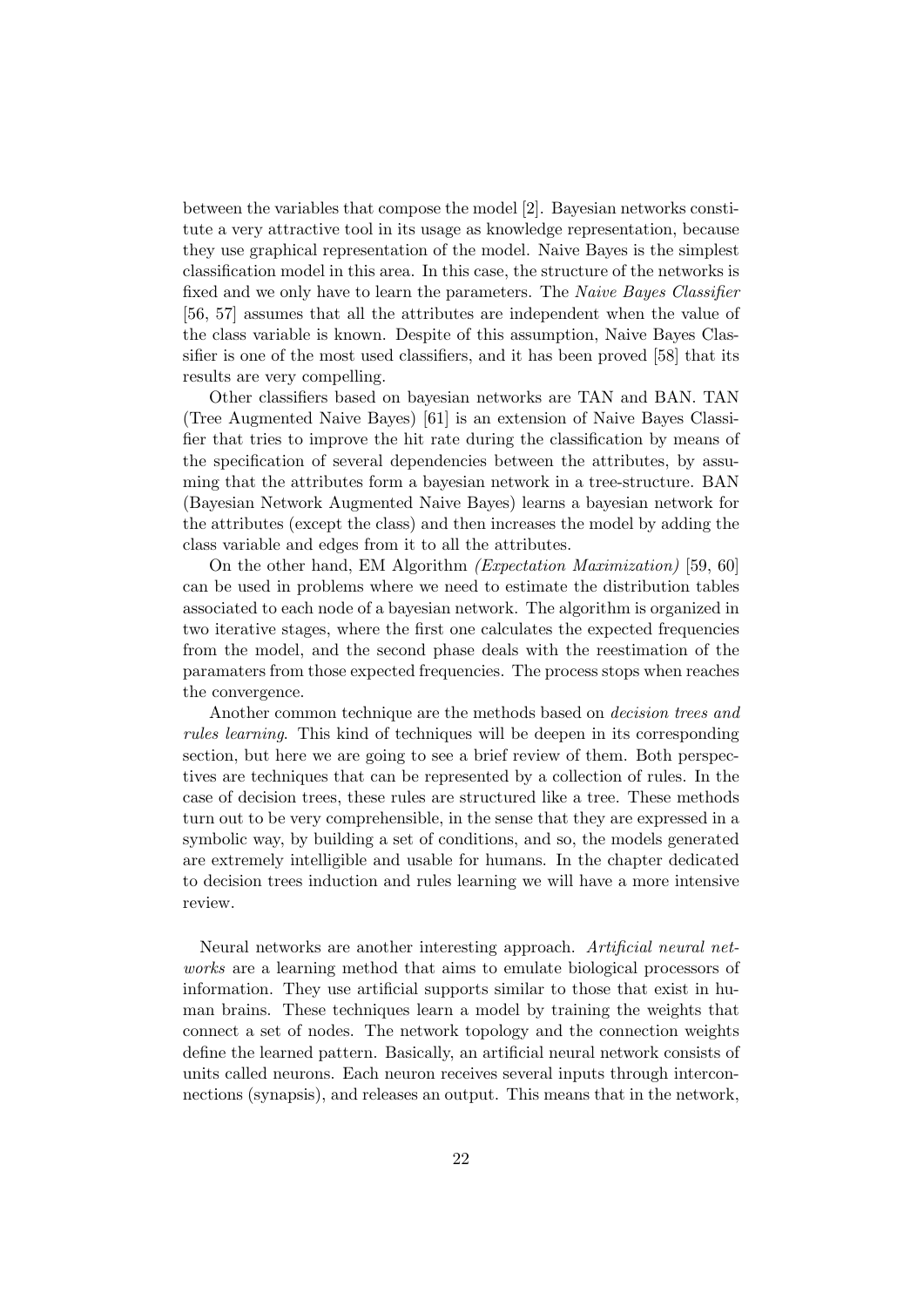between the variables that compose the model [2]. Bayesian networks constitute a very attractive tool in its usage as knowledge representation, because they use graphical representation of the model. Naive Bayes is the simplest classification model in this area. In this case, the structure of the networks is fixed and we only have to learn the parameters. The *Naive Bayes Classifier* [56, 57] assumes that all the attributes are independent when the value of the class variable is known. Despite of this assumption, Naive Bayes Classifier is one of the most used classifiers, and it has been proved [58] that its results are very compelling.

Other classifiers based on bayesian networks are TAN and BAN. TAN (Tree Augmented Naive Bayes) [61] is an extension of Naive Bayes Classifier that tries to improve the hit rate during the classification by means of the specification of several dependencies between the attributes, by assuming that the attributes form a bayesian network in a tree-structure. BAN (Bayesian Network Augmented Naive Bayes) learns a bayesian network for the attributes (except the class) and then increases the model by adding the class variable and edges from it to all the attributes.

On the other hand, EM Algorithm *(Expectation Maximization)* [59, 60] can be used in problems where we need to estimate the distribution tables associated to each node of a bayesian network. The algorithm is organized in two iterative stages, where the first one calculates the expected frequencies from the model, and the second phase deals with the reestimation of the paramaters from those expected frequencies. The process stops when reaches the convergence.

Another common technique are the methods based on *decision trees and rules learning*. This kind of techniques will be deepen in its corresponding section, but here we are going to see a brief review of them. Both perspectives are techniques that can be represented by a collection of rules. In the case of decision trees, these rules are structured like a tree. These methods turn out to be very comprehensible, in the sense that they are expressed in a symbolic way, by building a set of conditions, and so, the models generated are extremely intelligible and usable for humans. In the chapter dedicated to decision trees induction and rules learning we will have a more intensive review.

Neural networks are another interesting approach. *Artificial neural networks* are a learning method that aims to emulate biological processors of information. They use artificial supports similar to those that exist in human brains. These techniques learn a model by training the weights that connect a set of nodes. The network topology and the connection weights define the learned pattern. Basically, an artificial neural network consists of units called neurons. Each neuron receives several inputs through interconnections (synapsis), and releases an output. This means that in the network,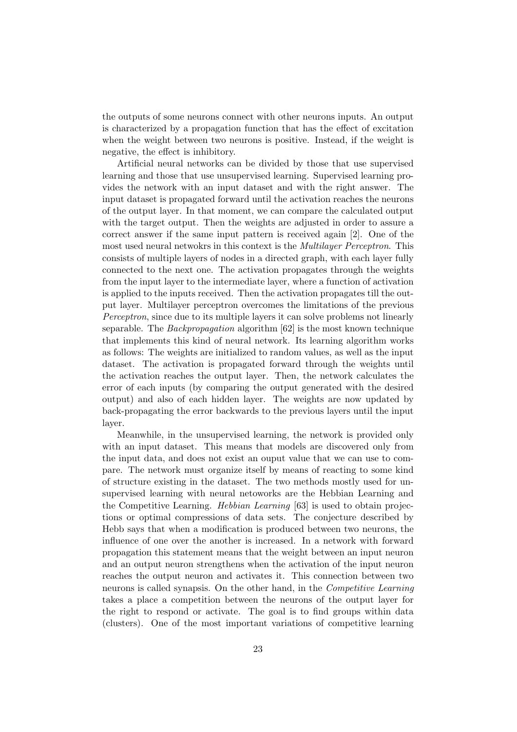the outputs of some neurons connect with other neurons inputs. An output is characterized by a propagation function that has the effect of excitation when the weight between two neurons is positive. Instead, if the weight is negative, the effect is inhibitory.

Artificial neural networks can be divided by those that use supervised learning and those that use unsupervised learning. Supervised learning provides the network with an input dataset and with the right answer. The input dataset is propagated forward until the activation reaches the neurons of the output layer. In that moment, we can compare the calculated output with the target output. Then the weights are adjusted in order to assure a correct answer if the same input pattern is received again [2]. One of the most used neural netwokrs in this context is the *Multilayer Perceptron*. This consists of multiple layers of nodes in a directed graph, with each layer fully connected to the next one. The activation propagates through the weights from the input layer to the intermediate layer, where a function of activation is applied to the inputs received. Then the activation propagates till the output layer. Multilayer perceptron overcomes the limitations of the previous *Perceptron*, since due to its multiple layers it can solve problems not linearly separable. The *Backpropagation* algorithm [62] is the most known technique that implements this kind of neural network. Its learning algorithm works as follows: The weights are initialized to random values, as well as the input dataset. The activation is propagated forward through the weights until the activation reaches the output layer. Then, the network calculates the error of each inputs (by comparing the output generated with the desired output) and also of each hidden layer. The weights are now updated by back-propagating the error backwards to the previous layers until the input layer.

Meanwhile, in the unsupervised learning, the network is provided only with an input dataset. This means that models are discovered only from the input data, and does not exist an ouput value that we can use to compare. The network must organize itself by means of reacting to some kind of structure existing in the dataset. The two methods mostly used for unsupervised learning with neural netoworks are the Hebbian Learning and the Competitive Learning. *Hebbian Learning* [63] is used to obtain projections or optimal compressions of data sets. The conjecture described by Hebb says that when a modification is produced between two neurons, the influence of one over the another is increased. In a network with forward propagation this statement means that the weight between an input neuron and an output neuron strengthens when the activation of the input neuron reaches the output neuron and activates it. This connection between two neurons is called synapsis. On the other hand, in the *Competitive Learning* takes a place a competition between the neurons of the output layer for the right to respond or activate. The goal is to find groups within data (clusters). One of the most important variations of competitive learning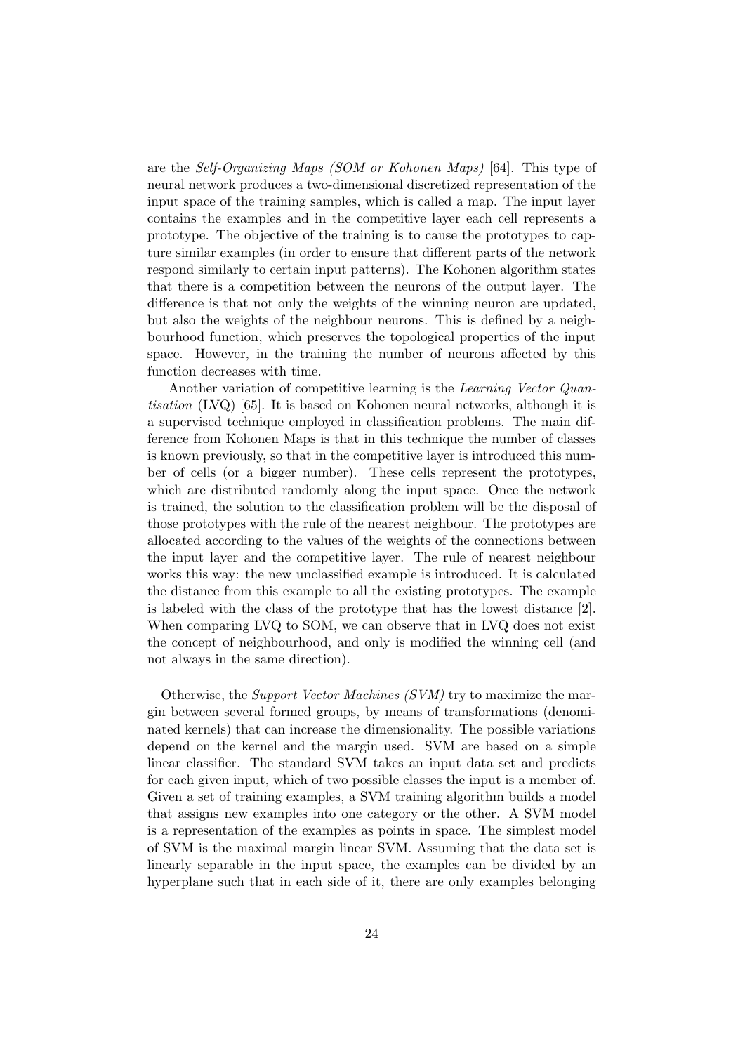are the *Self-Organizing Maps (SOM or Kohonen Maps)* [64]. This type of neural network produces a two-dimensional discretized representation of the input space of the training samples, which is called a map. The input layer contains the examples and in the competitive layer each cell represents a prototype. The objective of the training is to cause the prototypes to capture similar examples (in order to ensure that different parts of the network respond similarly to certain input patterns). The Kohonen algorithm states that there is a competition between the neurons of the output layer. The difference is that not only the weights of the winning neuron are updated, but also the weights of the neighbour neurons. This is defined by a neighbourhood function, which preserves the topological properties of the input space. However, in the training the number of neurons affected by this function decreases with time.

Another variation of competitive learning is the *Learning Vector Quantisation* (LVQ) [65]. It is based on Kohonen neural networks, although it is a supervised technique employed in classification problems. The main difference from Kohonen Maps is that in this technique the number of classes is known previously, so that in the competitive layer is introduced this number of cells (or a bigger number). These cells represent the prototypes, which are distributed randomly along the input space. Once the network is trained, the solution to the classification problem will be the disposal of those prototypes with the rule of the nearest neighbour. The prototypes are allocated according to the values of the weights of the connections between the input layer and the competitive layer. The rule of nearest neighbour works this way: the new unclassified example is introduced. It is calculated the distance from this example to all the existing prototypes. The example is labeled with the class of the prototype that has the lowest distance [2]. When comparing LVQ to SOM, we can observe that in LVQ does not exist the concept of neighbourhood, and only is modified the winning cell (and not always in the same direction).

Otherwise, the *Support Vector Machines (SVM)* try to maximize the margin between several formed groups, by means of transformations (denominated kernels) that can increase the dimensionality. The possible variations depend on the kernel and the margin used. SVM are based on a simple linear classifier. The standard SVM takes an input data set and predicts for each given input, which of two possible classes the input is a member of. Given a set of training examples, a SVM training algorithm builds a model that assigns new examples into one category or the other. A SVM model is a representation of the examples as points in space. The simplest model of SVM is the maximal margin linear SVM. Assuming that the data set is linearly separable in the input space, the examples can be divided by an hyperplane such that in each side of it, there are only examples belonging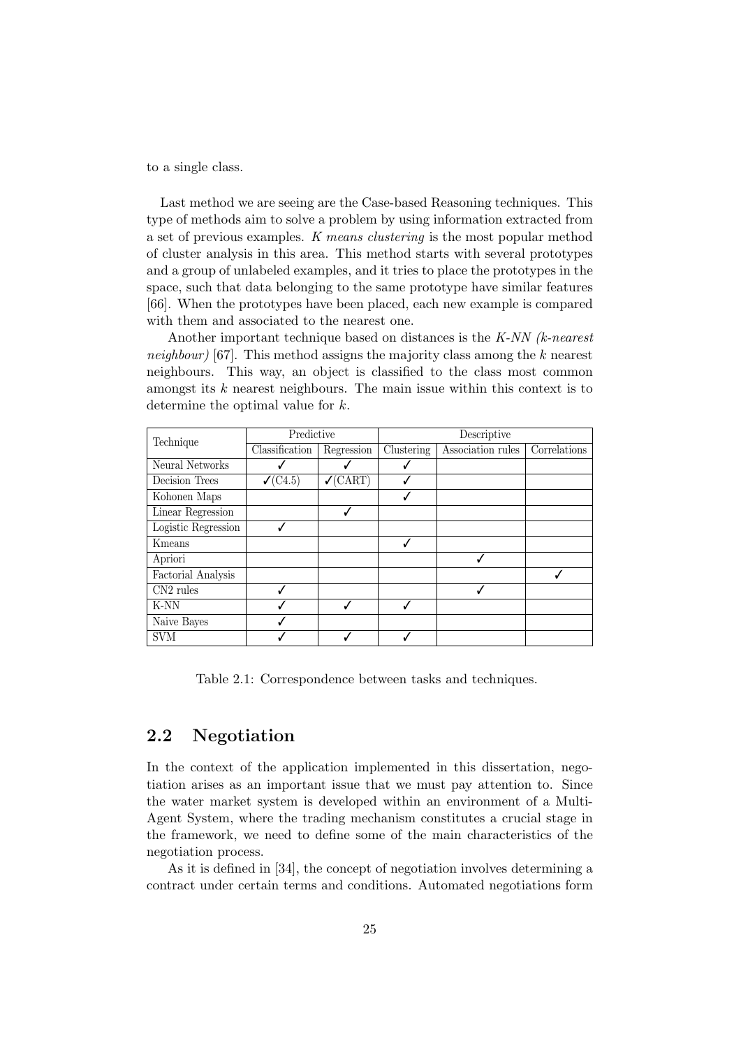to a single class.

Last method we are seeing are the Case-based Reasoning techniques. This type of methods aim to solve a problem by using information extracted from a set of previous examples. *K means clustering* is the most popular method of cluster analysis in this area. This method starts with several prototypes and a group of unlabeled examples, and it tries to place the prototypes in the space, such that data belonging to the same prototype have similar features [66]. When the prototypes have been placed, each new example is compared with them and associated to the nearest one.

Another important technique based on distances is the *K-NN (k-nearest neighbour)* [67]. This method assigns the majority class among the $k$ nearest neighbours. This way, an object is classified to the class most common amongst its $k$ nearest neighbours. The main issue within this context is to determine the optimal value for $k$.

| Technique | Predictive | | Descriptive | | |
|---|---|---|---|---|---|
| | Classification | Regression | Clustering | Association rules | Correlations |
| Neural Networks | ✓ | ✓ | ✓ | | |
| Decision Trees | ✓(C4.5) | ✓(CART) | ✓ | | |
| Kohonen Maps | | | ✓ | | |
| Linear Regression | | ✓ | | | |
| Logistic Regression | ✓ | | | | |
| Kmeans | | | ✓ | | |
| Apriori | | | | ✓ | |
| Factorial Analysis | | | | | ✓ |
| CN2 rules | ✓ | | | ✓ | |
| K-NN | ✓ | ✓ | ✓ | | |
| Naive Bayes | ✓ | | | | |
| SVM | ✓ | ✓ | ✓ | | |

Table 2.1: Correspondence between tasks and techniques.

## 2.2 Negotiation

In the context of the application implemented in this dissertation, negotiation arises as an important issue that we must pay attention to. Since the water market system is developed within an environment of a Multi-Agent System, where the trading mechanism constitutes a crucial stage in the framework, we need to define some of the main characteristics of the negotiation process.

As it is defined in [34], the concept of negotiation involves determining a contract under certain terms and conditions. Automated negotiations form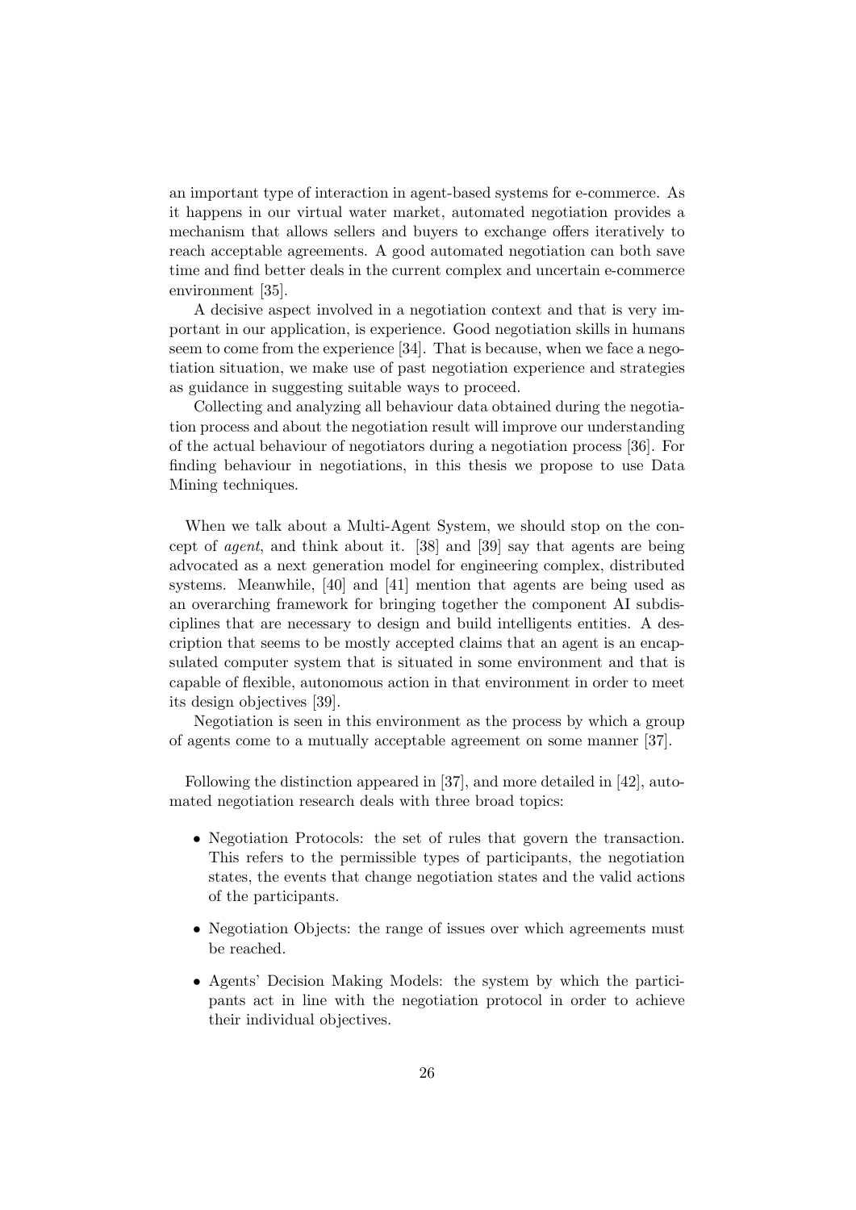an important type of interaction in agent-based systems for e-commerce. As it happens in our virtual water market, automated negotiation provides a mechanism that allows sellers and buyers to exchange offers iteratively to reach acceptable agreements. A good automated negotiation can both save time and find better deals in the current complex and uncertain e-commerce environment [35].

A decisive aspect involved in a negotiation context and that is very important in our application, is experience. Good negotiation skills in humans seem to come from the experience [34]. That is because, when we face a negotiation situation, we make use of past negotiation experience and strategies as guidance in suggesting suitable ways to proceed.

Collecting and analyzing all behaviour data obtained during the negotiation process and about the negotiation result will improve our understanding of the actual behaviour of negotiators during a negotiation process [36]. For finding behaviour in negotiations, in this thesis we propose to use Data Mining techniques.

When we talk about a Multi-Agent System, we should stop on the concept of *agent*, and think about it. [38] and [39] say that agents are being advocated as a next generation model for engineering complex, distributed systems. Meanwhile, [40] and [41] mention that agents are being used as an overarching framework for bringing together the component AI subdisciplines that are necessary to design and build intelligents entities. A description that seems to be mostly accepted claims that an agent is an encapsulated computer system that is situated in some environment and that is capable of flexible, autonomous action in that environment in order to meet its design objectives [39].

Negotiation is seen in this environment as the process by which a group of agents come to a mutually acceptable agreement on some manner [37].

Following the distinction appeared in [37], and more detailed in [42], automated negotiation research deals with three broad topics:

- Negotiation Protocols: the set of rules that govern the transaction. This refers to the permissible types of participants, the negotiation states, the events that change negotiation states and the valid actions of the participants.
- Negotiation Objects: the range of issues over which agreements must be reached.
- Agents' Decision Making Models: the system by which the participants act in line with the negotiation protocol in order to achieve their individual objectives.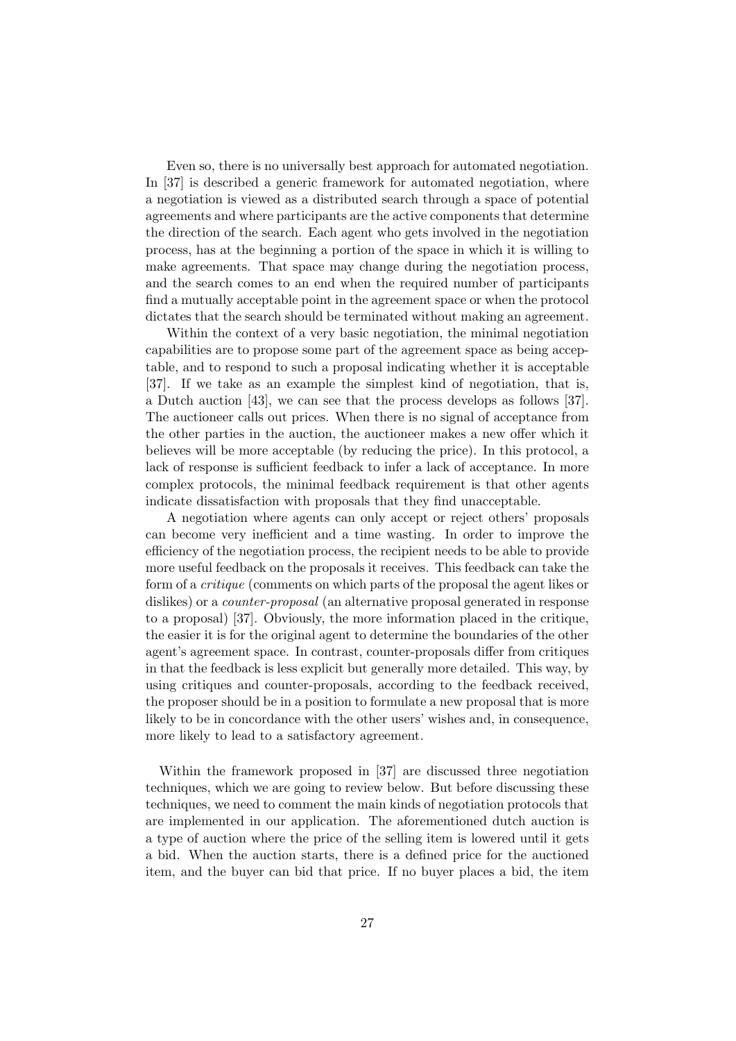Even so, there is no universally best approach for automated negotiation. In [37] is described a generic framework for automated negotiation, where a negotiation is viewed as a distributed search through a space of potential agreements and where participants are the active components that determine the direction of the search. Each agent who gets involved in the negotiation process, has at the beginning a portion of the space in which it is willing to make agreements. That space may change during the negotiation process, and the search comes to an end when the required number of participants find a mutually acceptable point in the agreement space or when the protocol dictates that the search should be terminated without making an agreement.

Within the context of a very basic negotiation, the minimal negotiation capabilities are to propose some part of the agreement space as being acceptable, and to respond to such a proposal indicating whether it is acceptable [37]. If we take as an example the simplest kind of negotiation, that is, a Dutch auction [43], we can see that the process develops as follows [37]. The auctioneer calls out prices. When there is no signal of acceptance from the other parties in the auction, the auctioneer makes a new offer which it believes will be more acceptable (by reducing the price). In this protocol, a lack of response is sufficient feedback to infer a lack of acceptance. In more complex protocols, the minimal feedback requirement is that other agents indicate dissatisfaction with proposals that they find unacceptable.

A negotiation where agents can only accept or reject others' proposals can become very inefficient and a time wasting. In order to improve the efficiency of the negotiation process, the recipient needs to be able to provide more useful feedback on the proposals it receives. This feedback can take the form of a *critique* (comments on which parts of the proposal the agent likes or dislikes) or a *counter-proposal* (an alternative proposal generated in response to a proposal) [37]. Obviously, the more information placed in the critique, the easier it is for the original agent to determine the boundaries of the other agent's agreement space. In contrast, counter-proposals differ from critiques in that the feedback is less explicit but generally more detailed. This way, by using critiques and counter-proposals, according to the feedback received, the proposer should be in a position to formulate a new proposal that is more likely to be in concordance with the other users' wishes and, in consequence, more likely to lead to a satisfactory agreement.

Within the framework proposed in [37] are discussed three negotiation techniques, which we are going to review below. But before discussing these techniques, we need to comment the main kinds of negotiation protocols that are implemented in our application. The aforementioned dutch auction is a type of auction where the price of the selling item is lowered until it gets a bid. When the auction starts, there is a defined price for the auctioned item, and the buyer can bid that price. If no buyer places a bid, the item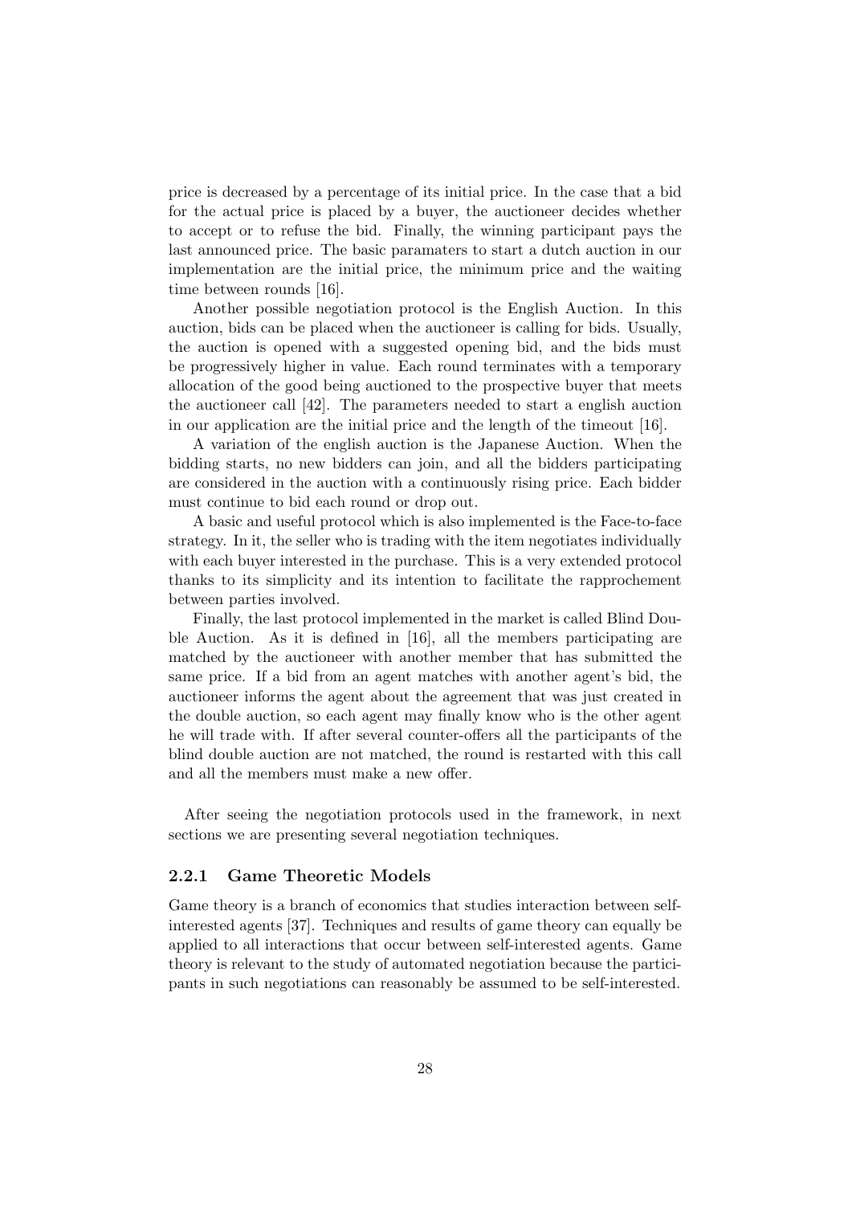price is decreased by a percentage of its initial price. In the case that a bid for the actual price is placed by a buyer, the auctioneer decides whether to accept or to refuse the bid. Finally, the winning participant pays the last announced price. The basic paramaters to start a dutch auction in our implementation are the initial price, the minimum price and the waiting time between rounds [16].

Another possible negotiation protocol is the English Auction. In this auction, bids can be placed when the auctioneer is calling for bids. Usually, the auction is opened with a suggested opening bid, and the bids must be progressively higher in value. Each round terminates with a temporary allocation of the good being auctioned to the prospective buyer that meets the auctioneer call [42]. The parameters needed to start a english auction in our application are the initial price and the length of the timeout [16].

A variation of the english auction is the Japanese Auction. When the bidding starts, no new bidders can join, and all the bidders participating are considered in the auction with a continuously rising price. Each bidder must continue to bid each round or drop out.

A basic and useful protocol which is also implemented is the Face-to-face strategy. In it, the seller who is trading with the item negotiates individually with each buyer interested in the purchase. This is a very extended protocol thanks to its simplicity and its intention to facilitate the rapprochement between parties involved.

Finally, the last protocol implemented in the market is called Blind Double Auction. As it is defined in [16], all the members participating are matched by the auctioneer with another member that has submitted the same price. If a bid from an agent matches with another agent's bid, the auctioneer informs the agent about the agreement that was just created in the double auction, so each agent may finally know who is the other agent he will trade with. If after several counter-offers all the participants of the blind double auction are not matched, the round is restarted with this call and all the members must make a new offer.

After seeing the negotiation protocols used in the framework, in next sections we are presenting several negotiation techniques.

### 2.2.1 Game Theoretic Models

Game theory is a branch of economics that studies interaction between self-interested agents [37]. Techniques and results of game theory can equally be applied to all interactions that occur between self-interested agents. Game theory is relevant to the study of automated negotiation because the participants in such negotiations can reasonably be assumed to be self-interested.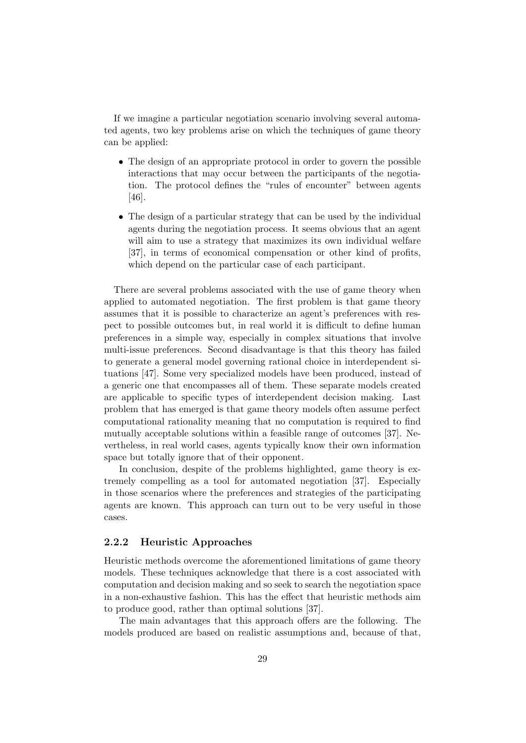If we imagine a particular negotiation scenario involving several automated agents, two key problems arise on which the techniques of game theory can be applied:

- The design of an appropriate protocol in order to govern the possible interactions that may occur between the participants of the negotiation. The protocol defines the "rules of encounter" between agents [46].
- The design of a particular strategy that can be used by the individual agents during the negotiation process. It seems obvious that an agent will aim to use a strategy that maximizes its own individual welfare [37], in terms of economical compensation or other kind of profits, which depend on the particular case of each participant.

There are several problems associated with the use of game theory when applied to automated negotiation. The first problem is that game theory assumes that it is possible to characterize an agent's preferences with respect to possible outcomes but, in real world it is difficult to define human preferences in a simple way, especially in complex situations that involve multi-issue preferences. Second disadvantage is that this theory has failed to generate a general model governing rational choice in interdependent situations [47]. Some very specialized models have been produced, instead of a generic one that encompasses all of them. These separate models created are applicable to specific types of interdependent decision making. Last problem that has emerged is that game theory models often assume perfect computational rationality meaning that no computation is required to find mutually acceptable solutions within a feasible range of outcomes [37]. Nevertheless, in real world cases, agents typically know their own information space but totally ignore that of their opponent.

In conclusion, despite of the problems highlighted, game theory is extremely compelling as a tool for automated negotiation [37]. Especially in those scenarios where the preferences and strategies of the participating agents are known. This approach can turn out to be very useful in those cases.

### 2.2.2 Heuristic Approaches

Heuristic methods overcome the aforementioned limitations of game theory models. These techniques acknowledge that there is a cost associated with computation and decision making and so seek to search the negotiation space in a non-exhaustive fashion. This has the effect that heuristic methods aim to produce good, rather than optimal solutions [37].

The main advantages that this approach offers are the following. The models produced are based on realistic assumptions and, because of that,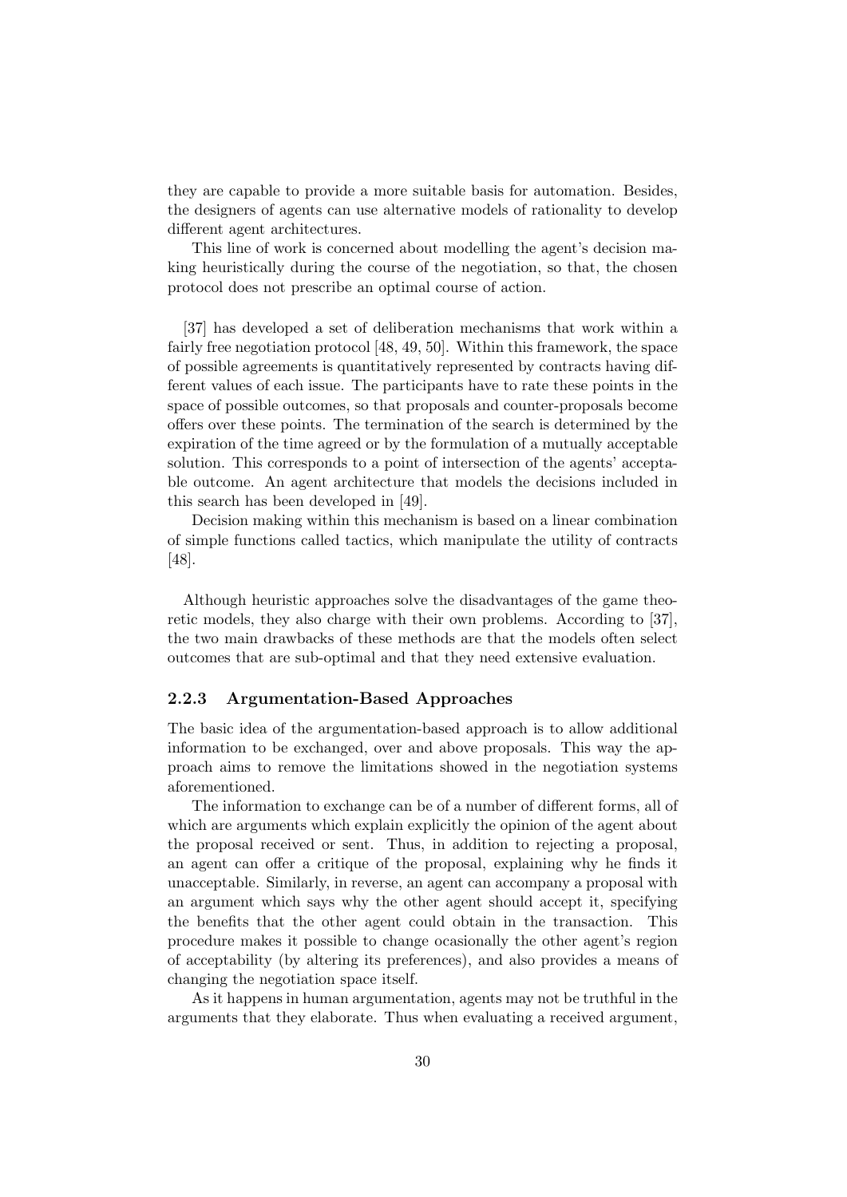they are capable to provide a more suitable basis for automation. Besides, the designers of agents can use alternative models of rationality to develop different agent architectures.

This line of work is concerned about modelling the agent's decision making heuristically during the course of the negotiation, so that, the chosen protocol does not prescribe an optimal course of action.

[37] has developed a set of deliberation mechanisms that work within a fairly free negotiation protocol [48, 49, 50]. Within this framework, the space of possible agreements is quantitatively represented by contracts having different values of each issue. The participants have to rate these points in the space of possible outcomes, so that proposals and counter-proposals become offers over these points. The termination of the search is determined by the expiration of the time agreed or by the formulation of a mutually acceptable solution. This corresponds to a point of intersection of the agents' acceptable outcome. An agent architecture that models the decisions included in this search has been developed in [49].

Decision making within this mechanism is based on a linear combination of simple functions called tactics, which manipulate the utility of contracts [48].

Although heuristic approaches solve the disadvantages of the game theoretic models, they also charge with their own problems. According to [37], the two main drawbacks of these methods are that the models often select outcomes that are sub-optimal and that they need extensive evaluation.

### 2.2.3 Argumentation-Based Approaches

The basic idea of the argumentation-based approach is to allow additional information to be exchanged, over and above proposals. This way the approach aims to remove the limitations showed in the negotiation systems aforementioned.

The information to exchange can be of a number of different forms, all of which are arguments which explain explicitly the opinion of the agent about the proposal received or sent. Thus, in addition to rejecting a proposal, an agent can offer a critique of the proposal, explaining why he finds it unacceptable. Similarly, in reverse, an agent can accompany a proposal with an argument which says why the other agent should accept it, specifying the benefits that the other agent could obtain in the transaction. This procedure makes it possible to change ocasionally the other agent's region of acceptability (by altering its preferences), and also provides a means of changing the negotiation space itself.

As it happens in human argumentation, agents may not be truthful in the arguments that they elaborate. Thus when evaluating a received argument,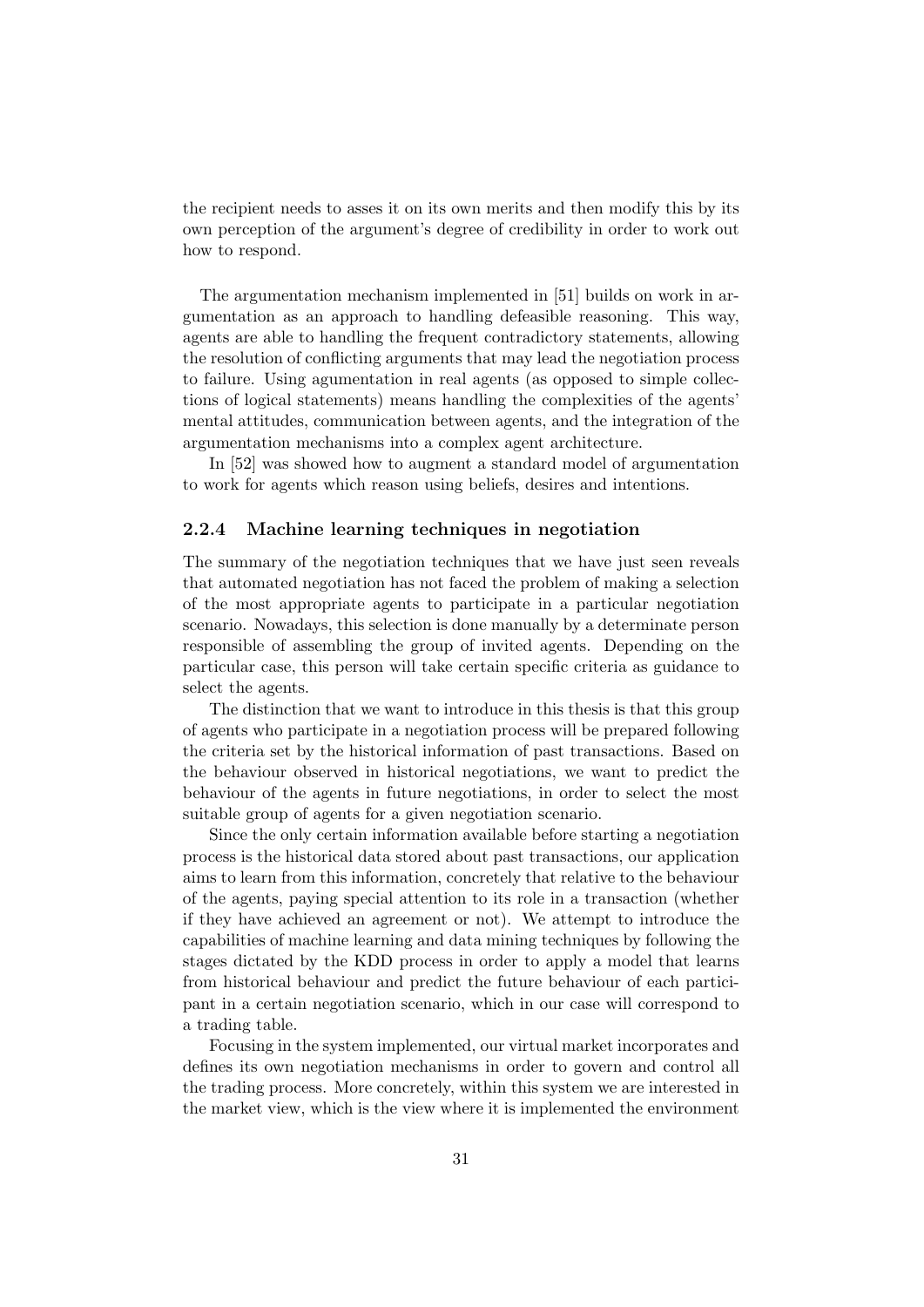the recipient needs to asses it on its own merits and then modify this by its own perception of the argument's degree of credibility in order to work out how to respond.

The argumentation mechanism implemented in [51] builds on work in argumentation as an approach to handling defeasible reasoning. This way, agents are able to handling the frequent contradictory statements, allowing the resolution of conflicting arguments that may lead the negotiation process to failure. Using agumentation in real agents (as opposed to simple collections of logical statements) means handling the complexities of the agents' mental attitudes, communication between agents, and the integration of the argumentation mechanisms into a complex agent architecture.

In [52] was showed how to augment a standard model of argumentation to work for agents which reason using beliefs, desires and intentions.

### 2.2.4 Machine learning techniques in negotiation

The summary of the negotiation techniques that we have just seen reveals that automated negotiation has not faced the problem of making a selection of the most appropriate agents to participate in a particular negotiation scenario. Nowadays, this selection is done manually by a determinate person responsible of assembling the group of invited agents. Depending on the particular case, this person will take certain specific criteria as guidance to select the agents.

The distinction that we want to introduce in this thesis is that this group of agents who participate in a negotiation process will be prepared following the criteria set by the historical information of past transactions. Based on the behaviour observed in historical negotiations, we want to predict the behaviour of the agents in future negotiations, in order to select the most suitable group of agents for a given negotiation scenario.

Since the only certain information available before starting a negotiation process is the historical data stored about past transactions, our application aims to learn from this information, concretely that relative to the behaviour of the agents, paying special attention to its role in a transaction (whether if they have achieved an agreement or not). We attempt to introduce the capabilities of machine learning and data mining techniques by following the stages dictated by the KDD process in order to apply a model that learns from historical behaviour and predict the future behaviour of each participant in a certain negotiation scenario, which in our case will correspond to a trading table.

Focusing in the system implemented, our virtual market incorporates and defines its own negotiation mechanisms in order to govern and control all the trading process. More concretely, within this system we are interested in the market view, which is the view where it is implemented the environment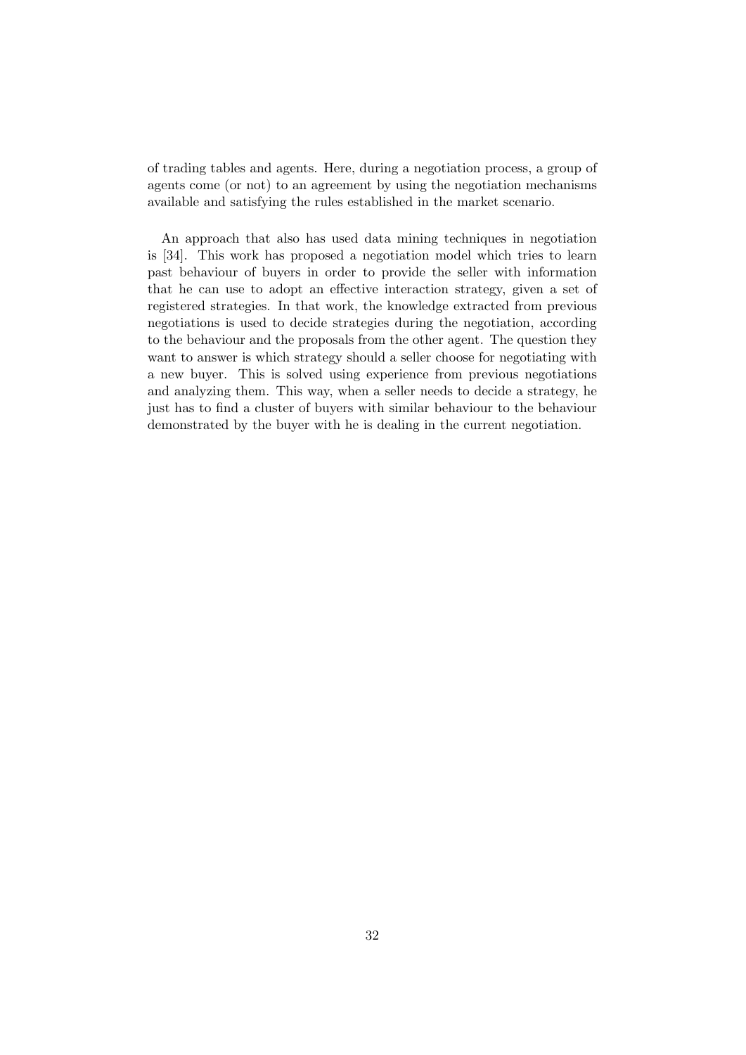of trading tables and agents. Here, during a negotiation process, a group of agents come (or not) to an agreement by using the negotiation mechanisms available and satisfying the rules established in the market scenario.

An approach that also has used data mining techniques in negotiation is [34]. This work has proposed a negotiation model which tries to learn past behaviour of buyers in order to provide the seller with information that he can use to adopt an effective interaction strategy, given a set of registered strategies. In that work, the knowledge extracted from previous negotiations is used to decide strategies during the negotiation, according to the behaviour and the proposals from the other agent. The question they want to answer is which strategy should a seller choose for negotiating with a new buyer. This is solved using experience from previous negotiations and analyzing them. This way, when a seller needs to decide a strategy, he just has to find a cluster of buyers with similar behaviour to the behaviour demonstrated by the buyer with he is dealing in the current negotiation.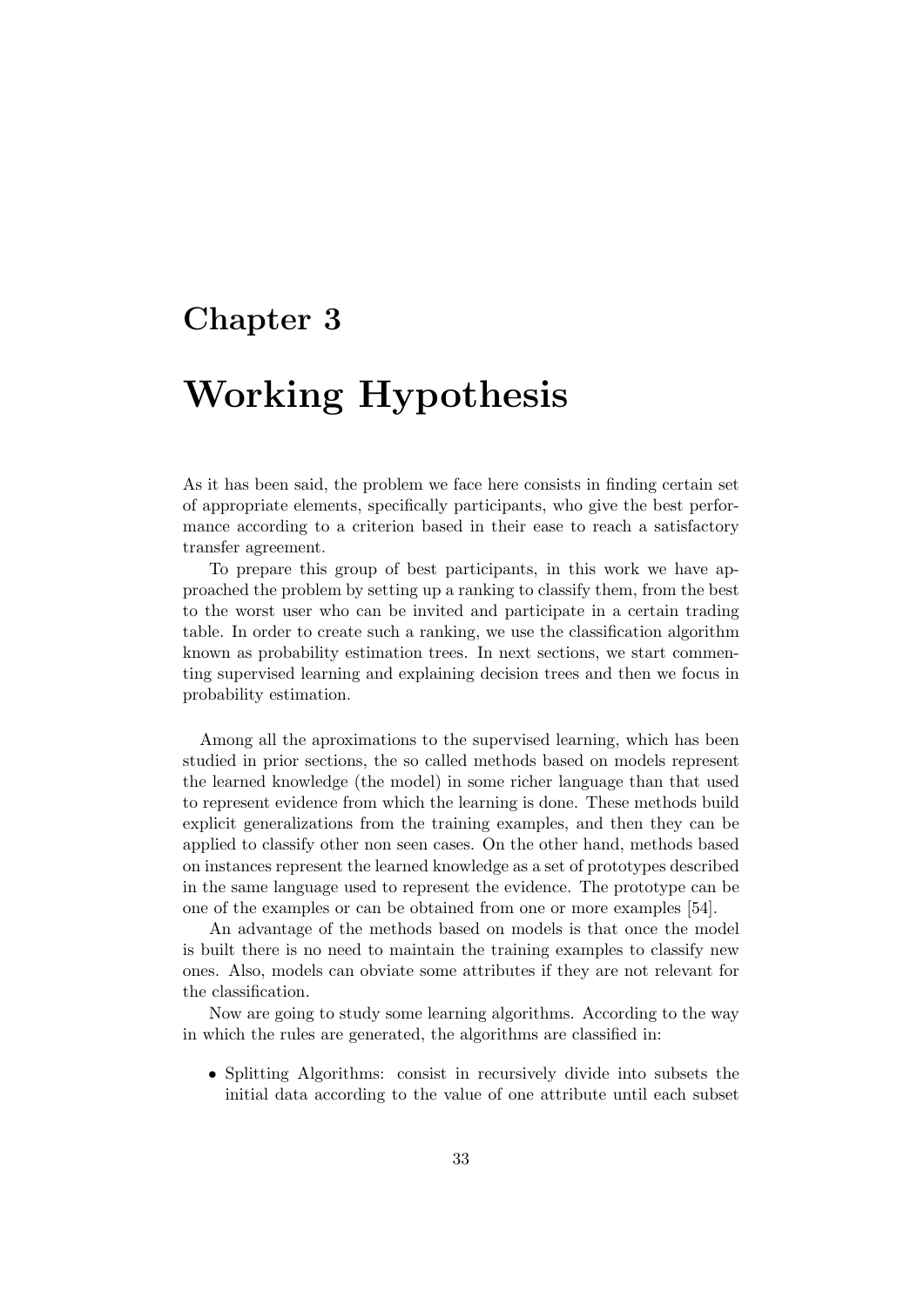# Chapter 3

# Working Hypothesis

As it has been said, the problem we face here consists in finding certain set of appropriate elements, specifically participants, who give the best performance according to a criterion based in their ease to reach a satisfactory transfer agreement.

To prepare this group of best participants, in this work we have approached the problem by setting up a ranking to classify them, from the best to the worst user who can be invited and participate in a certain trading table. In order to create such a ranking, we use the classification algorithm known as probability estimation trees. In next sections, we start commenting supervised learning and explaining decision trees and then we focus in probability estimation.

Among all the aproximations to the supervised learning, which has been studied in prior sections, the so called methods based on models represent the learned knowledge (the model) in some richer language than that used to represent evidence from which the learning is done. These methods build explicit generalizations from the training examples, and then they can be applied to classify other non seen cases. On the other hand, methods based on instances represent the learned knowledge as a set of prototypes described in the same language used to represent the evidence. The prototype can be one of the examples or can be obtained from one or more examples [54].

An advantage of the methods based on models is that once the model is built there is no need to maintain the training examples to classify new ones. Also, models can obviate some attributes if they are not relevant for the classification.

Now are going to study some learning algorithms. According to the way in which the rules are generated, the algorithms are classified in:

- Splitting Algorithms: consist in recursively divide into subsets the initial data according to the value of one attribute until each subset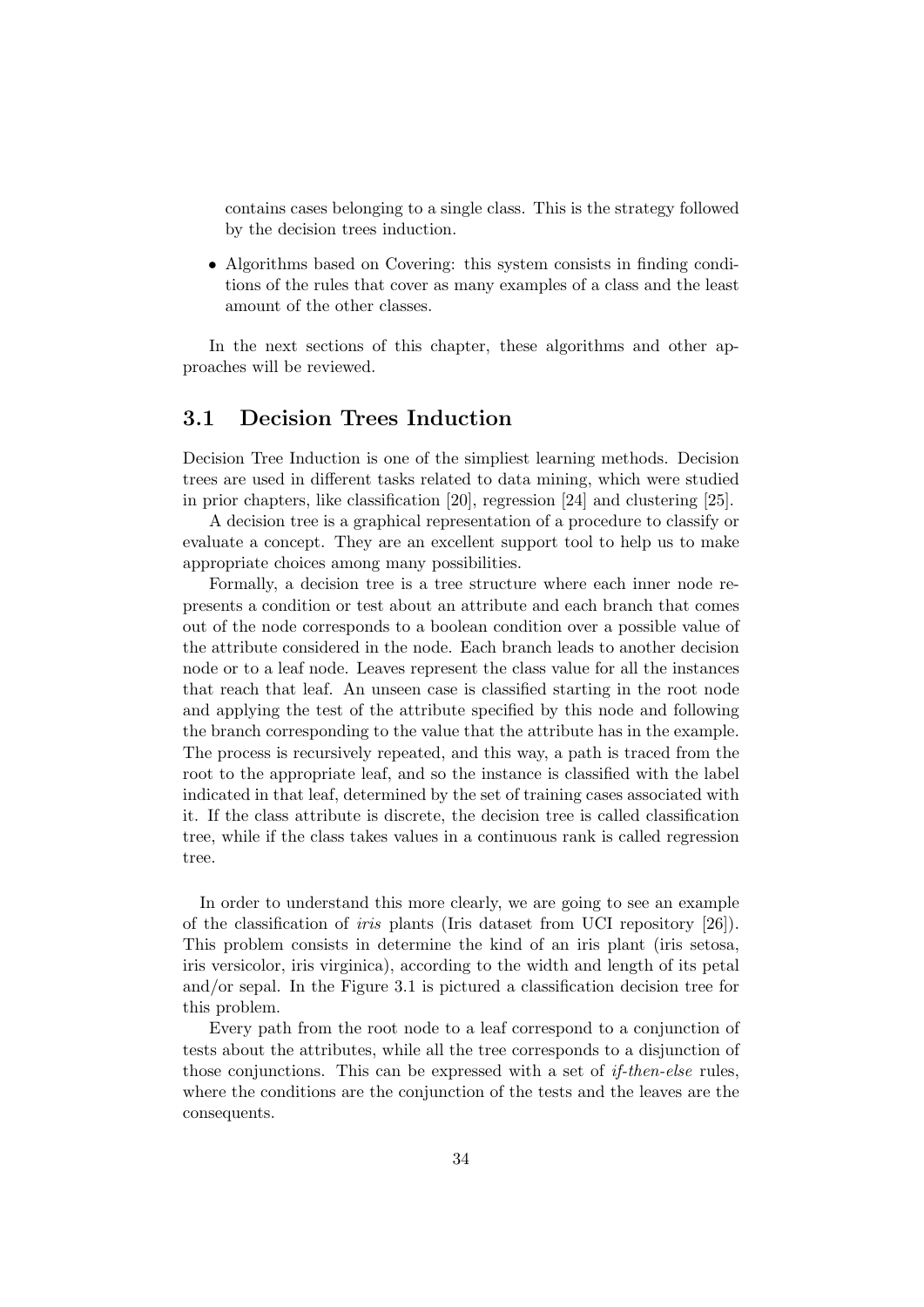contains cases belonging to a single class. This is the strategy followed by the decision trees induction.

- Algorithms based on Covering: this system consists in finding conditions of the rules that cover as many examples of a class and the least amount of the other classes.

In the next sections of this chapter, these algorithms and other approaches will be reviewed.

## 3.1 Decision Trees Induction

Decision Tree Induction is one of the simpliest learning methods. Decision trees are used in different tasks related to data mining, which were studied in prior chapters, like classification [20], regression [24] and clustering [25].

A decision tree is a graphical representation of a procedure to classify or evaluate a concept. They are an excellent support tool to help us to make appropriate choices among many possibilities.

Formally, a decision tree is a tree structure where each inner node represents a condition or test about an attribute and each branch that comes out of the node corresponds to a boolean condition over a possible value of the attribute considered in the node. Each branch leads to another decision node or to a leaf node. Leaves represent the class value for all the instances that reach that leaf. An unseen case is classified starting in the root node and applying the test of the attribute specified by this node and following the branch corresponding to the value that the attribute has in the example. The process is recursively repeated, and this way, a path is traced from the root to the appropriate leaf, and so the instance is classified with the label indicated in that leaf, determined by the set of training cases associated with it. If the class attribute is discrete, the decision tree is called classification tree, while if the class takes values in a continuous rank is called regression tree.

In order to understand this more clearly, we are going to see an example of the classification of *iris* plants (Iris dataset from UCI repository [26]). This problem consists in determine the kind of an iris plant (iris setosa, iris versicolor, iris virginica), according to the width and length of its petal and/or sepal. In the Figure 3.1 is pictured a classification decision tree for this problem.

Every path from the root node to a leaf correspond to a conjunction of tests about the attributes, while all the tree corresponds to a disjunction of those conjunctions. This can be expressed with a set of *if-then-else* rules, where the conditions are the conjunction of the tests and the leaves are the consequents.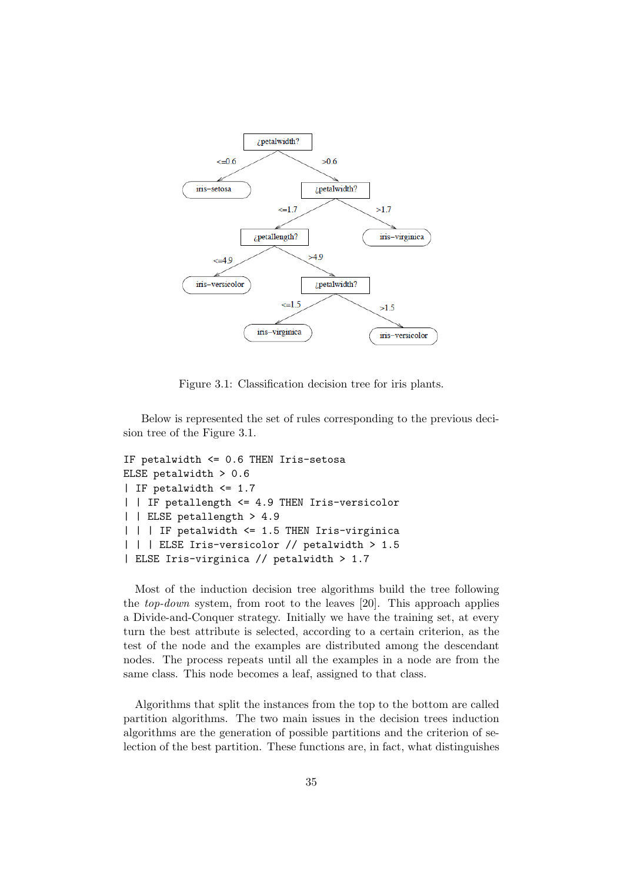Figure 3.1: Classification decision tree for iris plants.

Below is represented the set of rules corresponding to the previous decision tree of the Figure 3.1.

```
IF petalwidth <= 0.6 THEN Iris-setosa
ELSE petalwidth > 0.6
| IF petalwidth <= 1.7
| | IF petallength <= 4.9 THEN Iris-versicolor
| | ELSE petallength > 4.9
| | | IF petalwidth <= 1.5 THEN Iris-virginica
| | | ELSE Iris-versicolor // petalwidth > 1.5
| ELSE Iris-virginica // petalwidth > 1.7
```

Most of the induction decision tree algorithms build the tree following the *top-down* system, from root to the leaves [20]. This approach applies a Divide-and-Conquer strategy. Initially we have the training set, at every turn the best attribute is selected, according to a certain criterion, as the test of the node and the examples are distributed among the descendant nodes. The process repeats until all the examples in a node are from the same class. This node becomes a leaf, assigned to that class.

Algorithms that split the instances from the top to the bottom are called partition algorithms. The two main issues in the decision trees induction algorithms are the generation of possible partitions and the criterion of selection of the best partition. These functions are, in fact, what distinguishes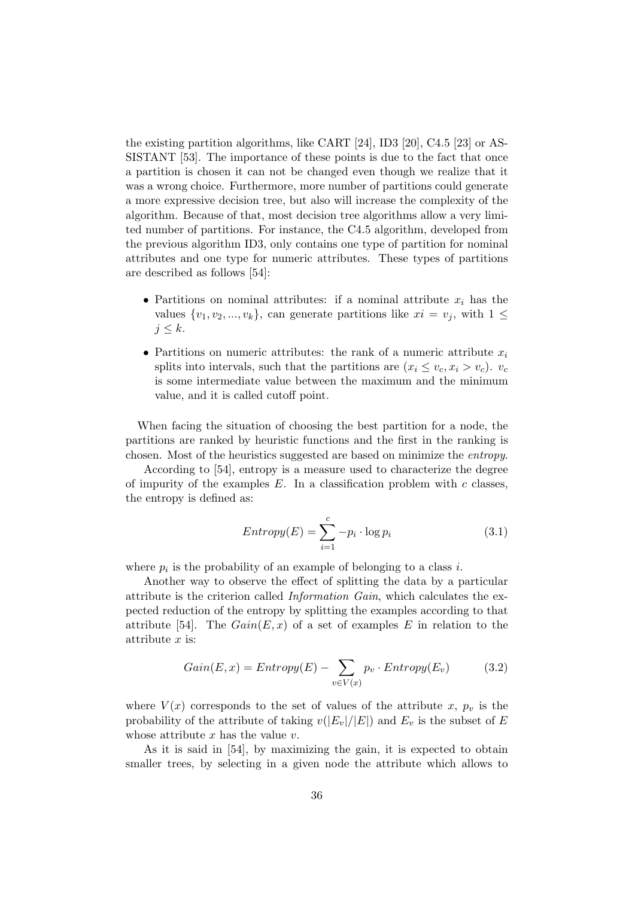the existing partition algorithms, like CART [24], ID3 [20], C4.5 [23] or ASSISTANT [53]. The importance of these points is due to the fact that once a partition is chosen it can not be changed even though we realize that it was a wrong choice. Furthermore, more number of partitions could generate a more expressive decision tree, but also will increase the complexity of the algorithm. Because of that, most decision tree algorithms allow a very limited number of partitions. For instance, the C4.5 algorithm, developed from the previous algorithm ID3, only contains one type of partition for nominal attributes and one type for numeric attributes. These types of partitions are described as follows [54]:

- Partitions on nominal attributes: if a nominal attribute $x_i$ has the values $\{v_1, v_2, ..., v_k\}$, can generate partitions like $xi = v_j$, with $1 \leq j \leq k$.
- Partitions on numeric attributes: the rank of a numeric attribute $x_i$ splits into intervals, such that the partitions are $(x_i \leq v_c, x_i > v_c)$. $v_c$ is some intermediate value between the maximum and the minimum value, and it is called cutoff point.

When facing the situation of choosing the best partition for a node, the partitions are ranked by heuristic functions and the first in the ranking is chosen. Most of the heuristics suggested are based on minimize the *entropy*.

According to [54], entropy is a measure used to characterize the degree of impurity of the examples $E$. In a classification problem with $c$ classes, the entropy is defined as:

$$Entropy(E) = \sum_{i=1}^{c} -p_i \cdot \log p_i \tag{3.1}$$

where $p_i$ is the probability of an example of belonging to a class $i$.

Another way to observe the effect of splitting the data by a particular attribute is the criterion called *Information Gain*, which calculates the expected reduction of the entropy by splitting the examples according to that attribute [54]. The $Gain(E, x)$ of a set of examples $E$ in relation to the attribute $x$ is:

$$Gain(E, x) = Entropy(E) - \sum_{v \in V(x)} p_v \cdot Entropy(E_v) \tag{3.2}$$

where $V(x)$ corresponds to the set of values of the attribute $x$, $p_v$ is the probability of the attribute of taking $v(|E_v|/|E|)$ and $E_v$ is the subset of $E$ whose attribute $x$ has the value $v$.

As it is said in [54], by maximizing the gain, it is expected to obtain smaller trees, by selecting in a given node the attribute which allows to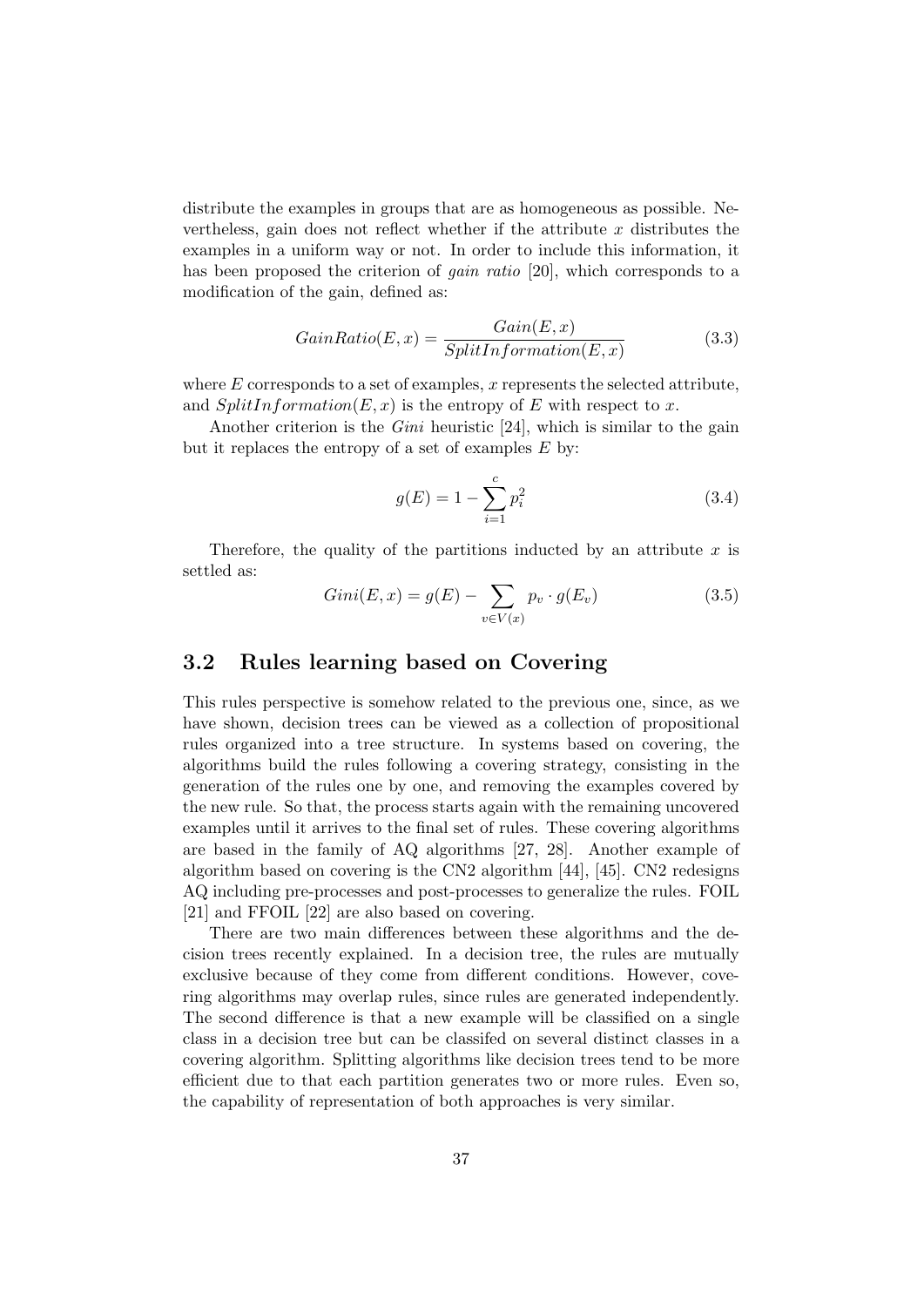distribute the examples in groups that are as homogeneous as possible. Nevertheless, gain does not reflect whether if the attribute $x$ distributes the examples in a uniform way or not. In order to include this information, it has been proposed the criterion of *gain ratio* [20], which corresponds to a modification of the gain, defined as:

$$GainRatio(E,x) = \frac{Gain(E,x)}{SplitInformation(E,x)} \tag{3.3}$$

where $E$ corresponds to a set of examples, $x$ represents the selected attribute, and $SplitInformation(E,x)$ is the entropy of $E$ with respect to $x$.

Another criterion is the *Gini* heuristic [24], which is similar to the gain but it replaces the entropy of a set of examples $E$ by:

$$g(E) = 1 - \sum_{i=1}^{c} p_i^2 \tag{3.4}$$

Therefore, the quality of the partitions inducted by an attribute $x$ is settled as:

$$Gini(E,x) = g(E) - \sum_{v \in V(x)} p_v \cdot g(E_v) \tag{3.5}$$

## 3.2 Rules learning based on Covering

This rules perspective is somehow related to the previous one, since, as we have shown, decision trees can be viewed as a collection of propositional rules organized into a tree structure. In systems based on covering, the algorithms build the rules following a covering strategy, consisting in the generation of the rules one by one, and removing the examples covered by the new rule. So that, the process starts again with the remaining uncovered examples until it arrives to the final set of rules. These covering algorithms are based in the family of AQ algorithms [27, 28]. Another example of algorithm based on covering is the CN2 algorithm [44], [45]. CN2 redesigns AQ including pre-processes and post-processes to generalize the rules. FOIL [21] and FFOIL [22] are also based on covering.

There are two main differences between these algorithms and the decision trees recently explained. In a decision tree, the rules are mutually exclusive because of they come from different conditions. However, covering algorithms may overlap rules, since rules are generated independently. The second difference is that a new example will be classified on a single class in a decision tree but can be classifed on several distinct classes in a covering algorithm. Splitting algorithms like decision trees tend to be more efficient due to that each partition generates two or more rules. Even so, the capability of representation of both approaches is very similar.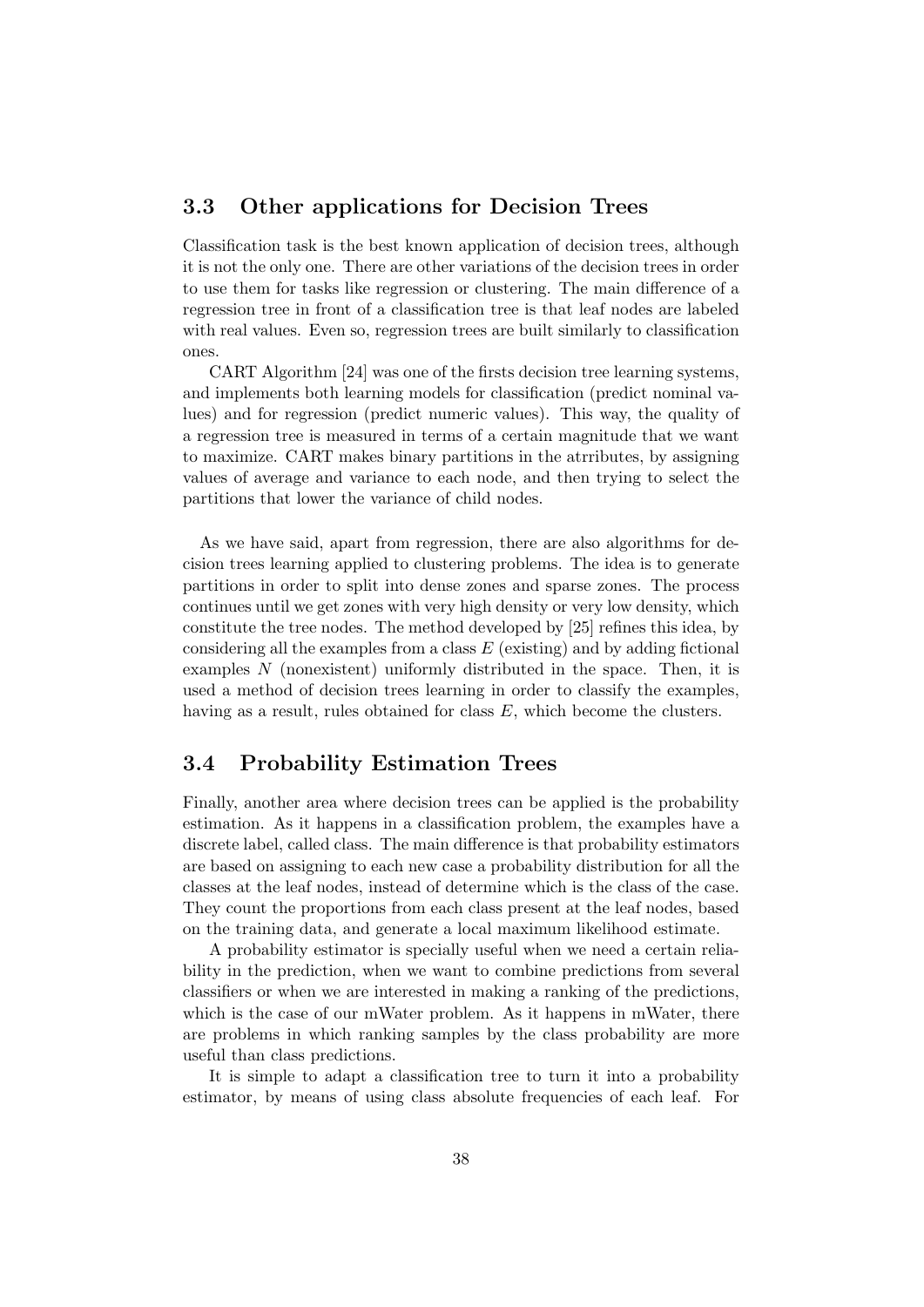## 3.3 Other applications for Decision Trees

Classification task is the best known application of decision trees, although it is not the only one. There are other variations of the decision trees in order to use them for tasks like regression or clustering. The main difference of a regression tree in front of a classification tree is that leaf nodes are labeled with real values. Even so, regression trees are built similarly to classification ones.

CART Algorithm [24] was one of the firsts decision tree learning systems, and implements both learning models for classification (predict nominal values) and for regression (predict numeric values). This way, the quality of a regression tree is measured in terms of a certain magnitude that we want to maximize. CART makes binary partitions in the atrributes, by assigning values of average and variance to each node, and then trying to select the partitions that lower the variance of child nodes.

As we have said, apart from regression, there are also algorithms for decision trees learning applied to clustering problems. The idea is to generate partitions in order to split into dense zones and sparse zones. The process continues until we get zones with very high density or very low density, which constitute the tree nodes. The method developed by [25] refines this idea, by considering all the examples from a class $E$ (existing) and by adding fictional examples $N$ (nonexistent) uniformly distributed in the space. Then, it is used a method of decision trees learning in order to classify the examples, having as a result, rules obtained for class $E$, which become the clusters.

## 3.4 Probability Estimation Trees

Finally, another area where decision trees can be applied is the probability estimation. As it happens in a classification problem, the examples have a discrete label, called class. The main difference is that probability estimators are based on assigning to each new case a probability distribution for all the classes at the leaf nodes, instead of determine which is the class of the case. They count the proportions from each class present at the leaf nodes, based on the training data, and generate a local maximum likelihood estimate.

A probability estimator is specially useful when we need a certain reliability in the prediction, when we want to combine predictions from several classifiers or when we are interested in making a ranking of the predictions, which is the case of our mWater problem. As it happens in mWater, there are problems in which ranking samples by the class probability are more useful than class predictions.

It is simple to adapt a classification tree to turn it into a probability estimator, by means of using class absolute frequencies of each leaf. For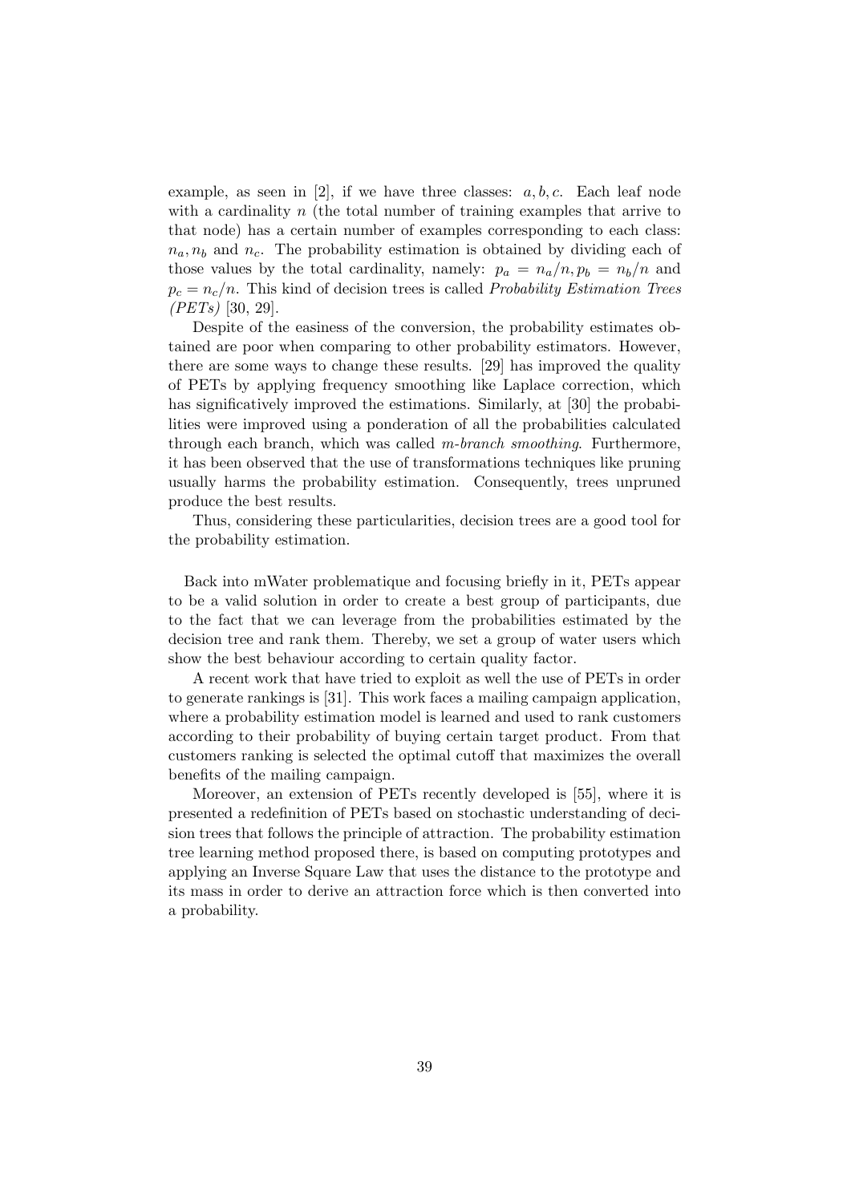example, as seen in [2], if we have three classes: $a, b, c$. Each leaf node with a cardinality $n$ (the total number of training examples that arrive to that node) has a certain number of examples corresponding to each class: $n_a, n_b$ and $n_c$. The probability estimation is obtained by dividing each of those values by the total cardinality, namely: $p_a = n_a/n, p_b = n_b/n$ and $p_c = n_c/n$. This kind of decision trees is called *Probability Estimation Trees (PETs)* [30, 29].

Despite of the easiness of the conversion, the probability estimates obtained are poor when comparing to other probability estimators. However, there are some ways to change these results. [29] has improved the quality of PETs by applying frequency smoothing like Laplace correction, which has significatively improved the estimations. Similarly, at [30] the probabilities were improved using a ponderation of all the probabilities calculated through each branch, which was called *m-branch smoothing*. Furthermore, it has been observed that the use of transformations techniques like pruning usually harms the probability estimation. Consequently, trees unpruned produce the best results.

Thus, considering these particularities, decision trees are a good tool for the probability estimation.

Back into mWater problematique and focusing briefly in it, PETs appear to be a valid solution in order to create a best group of participants, due to the fact that we can leverage from the probabilities estimated by the decision tree and rank them. Thereby, we set a group of water users which show the best behaviour according to certain quality factor.

A recent work that have tried to exploit as well the use of PETs in order to generate rankings is [31]. This work faces a mailing campaign application, where a probability estimation model is learned and used to rank customers according to their probability of buying certain target product. From that customers ranking is selected the optimal cutoff that maximizes the overall benefits of the mailing campaign.

Moreover, an extension of PETs recently developed is [55], where it is presented a redefinition of PETs based on stochastic understanding of decision trees that follows the principle of attraction. The probability estimation tree learning method proposed there, is based on computing prototypes and applying an Inverse Square Law that uses the distance to the prototype and its mass in order to derive an attraction force which is then converted into a probability.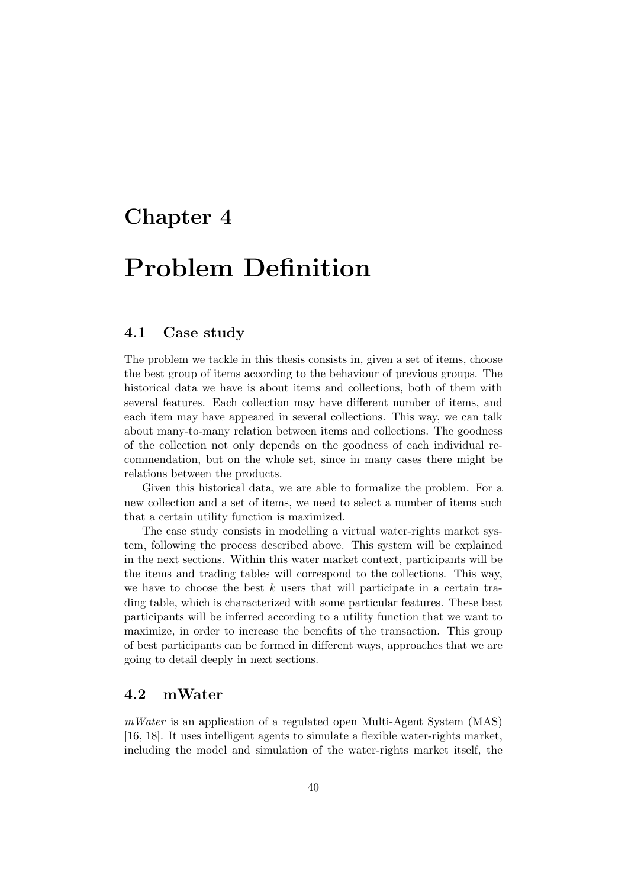# Chapter 4

# Problem Definition

## 4.1 Case study

The problem we tackle in this thesis consists in, given a set of items, choose the best group of items according to the behaviour of previous groups. The historical data we have is about items and collections, both of them with several features. Each collection may have different number of items, and each item may have appeared in several collections. This way, we can talk about many-to-many relation between items and collections. The goodness of the collection not only depends on the goodness of each individual recommendation, but on the whole set, since in many cases there might be relations between the products.

Given this historical data, we are able to formalize the problem. For a new collection and a set of items, we need to select a number of items such that a certain utility function is maximized.

The case study consists in modelling a virtual water-rights market system, following the process described above. This system will be explained in the next sections. Within this water market context, participants will be the items and trading tables will correspond to the collections. This way, we have to choose the best $k$ users that will participate in a certain trading table, which is characterized with some particular features. These best participants will be inferred according to a utility function that we want to maximize, in order to increase the benefits of the transaction. This group of best participants can be formed in different ways, approaches that we are going to detail deeply in next sections.

## 4.2 mWater

*mWater* is an application of a regulated open Multi-Agent System (MAS) [16, 18]. It uses intelligent agents to simulate a flexible water-rights market, including the model and simulation of the water-rights market itself, the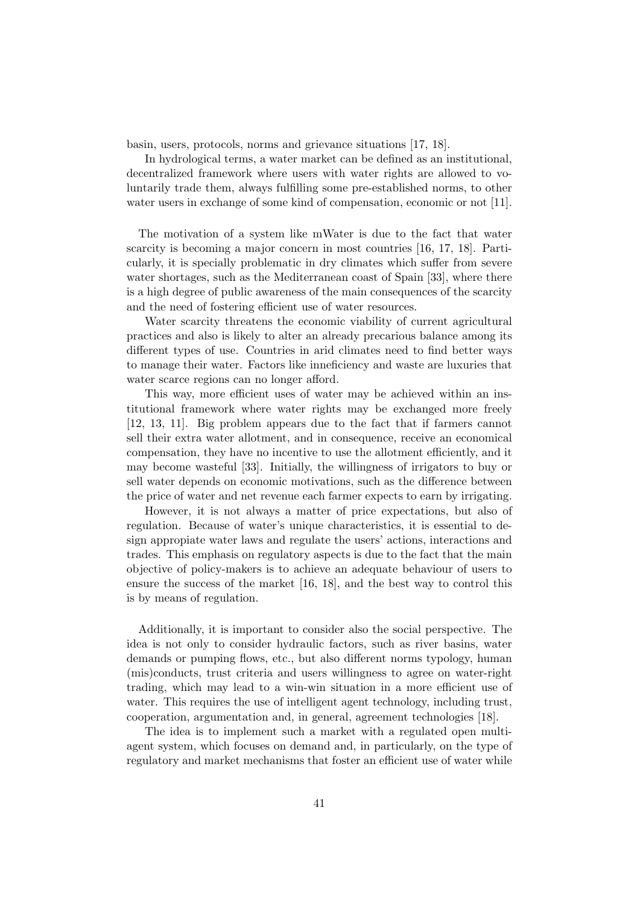basin, users, protocols, norms and grievance situations [17, 18].

In hydrological terms, a water market can be defined as an institutional, decentralized framework where users with water rights are allowed to voluntarily trade them, always fulfilling some pre-established norms, to other water users in exchange of some kind of compensation, economic or not [11].

The motivation of a system like mWater is due to the fact that water scarcity is becoming a major concern in most countries [16, 17, 18]. Particularly, it is specially problematic in dry climates which suffer from severe water shortages, such as the Mediterranean coast of Spain [33], where there is a high degree of public awareness of the main consequences of the scarcity and the need of fostering efficient use of water resources.

Water scarcity threatens the economic viability of current agricultural practices and also is likely to alter an already precarious balance among its different types of use. Countries in arid climates need to find better ways to manage their water. Factors like inneficiency and waste are luxuries that water scarce regions can no longer afford.

This way, more efficient uses of water may be achieved within an institutional framework where water rights may be exchanged more freely [12, 13, 11]. Big problem appears due to the fact that if farmers cannot sell their extra water allotment, and in consequence, receive an economical compensation, they have no incentive to use the allotment efficiently, and it may become wasteful [33]. Initially, the willingness of irrigators to buy or sell water depends on economic motivations, such as the difference between the price of water and net revenue each farmer expects to earn by irrigating.

However, it is not always a matter of price expectations, but also of regulation. Because of water's unique characteristics, it is essential to design appropiate water laws and regulate the users' actions, interactions and trades. This emphasis on regulatory aspects is due to the fact that the main objective of policy-makers is to achieve an adequate behaviour of users to ensure the success of the market [16, 18], and the best way to control this is by means of regulation.

Additionally, it is important to consider also the social perspective. The idea is not only to consider hydraulic factors, such as river basins, water demands or pumping flows, etc., but also different norms typology, human (mis)conducts, trust criteria and users willingness to agree on water-right trading, which may lead to a win-win situation in a more efficient use of water. This requires the use of intelligent agent technology, including trust, cooperation, argumentation and, in general, agreement technologies [18].

The idea is to implement such a market with a regulated open multi-agent system, which focuses on demand and, in particularly, on the type of regulatory and market mechanisms that foster an efficient use of water while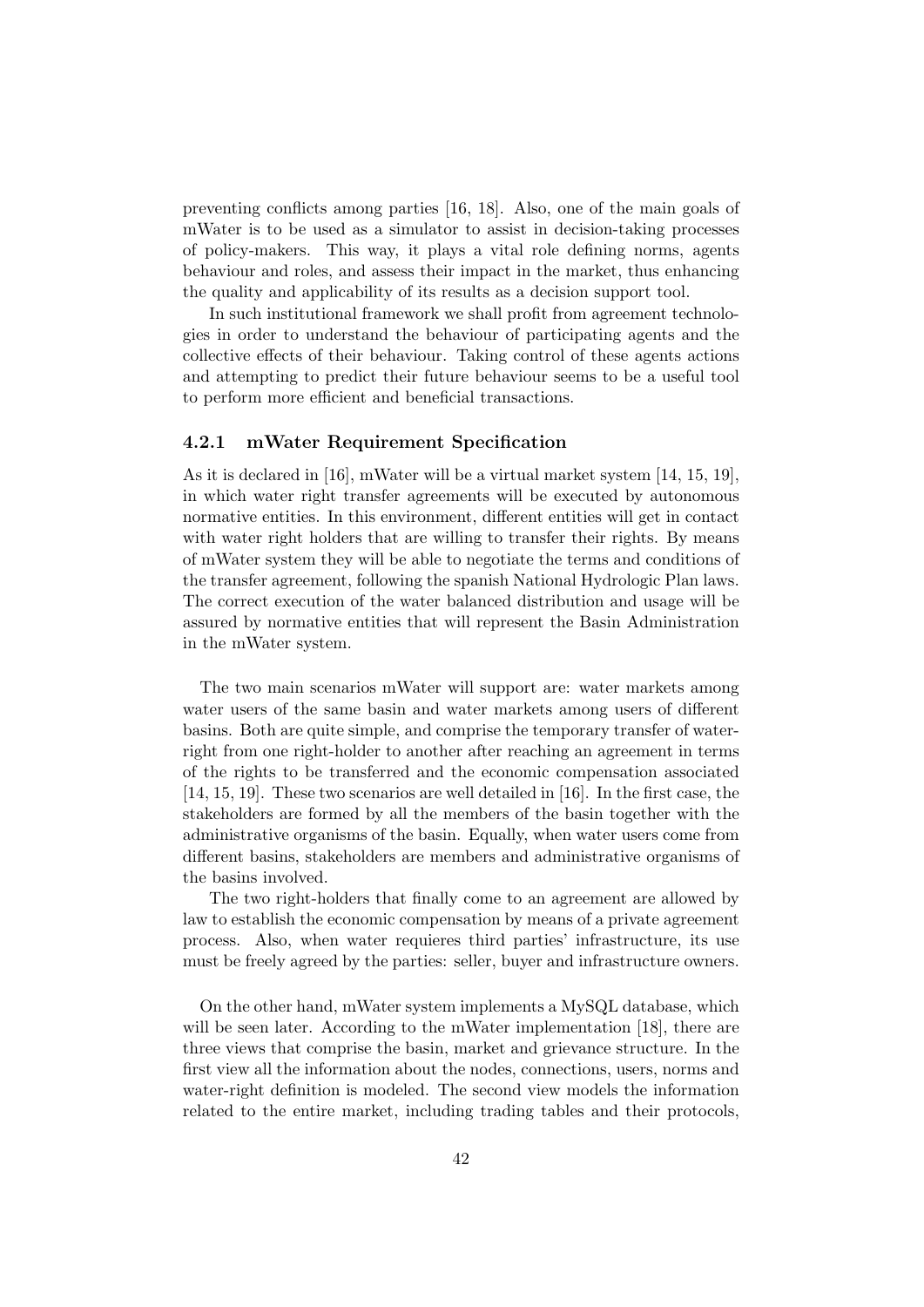preventing conflicts among parties [16, 18]. Also, one of the main goals of mWater is to be used as a simulator to assist in decision-taking processes of policy-makers. This way, it plays a vital role defining norms, agents behaviour and roles, and assess their impact in the market, thus enhancing the quality and applicability of its results as a decision support tool.

In such institutional framework we shall profit from agreement technologies in order to understand the behaviour of participating agents and the collective effects of their behaviour. Taking control of these agents actions and attempting to predict their future behaviour seems to be a useful tool to perform more efficient and beneficial transactions.

### 4.2.1 mWater Requirement Specification

As it is declared in [16], mWater will be a virtual market system [14, 15, 19], in which water right transfer agreements will be executed by autonomous normative entities. In this environment, different entities will get in contact with water right holders that are willing to transfer their rights. By means of mWater system they will be able to negotiate the terms and conditions of the transfer agreement, following the spanish National Hydrologic Plan laws. The correct execution of the water balanced distribution and usage will be assured by normative entities that will represent the Basin Administration in the mWater system.

The two main scenarios mWater will support are: water markets among water users of the same basin and water markets among users of different basins. Both are quite simple, and comprise the temporary transfer of water-right from one right-holder to another after reaching an agreement in terms of the rights to be transferred and the economic compensation associated [14, 15, 19]. These two scenarios are well detailed in [16]. In the first case, the stakeholders are formed by all the members of the basin together with the administrative organisms of the basin. Equally, when water users come from different basins, stakeholders are members and administrative organisms of the basins involved.

The two right-holders that finally come to an agreement are allowed by law to establish the economic compensation by means of a private agreement process. Also, when water requieres third parties' infrastructure, its use must be freely agreed by the parties: seller, buyer and infrastructure owners.

On the other hand, mWater system implements a MySQL database, which will be seen later. According to the mWater implementation [18], there are three views that comprise the basin, market and grievance structure. In the first view all the information about the nodes, connections, users, norms and water-right definition is modeled. The second view models the information related to the entire market, including trading tables and their protocols,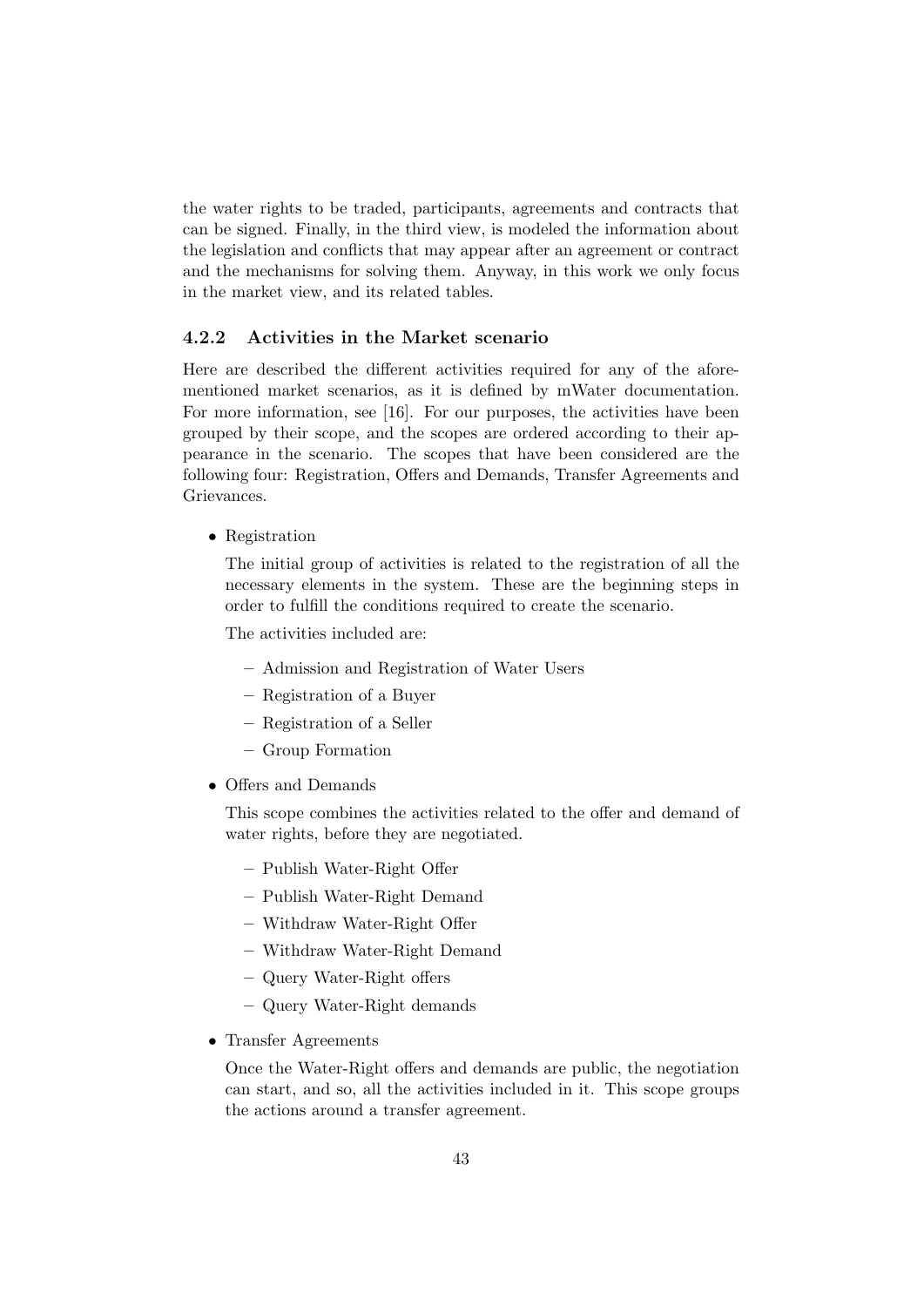the water rights to be traded, participants, agreements and contracts that can be signed. Finally, in the third view, is modeled the information about the legislation and conflicts that may appear after an agreement or contract and the mechanisms for solving them. Anyway, in this work we only focus in the market view, and its related tables.

### 4.2.2 Activities in the Market scenario

Here are described the different activities required for any of the aforementioned market scenarios, as it is defined by mWater documentation. For more information, see [16]. For our purposes, the activities have been grouped by their scope, and the scopes are ordered according to their appearance in the scenario. The scopes that have been considered are the following four: Registration, Offers and Demands, Transfer Agreements and Grievances.

- Registration

  The initial group of activities is related to the registration of all the necessary elements in the system. These are the beginning steps in order to fulfill the conditions required to create the scenario.

  The activities included are:

  - Admission and Registration of Water Users
  - Registration of a Buyer
  - Registration of a Seller
  - Group Formation

- Offers and Demands

  This scope combines the activities related to the offer and demand of water rights, before they are negotiated.

  - Publish Water-Right Offer
  - Publish Water-Right Demand
  - Withdraw Water-Right Offer
  - Withdraw Water-Right Demand
  - Query Water-Right offers
  - Query Water-Right demands

- Transfer Agreements

  Once the Water-Right offers and demands are public, the negotiation can start, and so, all the activities included in it. This scope groups the actions around a transfer agreement.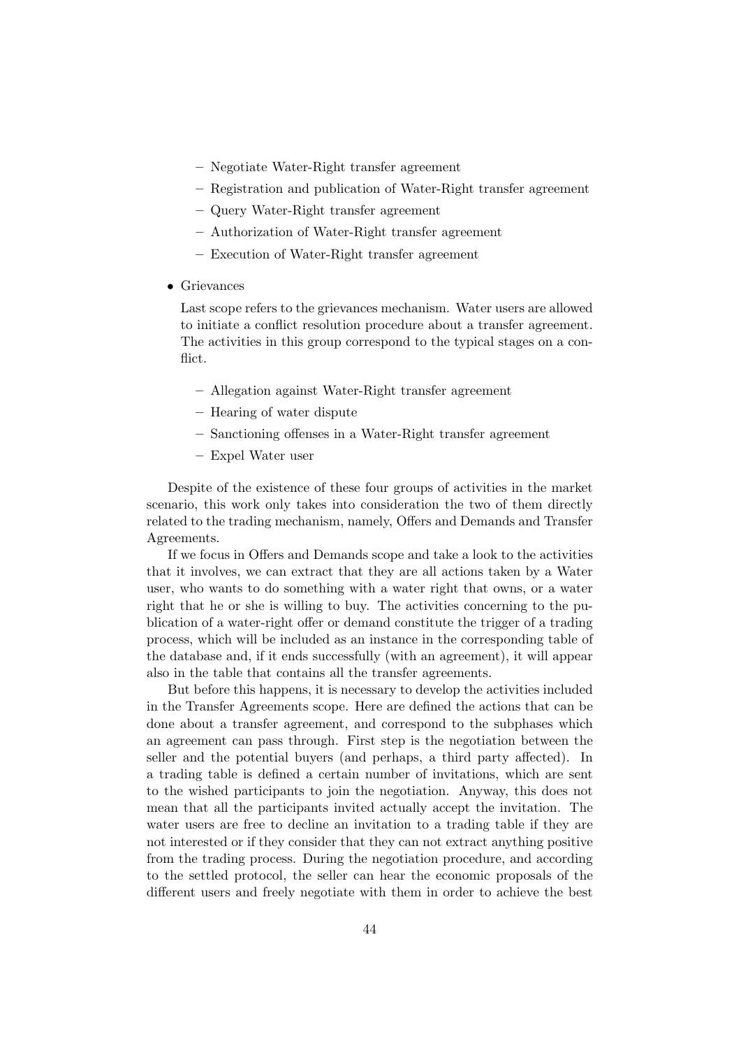- Negotiate Water-Right transfer agreement
  - Registration and publication of Water-Right transfer agreement
  - Query Water-Right transfer agreement
  - Authorization of Water-Right transfer agreement
  - Execution of Water-Right transfer agreement

- Grievances

  Last scope refers to the grievances mechanism. Water users are allowed to initiate a conflict resolution procedure about a transfer agreement. The activities in this group correspond to the typical stages on a conflict.

  - Allegation against Water-Right transfer agreement
  - Hearing of water dispute
  - Sanctioning offenses in a Water-Right transfer agreement
  - Expel Water user

Despite of the existence of these four groups of activities in the market scenario, this work only takes into consideration the two of them directly related to the trading mechanism, namely, Offers and Demands and Transfer Agreements.

If we focus in Offers and Demands scope and take a look to the activities that it involves, we can extract that they are all actions taken by a Water user, who wants to do something with a water right that owns, or a water right that he or she is willing to buy. The activities concerning to the publication of a water-right offer or demand constitute the trigger of a trading process, which will be included as an instance in the corresponding table of the database and, if it ends successfully (with an agreement), it will appear also in the table that contains all the transfer agreements.

But before this happens, it is necessary to develop the activities included in the Transfer Agreements scope. Here are defined the actions that can be done about a transfer agreement, and correspond to the subphases which an agreement can pass through. First step is the negotiation between the seller and the potential buyers (and perhaps, a third party affected). In a trading table is defined a certain number of invitations, which are sent to the wished participants to join the negotiation. Anyway, this does not mean that all the participants invited actually accept the invitation. The water users are free to decline an invitation to a trading table if they are not interested or if they consider that they can not extract anything positive from the trading process. During the negotiation procedure, and according to the settled protocol, the seller can hear the economic proposals of the different users and freely negotiate with them in order to achieve the best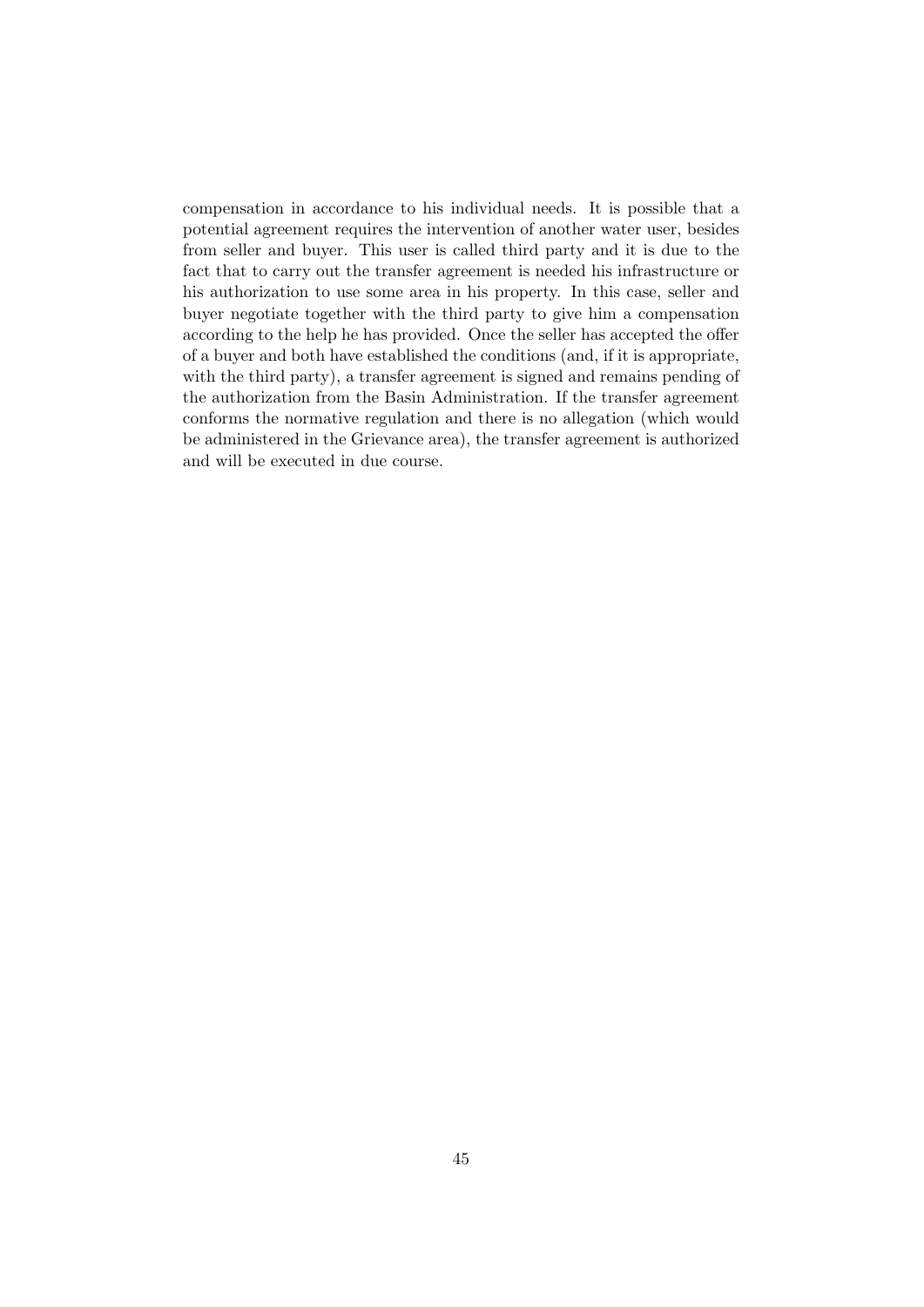compensation in accordance to his individual needs. It is possible that a potential agreement requires the intervention of another water user, besides from seller and buyer. This user is called third party and it is due to the fact that to carry out the transfer agreement is needed his infrastructure or his authorization to use some area in his property. In this case, seller and buyer negotiate together with the third party to give him a compensation according to the help he has provided. Once the seller has accepted the offer of a buyer and both have established the conditions (and, if it is appropriate, with the third party), a transfer agreement is signed and remains pending of the authorization from the Basin Administration. If the transfer agreement conforms the normative regulation and there is no allegation (which would be administered in the Grievance area), the transfer agreement is authorized and will be executed in due course.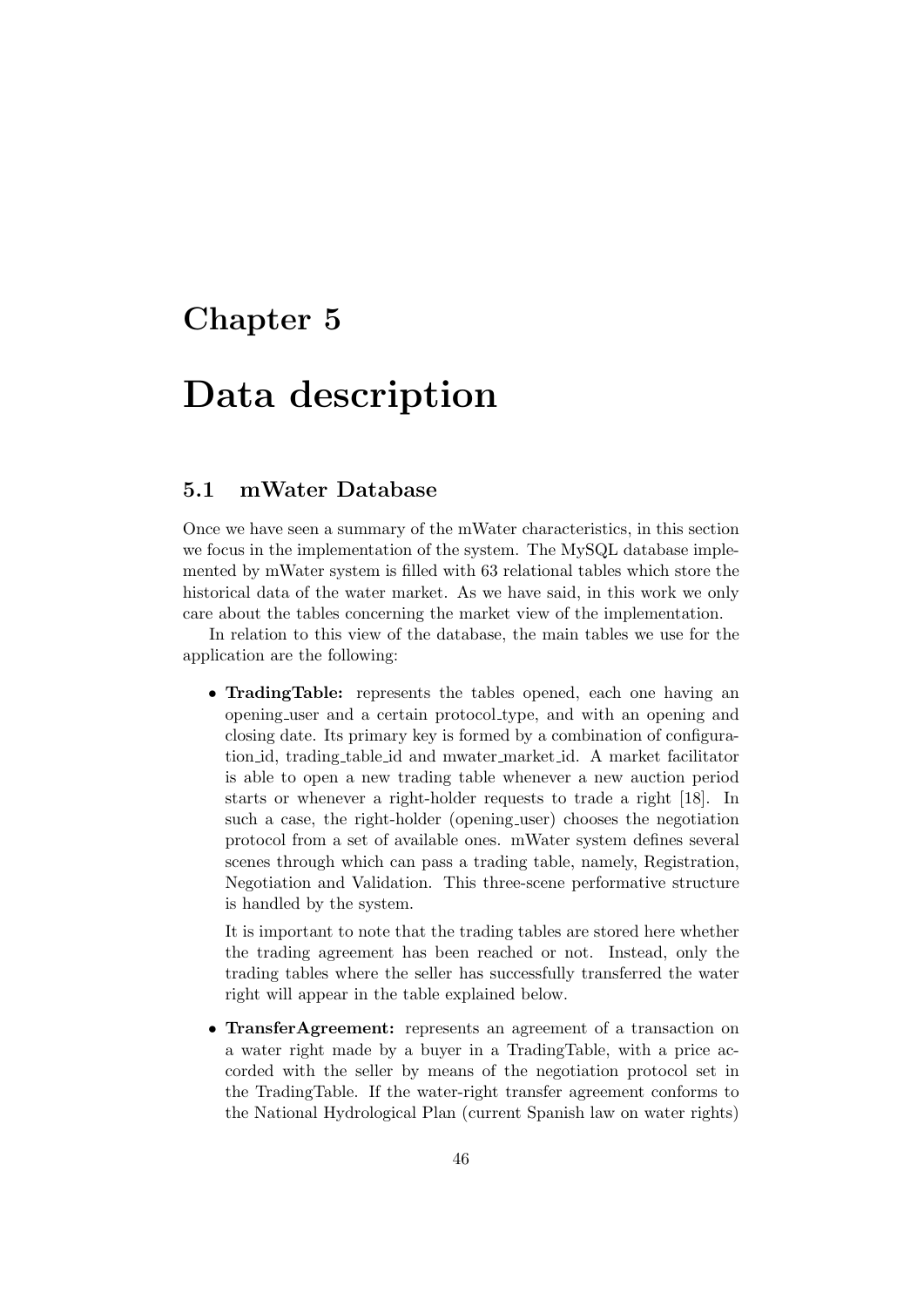# Chapter 5

# Data description

## 5.1 mWater Database

Once we have seen a summary of the mWater characteristics, in this section we focus in the implementation of the system. The MySQL database implemented by mWater system is filled with 63 relational tables which store the historical data of the water market. As we have said, in this work we only care about the tables concerning the market view of the implementation.

In relation to this view of the database, the main tables we use for the application are the following:

- **TradingTable:** represents the tables opened, each one having an opening_user and a certain protocol_type, and with an opening and closing date. Its primary key is formed by a combination of configuration_id, trading_table_id and mwater_market_id. A market facilitator is able to open a new trading table whenever a new auction period starts or whenever a right-holder requests to trade a right [18]. In such a case, the right-holder (opening_user) chooses the negotiation protocol from a set of available ones. mWater system defines several scenes through which can pass a trading table, namely, Registration, Negotiation and Validation. This three-scene performative structure is handled by the system.

  It is important to note that the trading tables are stored here whether the trading agreement has been reached or not. Instead, only the trading tables where the seller has successfully transferred the water right will appear in the table explained below.

- **TransferAgreement:** represents an agreement of a transaction on a water right made by a buyer in a TradingTable, with a price accorded with the seller by means of the negotiation protocol set in the TradingTable. If the water-right transfer agreement conforms to the National Hydrological Plan (current Spanish law on water rights)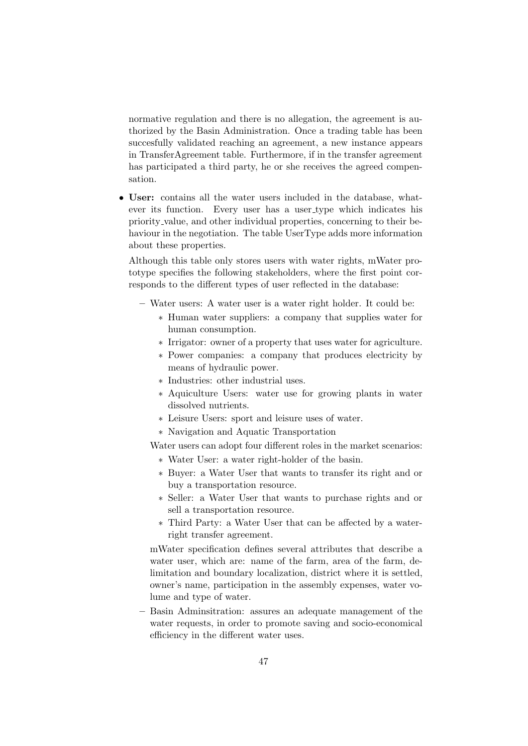normative regulation and there is no allegation, the agreement is authorized by the Basin Administration. Once a trading table has been succesfully validated reaching an agreement, a new instance appears in TransferAgreement table. Furthermore, if in the transfer agreement has participated a third party, he or she receives the agreed compensation.

- **User:** contains all the water users included in the database, whatever its function. Every user has a user_type which indicates his priority_value, and other individual properties, concerning to their behaviour in the negotiation. The table UserType adds more information about these properties.

  Although this table only stores users with water rights, mWater prototype specifies the following stakeholders, where the first point corresponds to the different types of user reflected in the database:

  - Water users: A water user is a water right holder. It could be:
    - Human water suppliers: a company that supplies water for human consumption.
    - Irrigator: owner of a property that uses water for agriculture.
    - Power companies: a company that produces electricity by means of hydraulic power.
    - Industries: other industrial uses.
    - Aquiculture Users: water use for growing plants in water dissolved nutrients.
    - Leisure Users: sport and leisure uses of water.
    - Navigation and Aquatic Transportation

    Water users can adopt four different roles in the market scenarios:

    - Water User: a water right-holder of the basin.
    - Buyer: a Water User that wants to transfer its right and or buy a transportation resource.
    - Seller: a Water User that wants to purchase rights and or sell a transportation resource.
    - Third Party: a Water User that can be affected by a water-right transfer agreement.

    mWater specification defines several attributes that describe a water user, which are: name of the farm, area of the farm, delimitation and boundary localization, district where it is settled, owner's name, participation in the assembly expenses, water volume and type of water.

  - Basin Adminsitration: assures an adequate management of the water requests, in order to promote saving and socio-economical efficiency in the different water uses.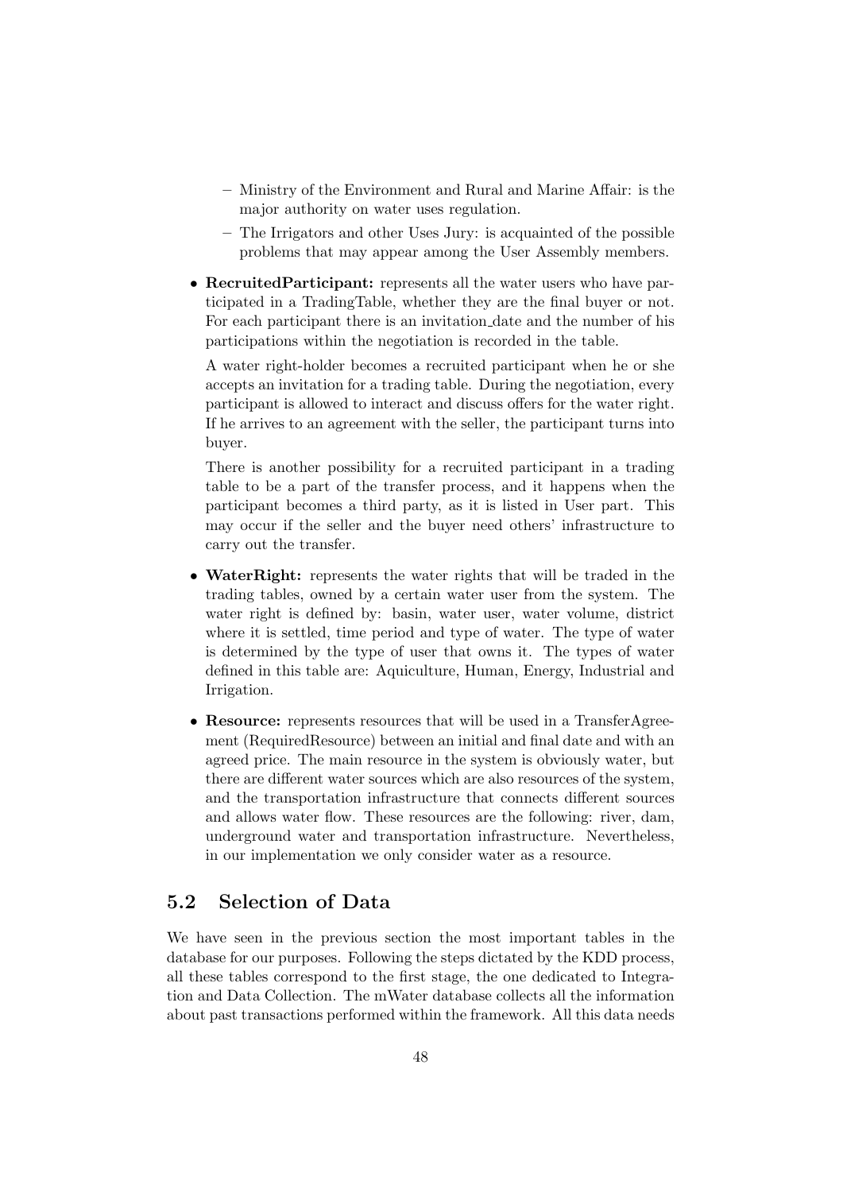- Ministry of the Environment and Rural and Marine Affair: is the major authority on water uses regulation.
  - The Irrigators and other Uses Jury: is acquainted of the possible problems that may appear among the User Assembly members.

- **RecruitedParticipant:** represents all the water users who have participated in a TradingTable, whether they are the final buyer or not. For each participant there is an invitation_date and the number of his participations within the negotiation is recorded in the table.

  A water right-holder becomes a recruited participant when he or she accepts an invitation for a trading table. During the negotiation, every participant is allowed to interact and discuss offers for the water right. If he arrives to an agreement with the seller, the participant turns into buyer.

  There is another possibility for a recruited participant in a trading table to be a part of the transfer process, and it happens when the participant becomes a third party, as it is listed in User part. This may occur if the seller and the buyer need others' infrastructure to carry out the transfer.

- **WaterRight:** represents the water rights that will be traded in the trading tables, owned by a certain water user from the system. The water right is defined by: basin, water user, water volume, district where it is settled, time period and type of water. The type of water is determined by the type of user that owns it. The types of water defined in this table are: Aquiculture, Human, Energy, Industrial and Irrigation.

- **Resource:** represents resources that will be used in a TransferAgreement (RequiredResource) between an initial and final date and with an agreed price. The main resource in the system is obviously water, but there are different water sources which are also resources of the system, and the transportation infrastructure that connects different sources and allows water flow. These resources are the following: river, dam, underground water and transportation infrastructure. Nevertheless, in our implementation we only consider water as a resource.

## 5.2 Selection of Data

We have seen in the previous section the most important tables in the database for our purposes. Following the steps dictated by the KDD process, all these tables correspond to the first stage, the one dedicated to Integration and Data Collection. The mWater database collects all the information about past transactions performed within the framework. All this data needs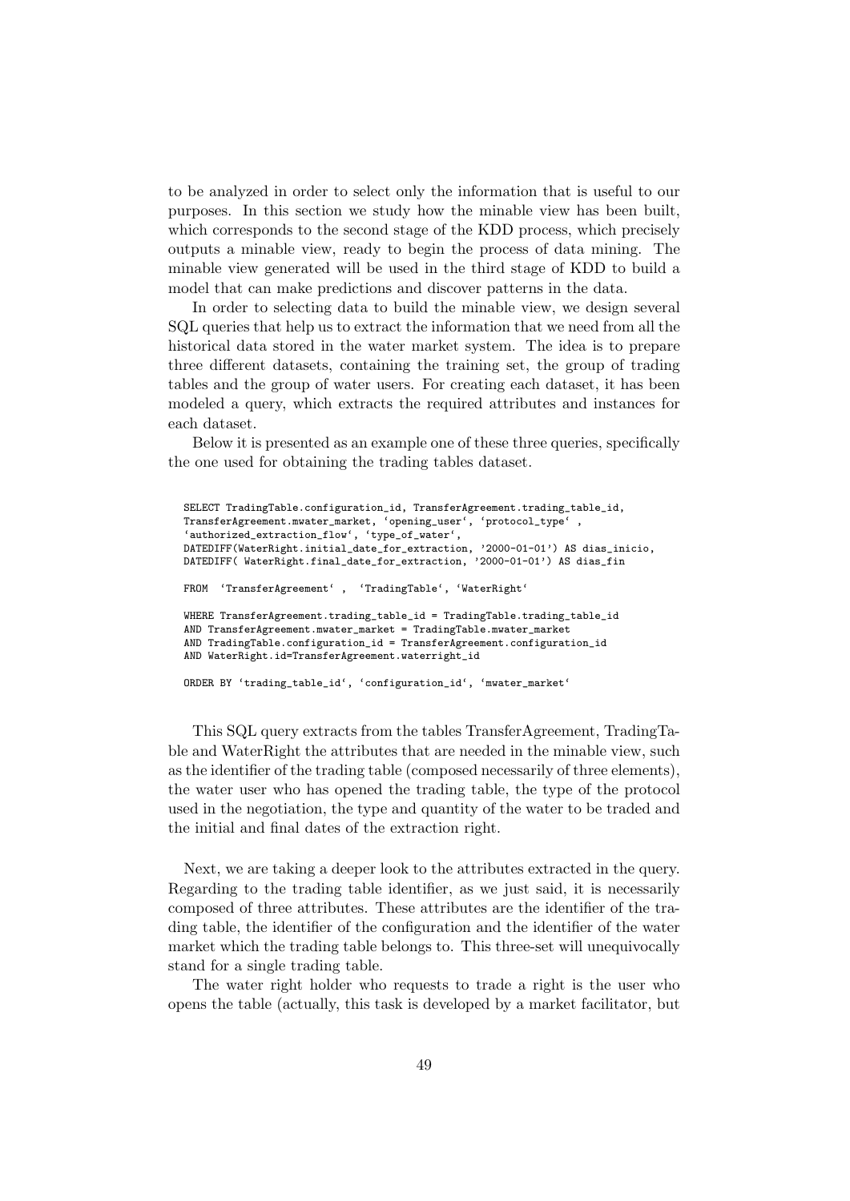to be analyzed in order to select only the information that is useful to our purposes. In this section we study how the minable view has been built, which corresponds to the second stage of the KDD process, which precisely outputs a minable view, ready to begin the process of data mining. The minable view generated will be used in the third stage of KDD to build a model that can make predictions and discover patterns in the data.

In order to selecting data to build the minable view, we design several SQL queries that help us to extract the information that we need from all the historical data stored in the water market system. The idea is to prepare three different datasets, containing the training set, the group of trading tables and the group of water users. For creating each dataset, it has been modeled a query, which extracts the required attributes and instances for each dataset.

Below it is presented as an example one of these three queries, specifically the one used for obtaining the trading tables dataset.

```
SELECT TradingTable.configuration_id, TransferAgreement.trading_table_id,
TransferAgreement.mwater_market, `opening_user`, `protocol_type` ,
`authorized_extraction_flow`, `type_of_water`,
DATEDIFF(WaterRight.initial_date_for_extraction, '2000-01-01') AS dias_inicio,
DATEDIFF( WaterRight.final_date_for_extraction, '2000-01-01') AS dias_fin

FROM  `TransferAgreement` ,  `TradingTable`, `WaterRight`

WHERE TransferAgreement.trading_table_id = TradingTable.trading_table_id
AND TransferAgreement.mwater_market = TradingTable.mwater_market
AND TradingTable.configuration_id = TransferAgreement.configuration_id
AND WaterRight.id=TransferAgreement.waterright_id

ORDER BY `trading_table_id`, `configuration_id`, `mwater_market`
```

This SQL query extracts from the tables TransferAgreement, TradingTable and WaterRight the attributes that are needed in the minable view, such as the identifier of the trading table (composed necessarily of three elements), the water user who has opened the trading table, the type of the protocol used in the negotiation, the type and quantity of the water to be traded and the initial and final dates of the extraction right.

Next, we are taking a deeper look to the attributes extracted in the query. Regarding to the trading table identifier, as we just said, it is necessarily composed of three attributes. These attributes are the identifier of the trading table, the identifier of the configuration and the identifier of the water market which the trading table belongs to. This three-set will unequivocally stand for a single trading table.

The water right holder who requests to trade a right is the user who opens the table (actually, this task is developed by a market facilitator, but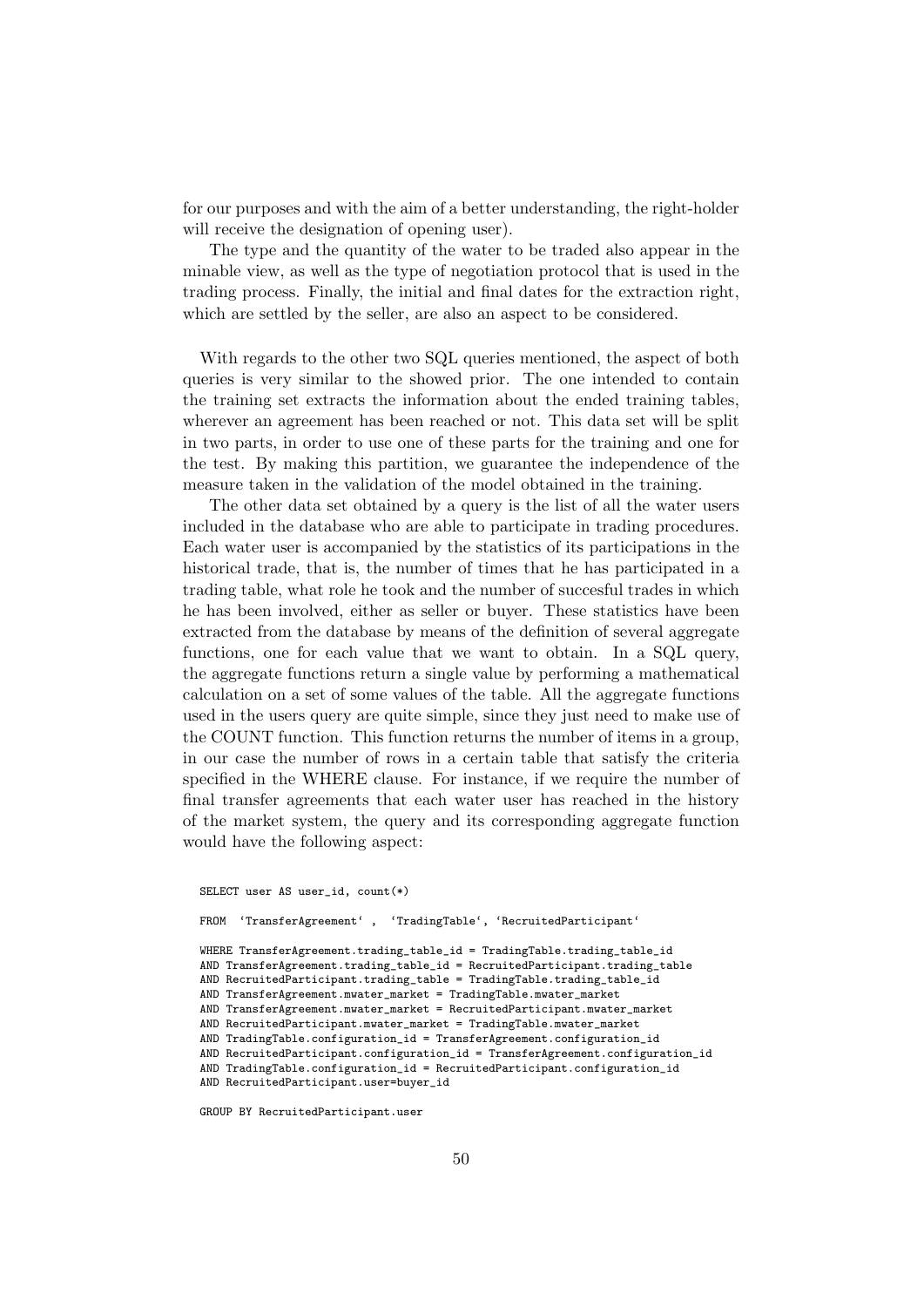for our purposes and with the aim of a better understanding, the right-holder will receive the designation of opening user).

The type and the quantity of the water to be traded also appear in the minable view, as well as the type of negotiation protocol that is used in the trading process. Finally, the initial and final dates for the extraction right, which are settled by the seller, are also an aspect to be considered.

With regards to the other two SQL queries mentioned, the aspect of both queries is very similar to the showed prior. The one intended to contain the training set extracts the information about the ended training tables, wherever an agreement has been reached or not. This data set will be split in two parts, in order to use one of these parts for the training and one for the test. By making this partition, we guarantee the independence of the measure taken in the validation of the model obtained in the training.

The other data set obtained by a query is the list of all the water users included in the database who are able to participate in trading procedures. Each water user is accompanied by the statistics of its participations in the historical trade, that is, the number of times that he has participated in a trading table, what role he took and the number of succesful trades in which he has been involved, either as seller or buyer. These statistics have been extracted from the database by means of the definition of several aggregate functions, one for each value that we want to obtain. In a SQL query, the aggregate functions return a single value by performing a mathematical calculation on a set of some values of the table. All the aggregate functions used in the users query are quite simple, since they just need to make use of the COUNT function. This function returns the number of items in a group, in our case the number of rows in a certain table that satisfy the criteria specified in the WHERE clause. For instance, if we require the number of final transfer agreements that each water user has reached in the history of the market system, the query and its corresponding aggregate function would have the following aspect:

```
SELECT user AS user_id, count(*)

FROM  `TransferAgreement` ,  `TradingTable`, `RecruitedParticipant`

WHERE TransferAgreement.trading_table_id = TradingTable.trading_table_id
AND TransferAgreement.trading_table_id = RecruitedParticipant.trading_table
AND RecruitedParticipant.trading_table = TradingTable.trading_table_id
AND TransferAgreement.mwater_market = TradingTable.mwater_market
AND TransferAgreement.mwater_market = RecruitedParticipant.mwater_market
AND RecruitedParticipant.mwater_market = TradingTable.mwater_market
AND TradingTable.configuration_id = TransferAgreement.configuration_id
AND RecruitedParticipant.configuration_id = TransferAgreement.configuration_id
AND TradingTable.configuration_id = RecruitedParticipant.configuration_id
AND RecruitedParticipant.user=buyer_id

GROUP BY RecruitedParticipant.user
```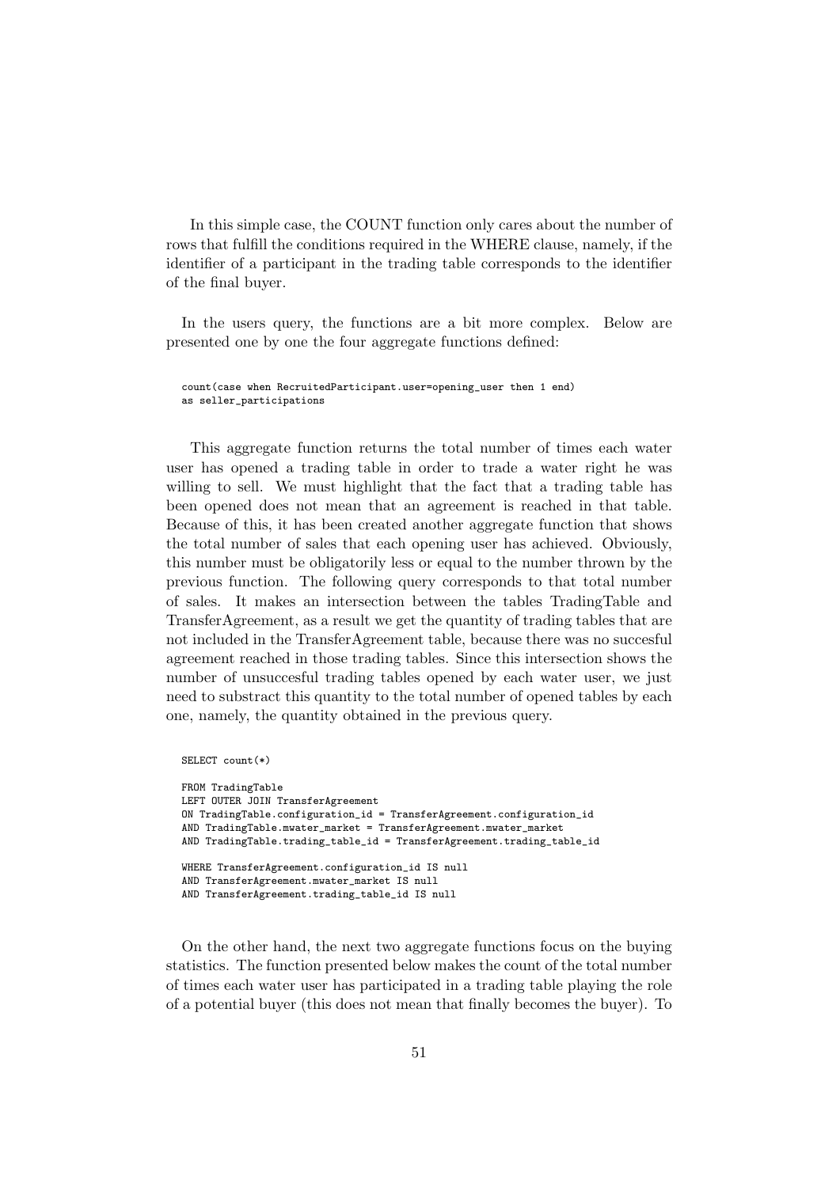In this simple case, the COUNT function only cares about the number of rows that fulfill the conditions required in the WHERE clause, namely, if the identifier of a participant in the trading table corresponds to the identifier of the final buyer.

In the users query, the functions are a bit more complex. Below are presented one by one the four aggregate functions defined:

```
count(case when RecruitedParticipant.user=opening_user then 1 end)
as seller_participations
```

This aggregate function returns the total number of times each water user has opened a trading table in order to trade a water right he was willing to sell. We must highlight that the fact that a trading table has been opened does not mean that an agreement is reached in that table. Because of this, it has been created another aggregate function that shows the total number of sales that each opening user has achieved. Obviously, this number must be obligatorily less or equal to the number thrown by the previous function. The following query corresponds to that total number of sales. It makes an intersection between the tables TradingTable and TransferAgreement, as a result we get the quantity of trading tables that are not included in the TransferAgreement table, because there was no succesful agreement reached in those trading tables. Since this intersection shows the number of unsuccesful trading tables opened by each water user, we just need to substract this quantity to the total number of opened tables by each one, namely, the quantity obtained in the previous query.

```
SELECT count(*)

FROM TradingTable
LEFT OUTER JOIN TransferAgreement
ON TradingTable.configuration_id = TransferAgreement.configuration_id
AND TradingTable.mwater_market = TransferAgreement.mwater_market
AND TradingTable.trading_table_id = TransferAgreement.trading_table_id

WHERE TransferAgreement.configuration_id IS null
AND TransferAgreement.mwater_market IS null
AND TransferAgreement.trading_table_id IS null
```

On the other hand, the next two aggregate functions focus on the buying statistics. The function presented below makes the count of the total number of times each water user has participated in a trading table playing the role of a potential buyer (this does not mean that finally becomes the buyer). To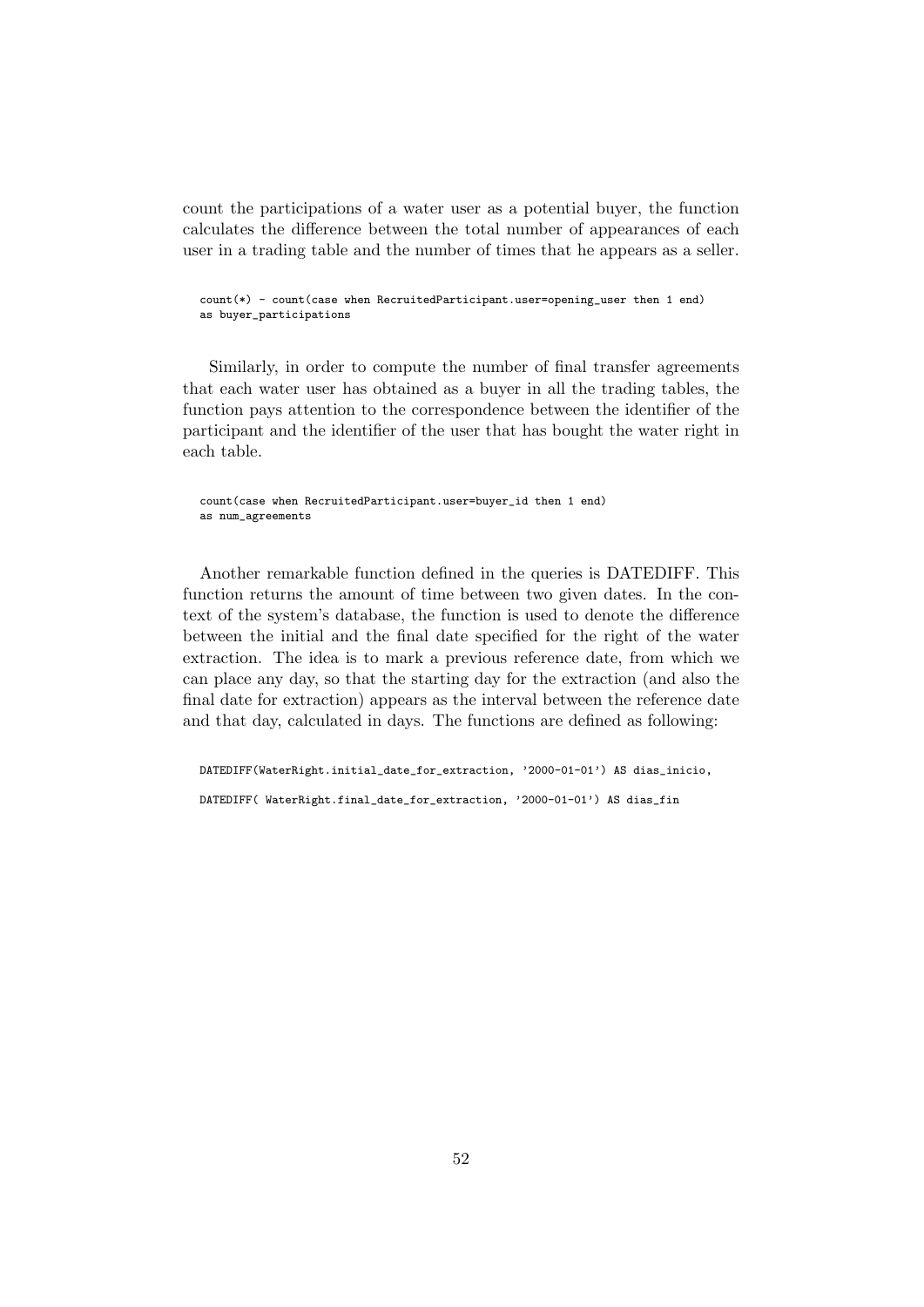count the participations of a water user as a potential buyer, the function calculates the difference between the total number of appearances of each user in a trading table and the number of times that he appears as a seller.

```
count(*) - count(case when RecruitedParticipant.user=opening_user then 1 end)
as buyer_participations
```

Similarly, in order to compute the number of final transfer agreements that each water user has obtained as a buyer in all the trading tables, the function pays attention to the correspondence between the identifier of the participant and the identifier of the user that has bought the water right in each table.

```
count(case when RecruitedParticipant.user=buyer_id then 1 end)
as num_agreements
```

Another remarkable function defined in the queries is DATEDIFF. This function returns the amount of time between two given dates. In the context of the system's database, the function is used to denote the difference between the initial and the final date specified for the right of the water extraction. The idea is to mark a previous reference date, from which we can place any day, so that the starting day for the extraction (and also the final date for extraction) appears as the interval between the reference date and that day, calculated in days. The functions are defined as following:

```
DATEDIFF(WaterRight.initial_date_for_extraction, '2000-01-01') AS dias_inicio,

DATEDIFF( WaterRight.final_date_for_extraction, '2000-01-01') AS dias_fin
```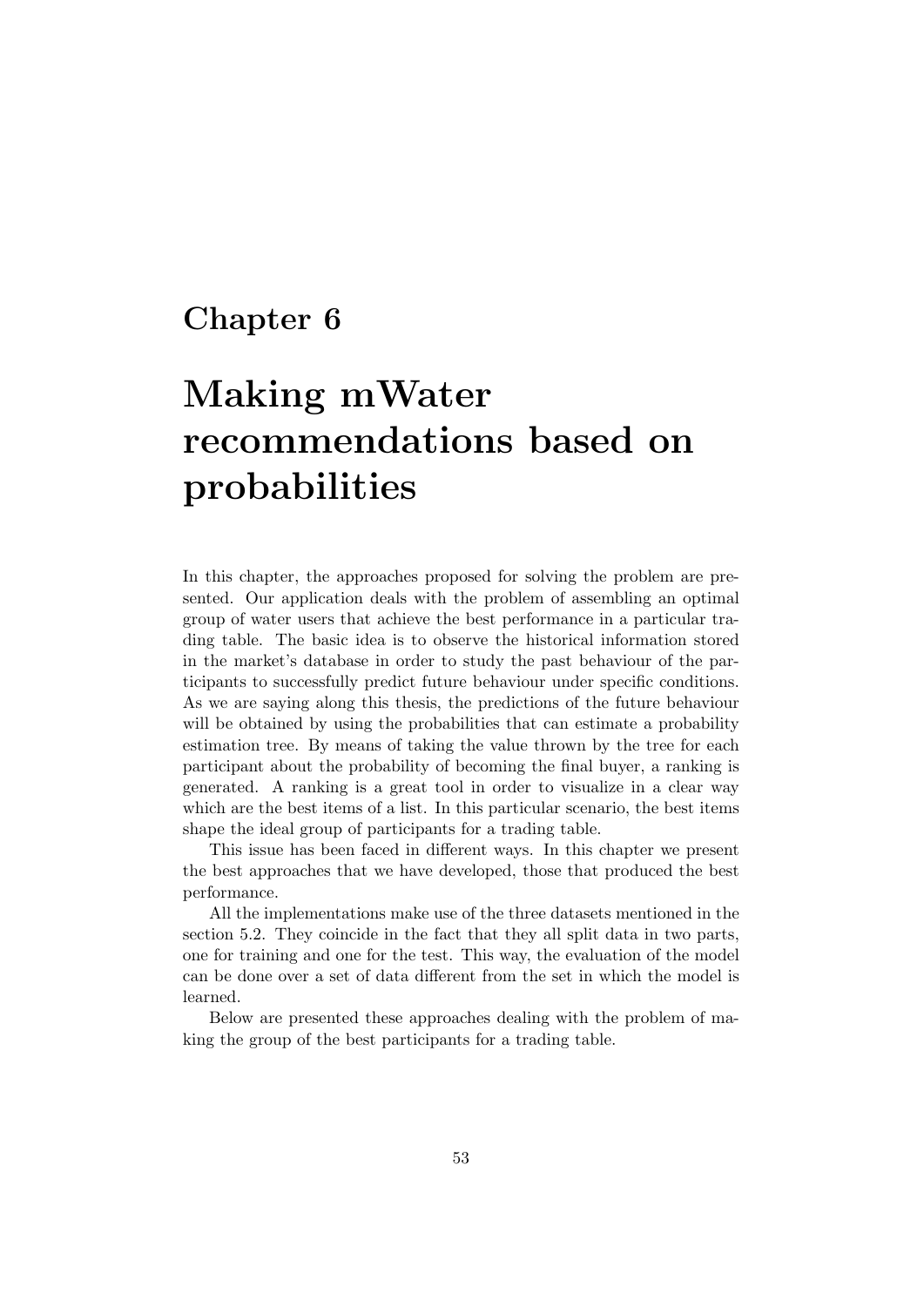# Chapter 6

# Making mWater recommendations based on probabilities

In this chapter, the approaches proposed for solving the problem are presented. Our application deals with the problem of assembling an optimal group of water users that achieve the best performance in a particular trading table. The basic idea is to observe the historical information stored in the market's database in order to study the past behaviour of the participants to successfully predict future behaviour under specific conditions. As we are saying along this thesis, the predictions of the future behaviour will be obtained by using the probabilities that can estimate a probability estimation tree. By means of taking the value thrown by the tree for each participant about the probability of becoming the final buyer, a ranking is generated. A ranking is a great tool in order to visualize in a clear way which are the best items of a list. In this particular scenario, the best items shape the ideal group of participants for a trading table.

This issue has been faced in different ways. In this chapter we present the best approaches that we have developed, those that produced the best performance.

All the implementations make use of the three datasets mentioned in the section 5.2. They coincide in the fact that they all split data in two parts, one for training and one for the test. This way, the evaluation of the model can be done over a set of data different from the set in which the model is learned.

Below are presented these approaches dealing with the problem of making the group of the best participants for a trading table.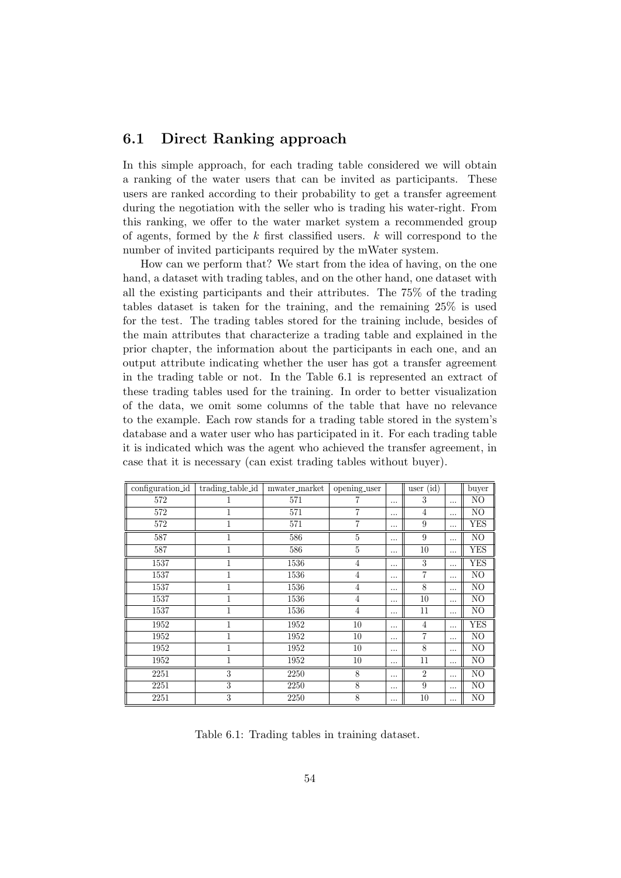## 6.1 Direct Ranking approach

In this simple approach, for each trading table considered we will obtain a ranking of the water users that can be invited as participants. These users are ranked according to their probability to get a transfer agreement during the negotiation with the seller who is trading his water-right. From this ranking, we offer to the water market system a recommended group of agents, formed by the $k$ first classified users. $k$ will correspond to the number of invited participants required by the mWater system.

How can we perform that? We start from the idea of having, on the one hand, a dataset with trading tables, and on the other hand, one dataset with all the existing participants and their attributes. The 75% of the trading tables dataset is taken for the training, and the remaining 25% is used for the test. The trading tables stored for the training include, besides of the main attributes that characterize a trading table and explained in the prior chapter, the information about the participants in each one, and an output attribute indicating whether the user has got a transfer agreement in the trading table or not. In the Table 6.1 is represented an extract of these trading tables used for the training. In order to better visualization of the data, we omit some columns of the table that have no relevance to the example. Each row stands for a trading table stored in the system's database and a water user who has participated in it. For each trading table it is indicated which was the agent who achieved the transfer agreement, in case that it is necessary (can exist trading tables without buyer).

| configuration_id | trading_table_id | mwater_market | opening_user | | user (id) | | buyer |
|---|---|---|---|---|---|---|---|
| 572 | 1 | 571 | 7 | ... | 3 | ... | NO |
| 572 | 1 | 571 | 7 | ... | 4 | ... | NO |
| 572 | 1 | 571 | 7 | ... | 9 | ... | YES |
| 587 | 1 | 586 | 5 | ... | 9 | ... | NO |
| 587 | 1 | 586 | 5 | ... | 10 | ... | YES |
| 1537 | 1 | 1536 | 4 | ... | 3 | ... | YES |
| 1537 | 1 | 1536 | 4 | ... | 7 | ... | NO |
| 1537 | 1 | 1536 | 4 | ... | 8 | ... | NO |
| 1537 | 1 | 1536 | 4 | ... | 10 | ... | NO |
| 1537 | 1 | 1536 | 4 | ... | 11 | ... | NO |
| 1952 | 1 | 1952 | 10 | ... | 4 | ... | YES |
| 1952 | 1 | 1952 | 10 | ... | 7 | ... | NO |
| 1952 | 1 | 1952 | 10 | ... | 8 | ... | NO |
| 1952 | 1 | 1952 | 10 | ... | 11 | ... | NO |
| 2251 | 3 | 2250 | 8 | ... | 2 | ... | NO |
| 2251 | 3 | 2250 | 8 | ... | 9 | ... | NO |
| 2251 | 3 | 2250 | 8 | ... | 10 | ... | NO |

Table 6.1: Trading tables in training dataset.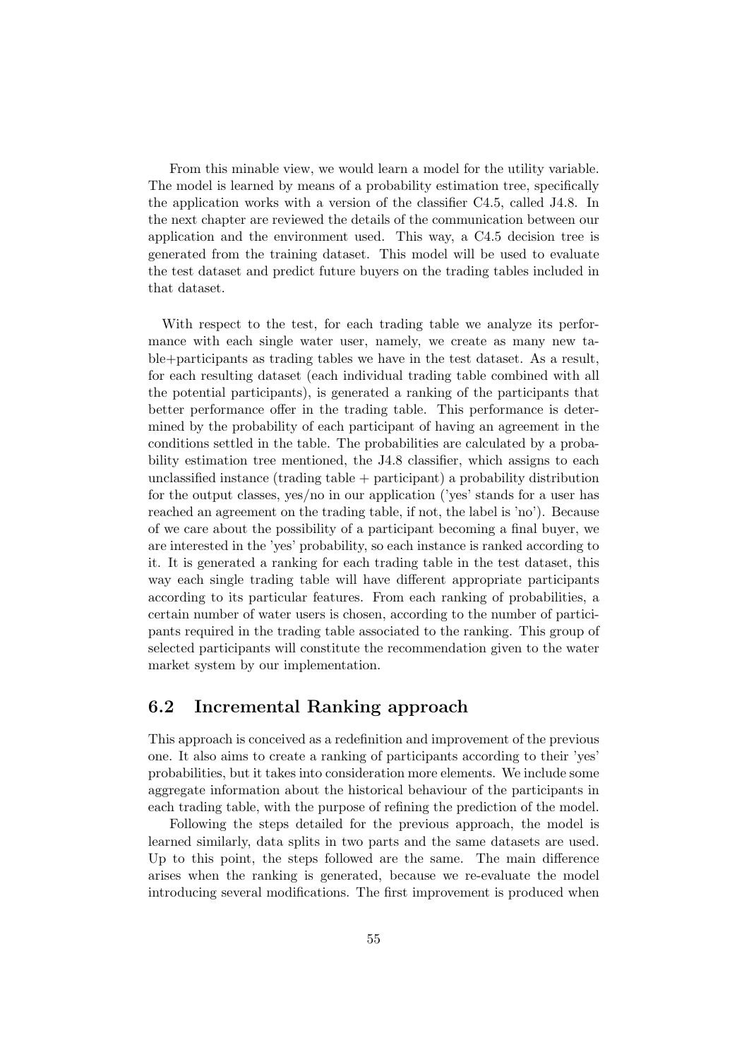From this minable view, we would learn a model for the utility variable. The model is learned by means of a probability estimation tree, specifically the application works with a version of the classifier C4.5, called J4.8. In the next chapter are reviewed the details of the communication between our application and the environment used. This way, a C4.5 decision tree is generated from the training dataset. This model will be used to evaluate the test dataset and predict future buyers on the trading tables included in that dataset.

With respect to the test, for each trading table we analyze its performance with each single water user, namely, we create as many new table+participants as trading tables we have in the test dataset. As a result, for each resulting dataset (each individual trading table combined with all the potential participants), is generated a ranking of the participants that better performance offer in the trading table. This performance is determined by the probability of each participant of having an agreement in the conditions settled in the table. The probabilities are calculated by a probability estimation tree mentioned, the J4.8 classifier, which assigns to each unclassified instance (trading table + participant) a probability distribution for the output classes, yes/no in our application ('yes' stands for a user has reached an agreement on the trading table, if not, the label is 'no'). Because of we care about the possibility of a participant becoming a final buyer, we are interested in the 'yes' probability, so each instance is ranked according to it. It is generated a ranking for each trading table in the test dataset, this way each single trading table will have different appropriate participants according to its particular features. From each ranking of probabilities, a certain number of water users is chosen, according to the number of participants required in the trading table associated to the ranking. This group of selected participants will constitute the recommendation given to the water market system by our implementation.

## 6.2 Incremental Ranking approach

This approach is conceived as a redefinition and improvement of the previous one. It also aims to create a ranking of participants according to their 'yes' probabilities, but it takes into consideration more elements. We include some aggregate information about the historical behaviour of the participants in each trading table, with the purpose of refining the prediction of the model.

Following the steps detailed for the previous approach, the model is learned similarly, data splits in two parts and the same datasets are used. Up to this point, the steps followed are the same. The main difference arises when the ranking is generated, because we re-evaluate the model introducing several modifications. The first improvement is produced when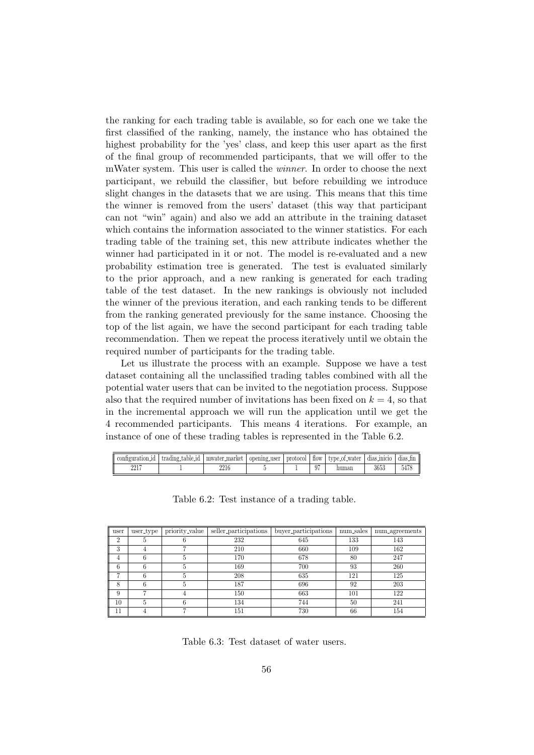the ranking for each trading table is available, so for each one we take the first classified of the ranking, namely, the instance who has obtained the highest probability for the 'yes' class, and keep this user apart as the first of the final group of recommended participants, that we will offer to the mWater system. This user is called the *winner*. In order to choose the next participant, we rebuild the classifier, but before rebuilding we introduce slight changes in the datasets that we are using. This means that this time the winner is removed from the users' dataset (this way that participant can not "win" again) and also we add an attribute in the training dataset which contains the information associated to the winner statistics. For each trading table of the training set, this new attribute indicates whether the winner had participated in it or not. The model is re-evaluated and a new probability estimation tree is generated. The test is evaluated similarly to the prior approach, and a new ranking is generated for each trading table of the test dataset. In the new rankings is obviously not included the winner of the previous iteration, and each ranking tends to be different from the ranking generated previously for the same instance. Choosing the top of the list again, we have the second participant for each trading table recommendation. Then we repeat the process iteratively until we obtain the required number of participants for the trading table.

Let us illustrate the process with an example. Suppose we have a test dataset containing all the unclassified trading tables combined with all the potential water users that can be invited to the negotiation process. Suppose also that the required number of invitations has been fixed on $k = 4$, so that in the incremental approach we will run the application until we get the 4 recommended participants. This means 4 iterations. For example, an instance of one of these trading tables is represented in the Table 6.2.

| configuration_id | trading_table_id | mwater_market | opening_user | protocol | flow | type_of_water | dias_inicio | dias_fin |
|---|---|---|---|---|---|---|---|---|
| 2217 | 1 | 2216 | 5 | 1 | 97 | human | 3653 | 5478 |

Table 6.2: Test instance of a trading table.

| user | user_type | priority_value | seller_participations | buyer_participations | num_sales | num_agreements |
|---|---|---|---|---|---|---|
| 2 | 5 | 6 | 232 | 645 | 133 | 143 |
| 3 | 4 | 7 | 210 | 660 | 109 | 162 |
| 4 | 6 | 5 | 170 | 678 | 80 | 247 |
| 6 | 6 | 5 | 169 | 700 | 93 | 260 |
| 7 | 6 | 5 | 208 | 635 | 121 | 125 |
| 8 | 6 | 5 | 187 | 696 | 92 | 203 |
| 9 | 7 | 4 | 150 | 663 | 101 | 122 |
| 10 | 5 | 6 | 134 | 744 | 50 | 241 |
| 11 | 4 | 7 | 151 | 730 | 66 | 154 |

Table 6.3: Test dataset of water users.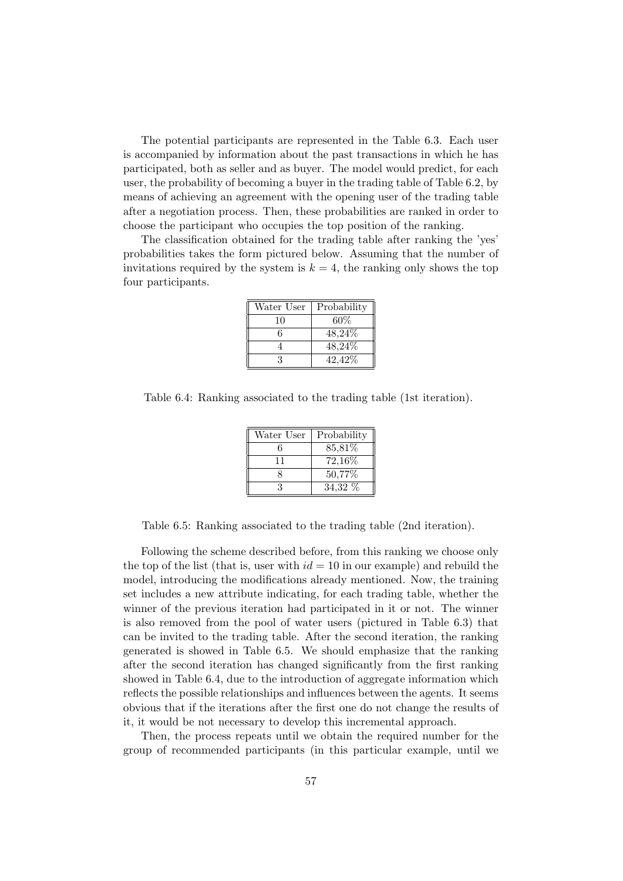The potential participants are represented in the Table 6.3. Each user is accompanied by information about the past transactions in which he has participated, both as seller and as buyer. The model would predict, for each user, the probability of becoming a buyer in the trading table of Table 6.2, by means of achieving an agreement with the opening user of the trading table after a negotiation process. Then, these probabilities are ranked in order to choose the participant who occupies the top position of the ranking.

The classification obtained for the trading table after ranking the 'yes' probabilities takes the form pictured below. Assuming that the number of invitations required by the system is $k = 4$, the ranking only shows the top four participants.

| Water User | Probability |
|---|---|
| 10 | 60% |
| 6 | 48,24% |
| 4 | 48,24% |
| 3 | 42,42% |

Table 6.4: Ranking associated to the trading table (1st iteration).

| Water User | Probability |
|---|---|
| 6 | 85,81% |
| 11 | 72,16% |
| 8 | 50,77% |
| 3 | 34,32 % |

Table 6.5: Ranking associated to the trading table (2nd iteration).

Following the scheme described before, from this ranking we choose only the top of the list (that is, user with $id = 10$ in our example) and rebuild the model, introducing the modifications already mentioned. Now, the training set includes a new attribute indicating, for each trading table, whether the winner of the previous iteration had participated in it or not. The winner is also removed from the pool of water users (pictured in Table 6.3) that can be invited to the trading table. After the second iteration, the ranking generated is showed in Table 6.5. We should emphasize that the ranking after the second iteration has changed significantly from the first ranking showed in Table 6.4, due to the introduction of aggregate information which reflects the possible relationships and influences between the agents. It seems obvious that if the iterations after the first one do not change the results of it, it would be not necessary to develop this incremental approach.

Then, the process repeats until we obtain the required number for the group of recommended participants (in this particular example, until we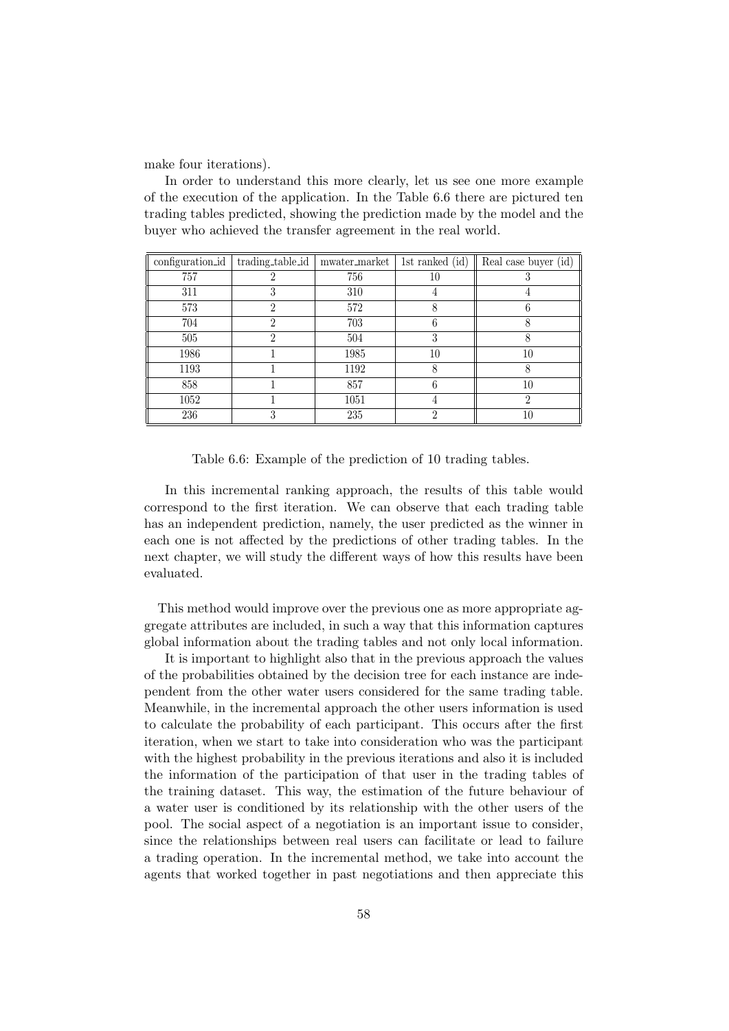make four iterations).

In order to understand this more clearly, let us see one more example of the execution of the application. In the Table 6.6 there are pictured ten trading tables predicted, showing the prediction made by the model and the buyer who achieved the transfer agreement in the real world.

| configuration_id | trading_table_id | mwater_market | 1st ranked (id) | Real case buyer (id) |
|---|---|---|---|---|
| 757 | 2 | 756 | 10 | 3 |
| 311 | 3 | 310 | 4 | 4 |
| 573 | 2 | 572 | 8 | 6 |
| 704 | 2 | 703 | 6 | 8 |
| 505 | 2 | 504 | 3 | 8 |
| 1986 | 1 | 1985 | 10 | 10 |
| 1193 | 1 | 1192 | 8 | 8 |
| 858 | 1 | 857 | 6 | 10 |
| 1052 | 1 | 1051 | 4 | 2 |
| 236 | 3 | 235 | 2 | 10 |

Table 6.6: Example of the prediction of 10 trading tables.

In this incremental ranking approach, the results of this table would correspond to the first iteration. We can observe that each trading table has an independent prediction, namely, the user predicted as the winner in each one is not affected by the predictions of other trading tables. In the next chapter, we will study the different ways of how this results have been evaluated.

This method would improve over the previous one as more appropriate aggregate attributes are included, in such a way that this information captures global information about the trading tables and not only local information.

It is important to highlight also that in the previous approach the values of the probabilities obtained by the decision tree for each instance are independent from the other water users considered for the same trading table. Meanwhile, in the incremental approach the other users information is used to calculate the probability of each participant. This occurs after the first iteration, when we start to take into consideration who was the participant with the highest probability in the previous iterations and also it is included the information of the participation of that user in the trading tables of the training dataset. This way, the estimation of the future behaviour of a water user is conditioned by its relationship with the other users of the pool. The social aspect of a negotiation is an important issue to consider, since the relationships between real users can facilitate or lead to failure a trading operation. In the incremental method, we take into account the agents that worked together in past negotiations and then appreciate this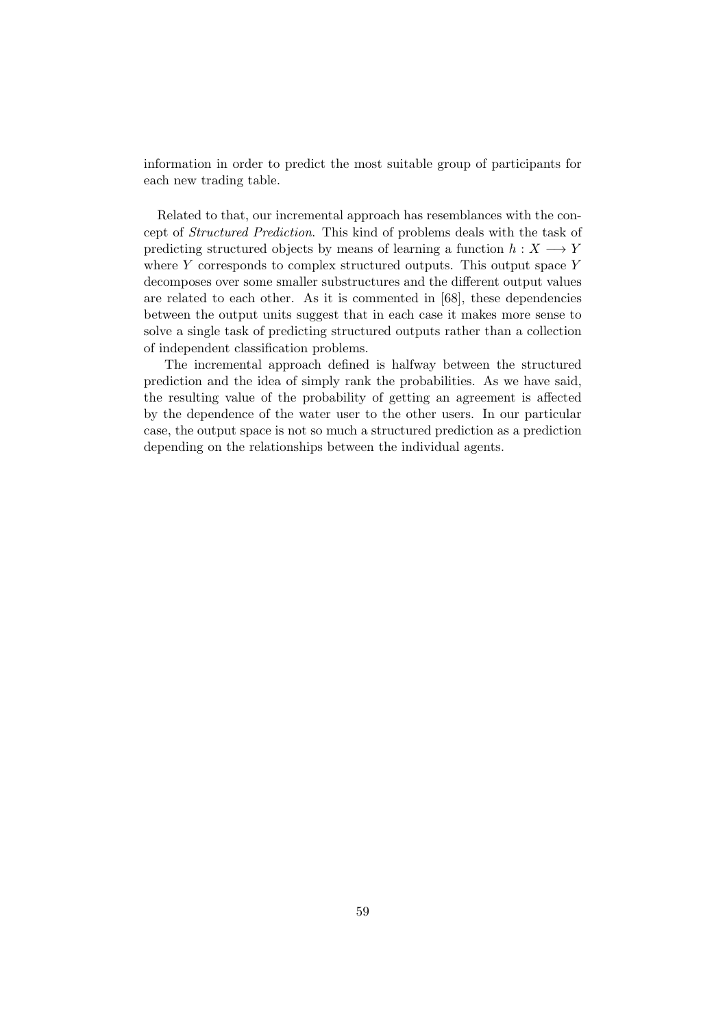information in order to predict the most suitable group of participants for each new trading table.

Related to that, our incremental approach has resemblances with the concept of *Structured Prediction*. This kind of problems deals with the task of predicting structured objects by means of learning a function $h : X \longrightarrow Y$ where $Y$ corresponds to complex structured outputs. This output space $Y$ decomposes over some smaller substructures and the different output values are related to each other. As it is commented in [68], these dependencies between the output units suggest that in each case it makes more sense to solve a single task of predicting structured outputs rather than a collection of independent classification problems.

The incremental approach defined is halfway between the structured prediction and the idea of simply rank the probabilities. As we have said, the resulting value of the probability of getting an agreement is affected by the dependence of the water user to the other users. In our particular case, the output space is not so much a structured prediction as a prediction depending on the relationships between the individual agents.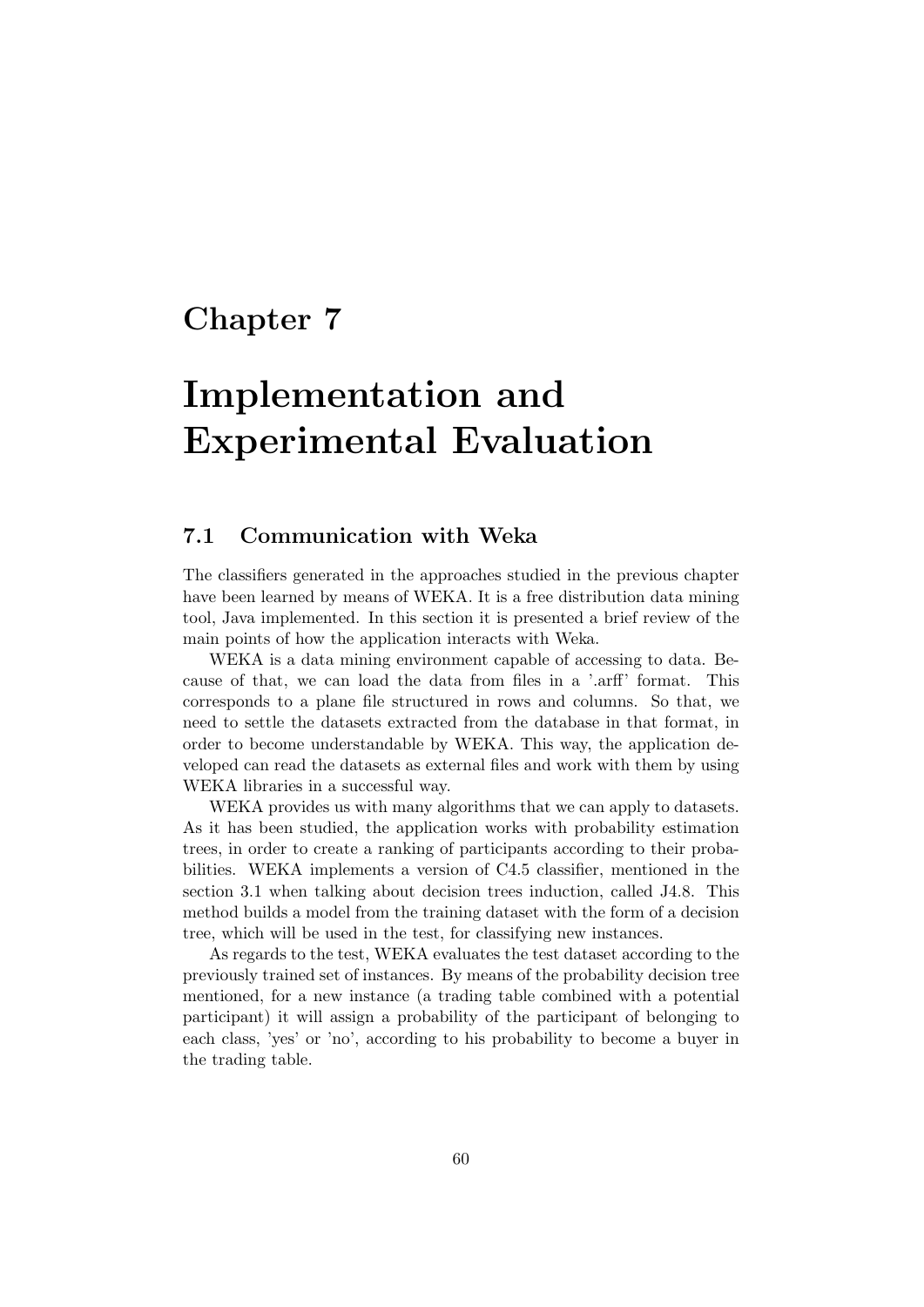# Chapter 7

# Implementation and Experimental Evaluation

## 7.1 Communication with Weka

The classifiers generated in the approaches studied in the previous chapter have been learned by means of WEKA. It is a free distribution data mining tool, Java implemented. In this section it is presented a brief review of the main points of how the application interacts with Weka.

WEKA is a data mining environment capable of accessing to data. Because of that, we can load the data from files in a '.arff' format. This corresponds to a plane file structured in rows and columns. So that, we need to settle the datasets extracted from the database in that format, in order to become understandable by WEKA. This way, the application developed can read the datasets as external files and work with them by using WEKA libraries in a successful way.

WEKA provides us with many algorithms that we can apply to datasets. As it has been studied, the application works with probability estimation trees, in order to create a ranking of participants according to their probabilities. WEKA implements a version of C4.5 classifier, mentioned in the section 3.1 when talking about decision trees induction, called J4.8. This method builds a model from the training dataset with the form of a decision tree, which will be used in the test, for classifying new instances.

As regards to the test, WEKA evaluates the test dataset according to the previously trained set of instances. By means of the probability decision tree mentioned, for a new instance (a trading table combined with a potential participant) it will assign a probability of the participant of belonging to each class, 'yes' or 'no', according to his probability to become a buyer in the trading table.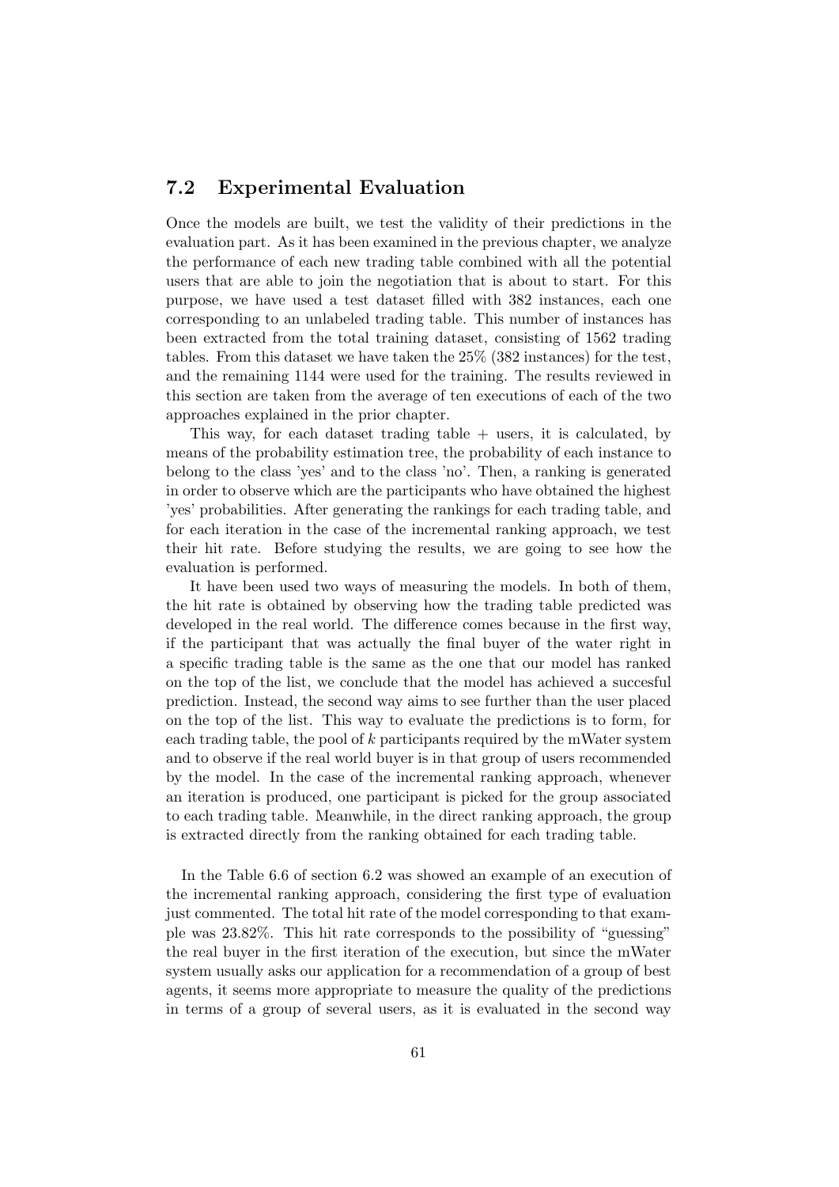## 7.2 Experimental Evaluation

Once the models are built, we test the validity of their predictions in the evaluation part. As it has been examined in the previous chapter, we analyze the performance of each new trading table combined with all the potential users that are able to join the negotiation that is about to start. For this purpose, we have used a test dataset filled with 382 instances, each one corresponding to an unlabeled trading table. This number of instances has been extracted from the total training dataset, consisting of 1562 trading tables. From this dataset we have taken the 25% (382 instances) for the test, and the remaining 1144 were used for the training. The results reviewed in this section are taken from the average of ten executions of each of the two approaches explained in the prior chapter.

This way, for each dataset trading table + users, it is calculated, by means of the probability estimation tree, the probability of each instance to belong to the class 'yes' and to the class 'no'. Then, a ranking is generated in order to observe which are the participants who have obtained the highest 'yes' probabilities. After generating the rankings for each trading table, and for each iteration in the case of the incremental ranking approach, we test their hit rate. Before studying the results, we are going to see how the evaluation is performed.

It have been used two ways of measuring the models. In both of them, the hit rate is obtained by observing how the trading table predicted was developed in the real world. The difference comes because in the first way, if the participant that was actually the final buyer of the water right in a specific trading table is the same as the one that our model has ranked on the top of the list, we conclude that the model has achieved a succesful prediction. Instead, the second way aims to see further than the user placed on the top of the list. This way to evaluate the predictions is to form, for each trading table, the pool of $k$ participants required by the mWater system and to observe if the real world buyer is in that group of users recommended by the model. In the case of the incremental ranking approach, whenever an iteration is produced, one participant is picked for the group associated to each trading table. Meanwhile, in the direct ranking approach, the group is extracted directly from the ranking obtained for each trading table.

In the Table 6.6 of section 6.2 was showed an example of an execution of the incremental ranking approach, considering the first type of evaluation just commented. The total hit rate of the model corresponding to that example was 23.82%. This hit rate corresponds to the possibility of "guessing" the real buyer in the first iteration of the execution, but since the mWater system usually asks our application for a recommendation of a group of best agents, it seems more appropriate to measure the quality of the predictions in terms of a group of several users, as it is evaluated in the second way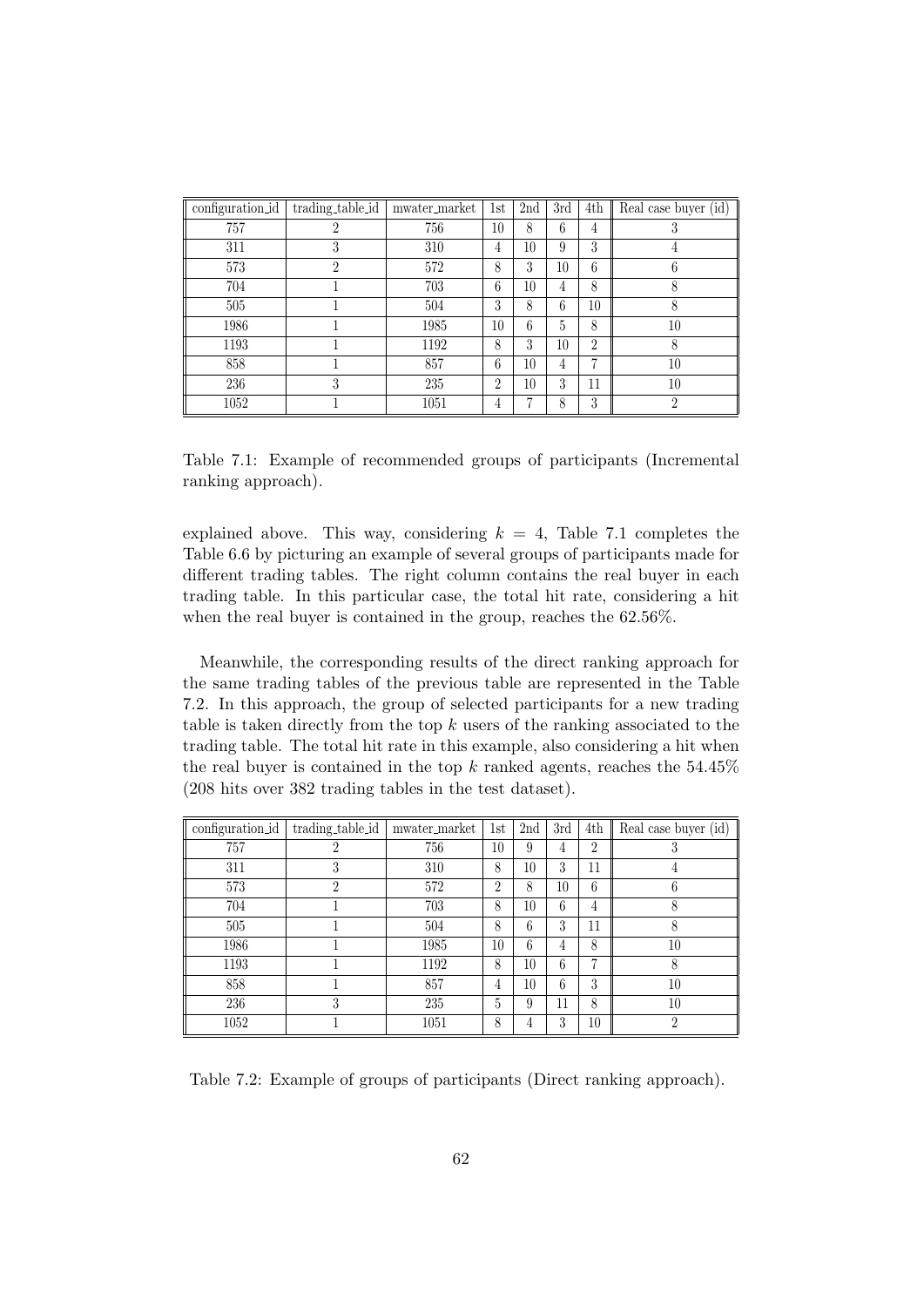| configuration_id | trading_table_id | mwater_market | 1st | 2nd | 3rd | 4th | Real case buyer (id) |
|---|---|---|---|---|---|---|---|
| 757 | 2 | 756 | 10 | 8 | 6 | 4 | 3 |
| 311 | 3 | 310 | 4 | 10 | 9 | 3 | 4 |
| 573 | 2 | 572 | 8 | 3 | 10 | 6 | 6 |
| 704 | 1 | 703 | 6 | 10 | 4 | 8 | 8 |
| 505 | 1 | 504 | 3 | 8 | 6 | 10 | 8 |
| 1986 | 1 | 1985 | 10 | 6 | 5 | 8 | 10 |
| 1193 | 1 | 1192 | 8 | 3 | 10 | 2 | 8 |
| 858 | 1 | 857 | 6 | 10 | 4 | 7 | 10 |
| 236 | 3 | 235 | 2 | 10 | 3 | 11 | 10 |
| 1052 | 1 | 1051 | 4 | 7 | 8 | 3 | 2 |

Table 7.1: Example of recommended groups of participants (Incremental ranking approach).

explained above. This way, considering $k = 4$, Table 7.1 completes the Table 6.6 by picturing an example of several groups of participants made for different trading tables. The right column contains the real buyer in each trading table. In this particular case, the total hit rate, considering a hit when the real buyer is contained in the group, reaches the 62.56%.

Meanwhile, the corresponding results of the direct ranking approach for the same trading tables of the previous table are represented in the Table 7.2. In this approach, the group of selected participants for a new trading table is taken directly from the top $k$ users of the ranking associated to the trading table. The total hit rate in this example, also considering a hit when the real buyer is contained in the top $k$ ranked agents, reaches the 54.45% (208 hits over 382 trading tables in the test dataset).

| configuration_id | trading_table_id | mwater_market | 1st | 2nd | 3rd | 4th | Real case buyer (id) |
|---|---|---|---|---|---|---|---|
| 757 | 2 | 756 | 10 | 9 | 4 | 2 | 3 |
| 311 | 3 | 310 | 8 | 10 | 3 | 11 | 4 |
| 573 | 2 | 572 | 2 | 8 | 10 | 6 | 6 |
| 704 | 1 | 703 | 8 | 10 | 6 | 4 | 8 |
| 505 | 1 | 504 | 8 | 6 | 3 | 11 | 8 |
| 1986 | 1 | 1985 | 10 | 6 | 4 | 8 | 10 |
| 1193 | 1 | 1192 | 8 | 10 | 6 | 7 | 8 |
| 858 | 1 | 857 | 4 | 10 | 6 | 3 | 10 |
| 236 | 3 | 235 | 5 | 9 | 11 | 8 | 10 |
| 1052 | 1 | 1051 | 8 | 4 | 3 | 10 | 2 |

Table 7.2: Example of groups of participants (Direct ranking approach).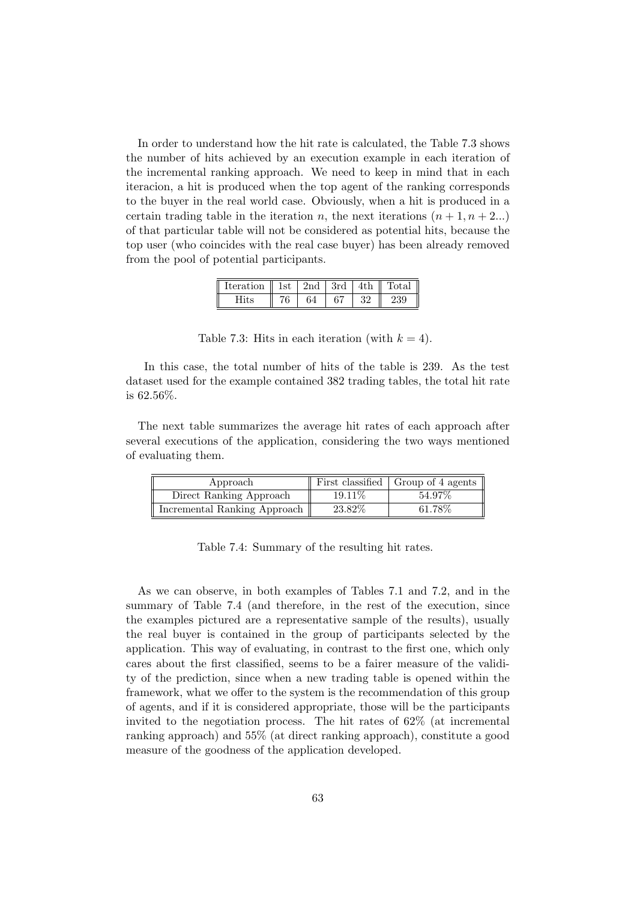In order to understand how the hit rate is calculated, the Table 7.3 shows the number of hits achieved by an execution example in each iteration of the incremental ranking approach. We need to keep in mind that in each iteracion, a hit is produced when the top agent of the ranking corresponds to the buyer in the real world case. Obviously, when a hit is produced in a certain trading table in the iteration $n$, the next iterations $(n + 1, n + 2...)$ of that particular table will not be considered as potential hits, because the top user (who coincides with the real case buyer) has been already removed from the pool of potential participants.

| Iteration | 1st | 2nd | 3rd | 4th | Total |
|---|---|---|---|---|---|
| Hits | 76 | 64 | 67 | 32 | 239 |

Table 7.3: Hits in each iteration (with $k = 4$).

In this case, the total number of hits of the table is 239. As the test dataset used for the example contained 382 trading tables, the total hit rate is 62.56%.

The next table summarizes the average hit rates of each approach after several executions of the application, considering the two ways mentioned of evaluating them.

| Approach | First classified | Group of 4 agents |
|---|---|---|
| Direct Ranking Approach | 19.11% | 54.97% |
| Incremental Ranking Approach | 23.82% | 61.78% |

Table 7.4: Summary of the resulting hit rates.

As we can observe, in both examples of Tables 7.1 and 7.2, and in the summary of Table 7.4 (and therefore, in the rest of the execution, since the examples pictured are a representative sample of the results), usually the real buyer is contained in the group of participants selected by the application. This way of evaluating, in contrast to the first one, which only cares about the first classified, seems to be a fairer measure of the validity of the prediction, since when a new trading table is opened within the framework, what we offer to the system is the recommendation of this group of agents, and if it is considered appropriate, those will be the participants invited to the negotiation process. The hit rates of 62% (at incremental ranking approach) and 55% (at direct ranking approach), constitute a good measure of the goodness of the application developed.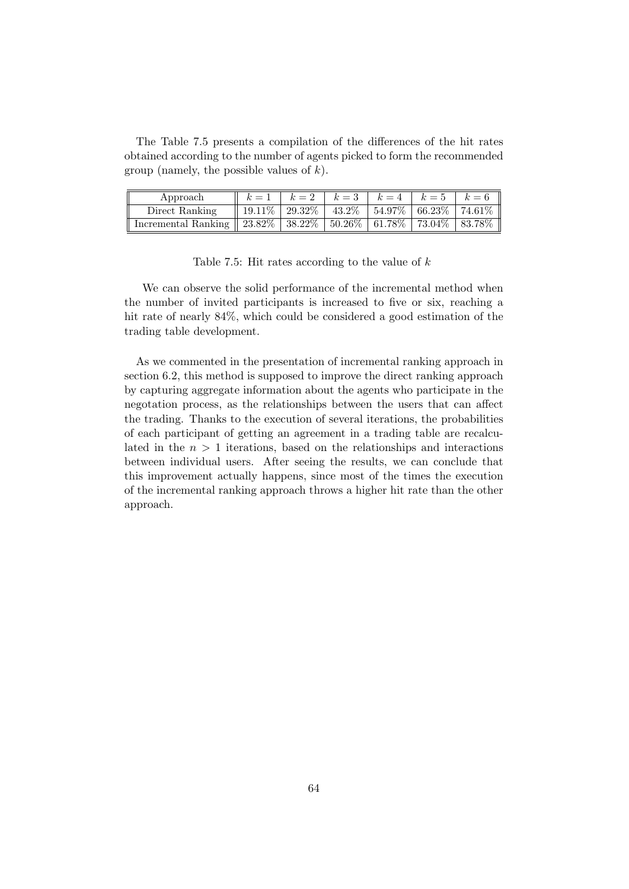The Table 7.5 presents a compilation of the differences of the hit rates obtained according to the number of agents picked to form the recommended group (namely, the possible values of $k$).

| Approach | $k = 1$ | $k = 2$ | $k = 3$ | $k = 4$ | $k = 5$ | $k = 6$ |
|---|---|---|---|---|---|---|
| Direct Ranking | 19.11% | 29.32% | 43.2% | 54.97% | 66.23% | 74.61% |
| Incremental Ranking | 23.82% | 38.22% | 50.26% | 61.78% | 73.04% | 83.78% |

Table 7.5: Hit rates according to the value of $k$

We can observe the solid performance of the incremental method when the number of invited participants is increased to five or six, reaching a hit rate of nearly 84%, which could be considered a good estimation of the trading table development.

As we commented in the presentation of incremental ranking approach in section 6.2, this method is supposed to improve the direct ranking approach by capturing aggregate information about the agents who participate in the negotation process, as the relationships between the users that can affect the trading. Thanks to the execution of several iterations, the probabilities of each participant of getting an agreement in a trading table are recalculated in the $n > 1$ iterations, based on the relationships and interactions between individual users. After seeing the results, we can conclude that this improvement actually happens, since most of the times the execution of the incremental ranking approach throws a higher hit rate than the other approach.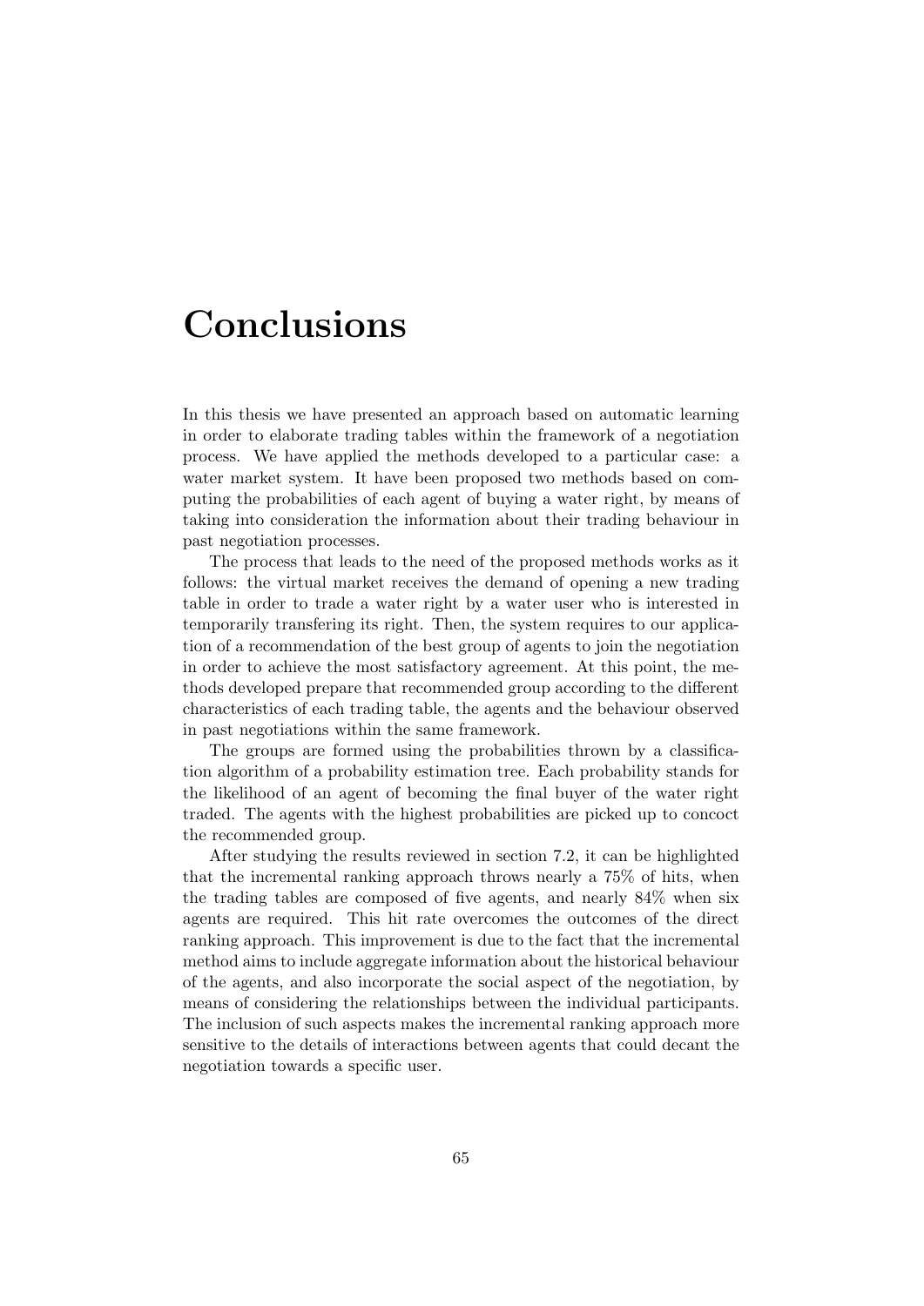# Conclusions

In this thesis we have presented an approach based on automatic learning in order to elaborate trading tables within the framework of a negotiation process. We have applied the methods developed to a particular case: a water market system. It have been proposed two methods based on computing the probabilities of each agent of buying a water right, by means of taking into consideration the information about their trading behaviour in past negotiation processes.

The process that leads to the need of the proposed methods works as it follows: the virtual market receives the demand of opening a new trading table in order to trade a water right by a water user who is interested in temporarily transfering its right. Then, the system requires to our application of a recommendation of the best group of agents to join the negotiation in order to achieve the most satisfactory agreement. At this point, the methods developed prepare that recommended group according to the different characteristics of each trading table, the agents and the behaviour observed in past negotiations within the same framework.

The groups are formed using the probabilities thrown by a classification algorithm of a probability estimation tree. Each probability stands for the likelihood of an agent of becoming the final buyer of the water right traded. The agents with the highest probabilities are picked up to concoct the recommended group.

After studying the results reviewed in section 7.2, it can be highlighted that the incremental ranking approach throws nearly a 75% of hits, when the trading tables are composed of five agents, and nearly 84% when six agents are required. This hit rate overcomes the outcomes of the direct ranking approach. This improvement is due to the fact that the incremental method aims to include aggregate information about the historical behaviour of the agents, and also incorporate the social aspect of the negotiation, by means of considering the relationships between the individual participants. The inclusion of such aspects makes the incremental ranking approach more sensitive to the details of interactions between agents that could decant the negotiation towards a specific user.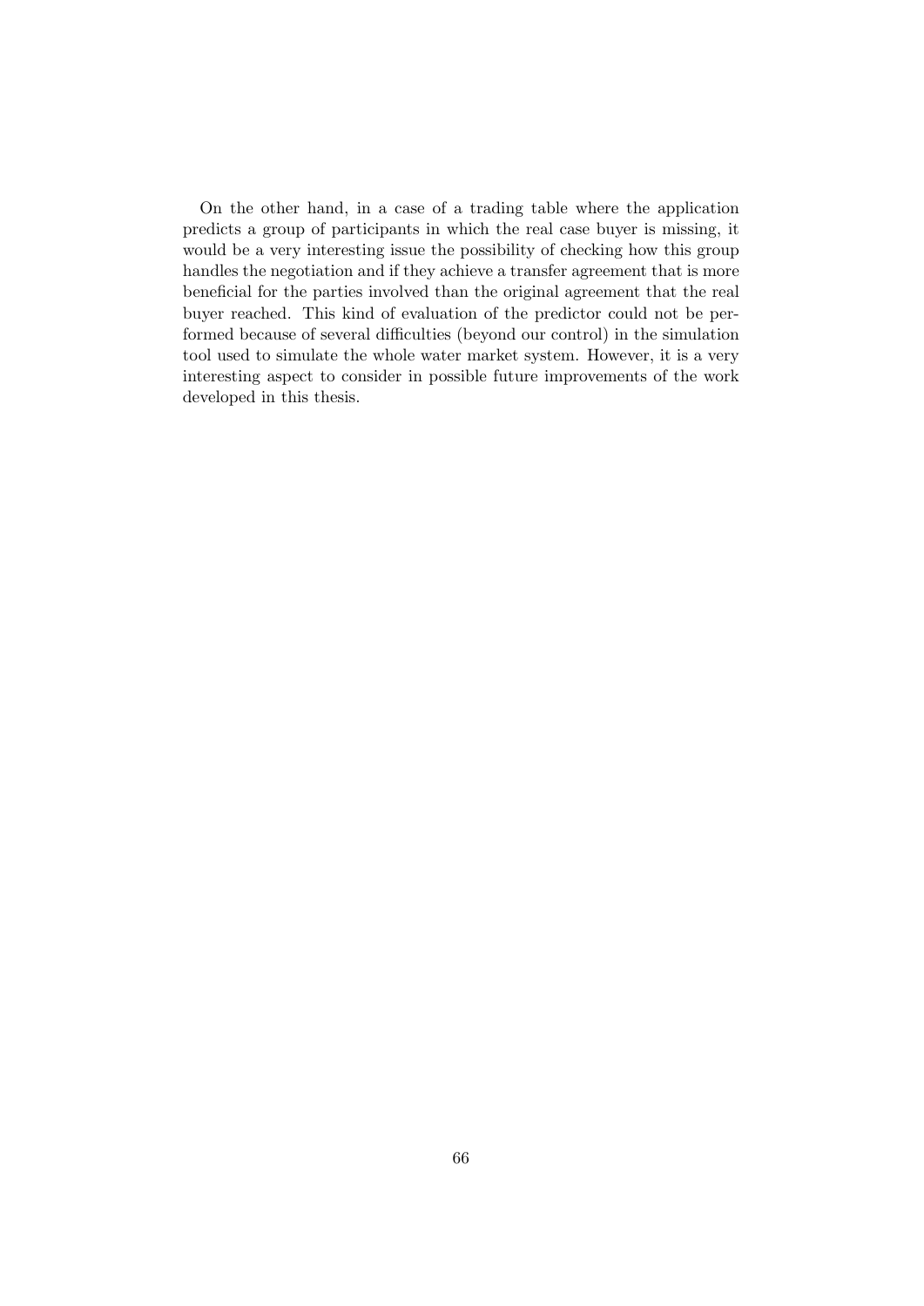On the other hand, in a case of a trading table where the application predicts a group of participants in which the real case buyer is missing, it would be a very interesting issue the possibility of checking how this group handles the negotiation and if they achieve a transfer agreement that is more beneficial for the parties involved than the original agreement that the real buyer reached. This kind of evaluation of the predictor could not be performed because of several difficulties (beyond our control) in the simulation tool used to simulate the whole water market system. However, it is a very interesting aspect to consider in possible future improvements of the work developed in this thesis.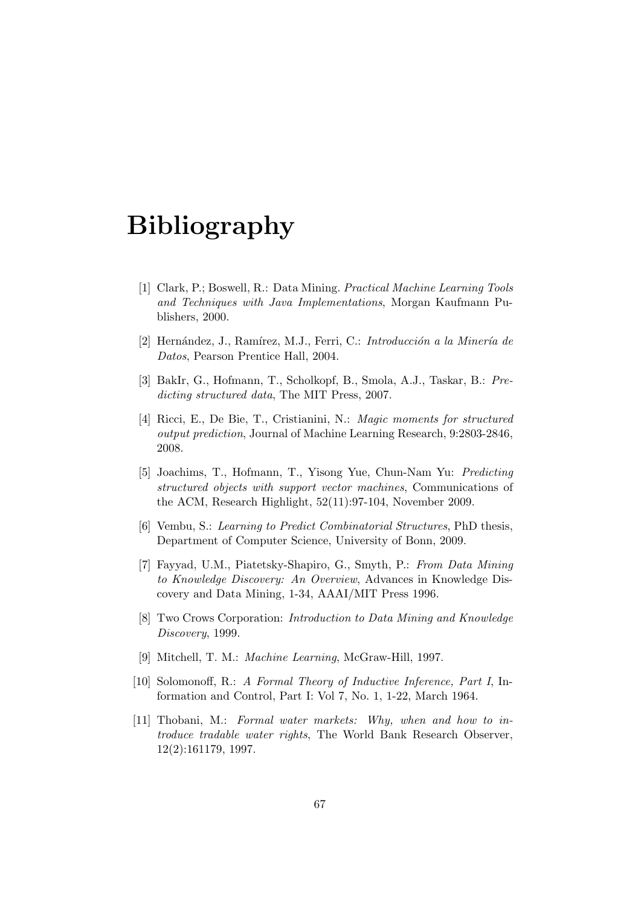# Bibliography

[1] Clark, P.; Boswell, R.: Data Mining. *Practical Machine Learning Tools and Techniques with Java Implementations*, Morgan Kaufmann Publishers, 2000.

[2] Hernández, J., Ramírez, M.J., Ferri, C.: *Introducción a la Minería de Datos*, Pearson Prentice Hall, 2004.

[3] BakIr, G., Hofmann, T., Scholkopf, B., Smola, A.J., Taskar, B.: *Predicting structured data*, The MIT Press, 2007.

[4] Ricci, E., De Bie, T., Cristianini, N.: *Magic moments for structured output prediction*, Journal of Machine Learning Research, 9:2803-2846, 2008.

[5] Joachims, T., Hofmann, T., Yisong Yue, Chun-Nam Yu: *Predicting structured objects with support vector machines*, Communications of the ACM, Research Highlight, 52(11):97-104, November 2009.

[6] Vembu, S.: *Learning to Predict Combinatorial Structures*, PhD thesis, Department of Computer Science, University of Bonn, 2009.

[7] Fayyad, U.M., Piatetsky-Shapiro, G., Smyth, P.: *From Data Mining to Knowledge Discovery: An Overview*, Advances in Knowledge Discovery and Data Mining, 1-34, AAAI/MIT Press 1996.

[8] Two Crows Corporation: *Introduction to Data Mining and Knowledge Discovery*, 1999.

[9] Mitchell, T. M.: *Machine Learning*, McGraw-Hill, 1997.

[10] Solomonoff, R.: *A Formal Theory of Inductive Inference, Part I*, Information and Control, Part I: Vol 7, No. 1, 1-22, March 1964.

[11] Thobani, M.: *Formal water markets: Why, when and how to introduce tradable water rights*, The World Bank Research Observer, 12(2):161179, 1997.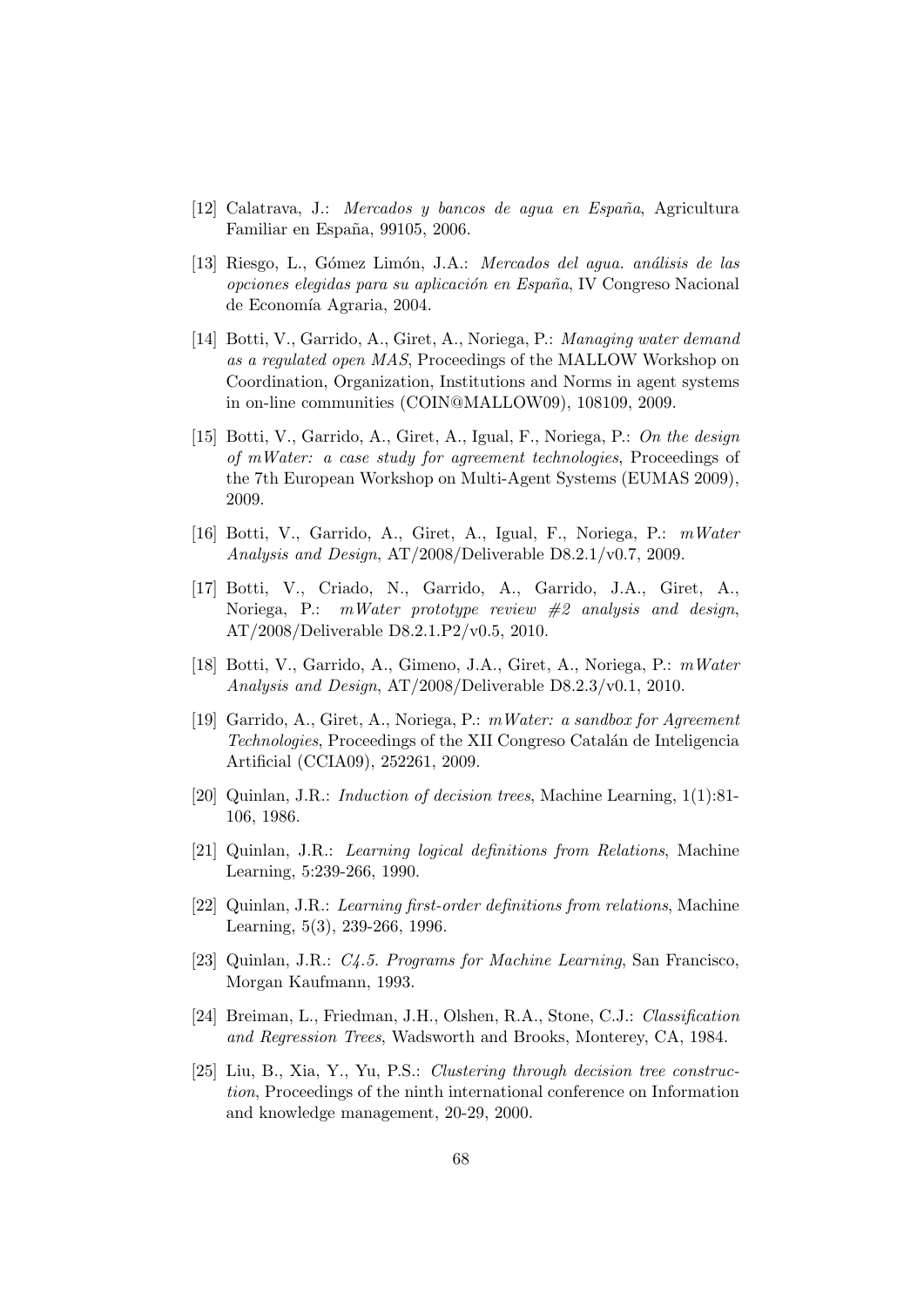[12] Calatrava, J.: *Mercados y bancos de agua en España*, Agricultura Familiar en España, 99105, 2006.

[13] Riesgo, L., Gómez Limón, J.A.: *Mercados del agua. análisis de las opciones elegidas para su aplicación en España*, IV Congreso Nacional de Economía Agraria, 2004.

[14] Botti, V., Garrido, A., Giret, A., Noriega, P.: *Managing water demand as a regulated open MAS*, Proceedings of the MALLOW Workshop on Coordination, Organization, Institutions and Norms in agent systems in on-line communities (COIN@MALLOW09), 108109, 2009.

[15] Botti, V., Garrido, A., Giret, A., Igual, F., Noriega, P.: *On the design of mWater: a case study for agreement technologies*, Proceedings of the 7th European Workshop on Multi-Agent Systems (EUMAS 2009), 2009.

[16] Botti, V., Garrido, A., Giret, A., Igual, F., Noriega, P.: *mWater Analysis and Design*, AT/2008/Deliverable D8.2.1/v0.7, 2009.

[17] Botti, V., Criado, N., Garrido, A., Garrido, J.A., Giret, A., Noriega, P.: *mWater prototype review #2 analysis and design*, AT/2008/Deliverable D8.2.1.P2/v0.5, 2010.

[18] Botti, V., Garrido, A., Gimeno, J.A., Giret, A., Noriega, P.: *mWater Analysis and Design*, AT/2008/Deliverable D8.2.3/v0.1, 2010.

[19] Garrido, A., Giret, A., Noriega, P.: *mWater: a sandbox for Agreement Technologies*, Proceedings of the XII Congreso Catalán de Inteligencia Artificial (CCIA09), 252261, 2009.

[20] Quinlan, J.R.: *Induction of decision trees*, Machine Learning, 1(1):81-106, 1986.

[21] Quinlan, J.R.: *Learning logical definitions from Relations*, Machine Learning, 5:239-266, 1990.

[22] Quinlan, J.R.: *Learning first-order definitions from relations*, Machine Learning, 5(3), 239-266, 1996.

[23] Quinlan, J.R.: *C4.5. Programs for Machine Learning*, San Francisco, Morgan Kaufmann, 1993.

[24] Breiman, L., Friedman, J.H., Olshen, R.A., Stone, C.J.: *Classification and Regression Trees*, Wadsworth and Brooks, Monterey, CA, 1984.

[25] Liu, B., Xia, Y., Yu, P.S.: *Clustering through decision tree construction*, Proceedings of the ninth international conference on Information and knowledge management, 20-29, 2000.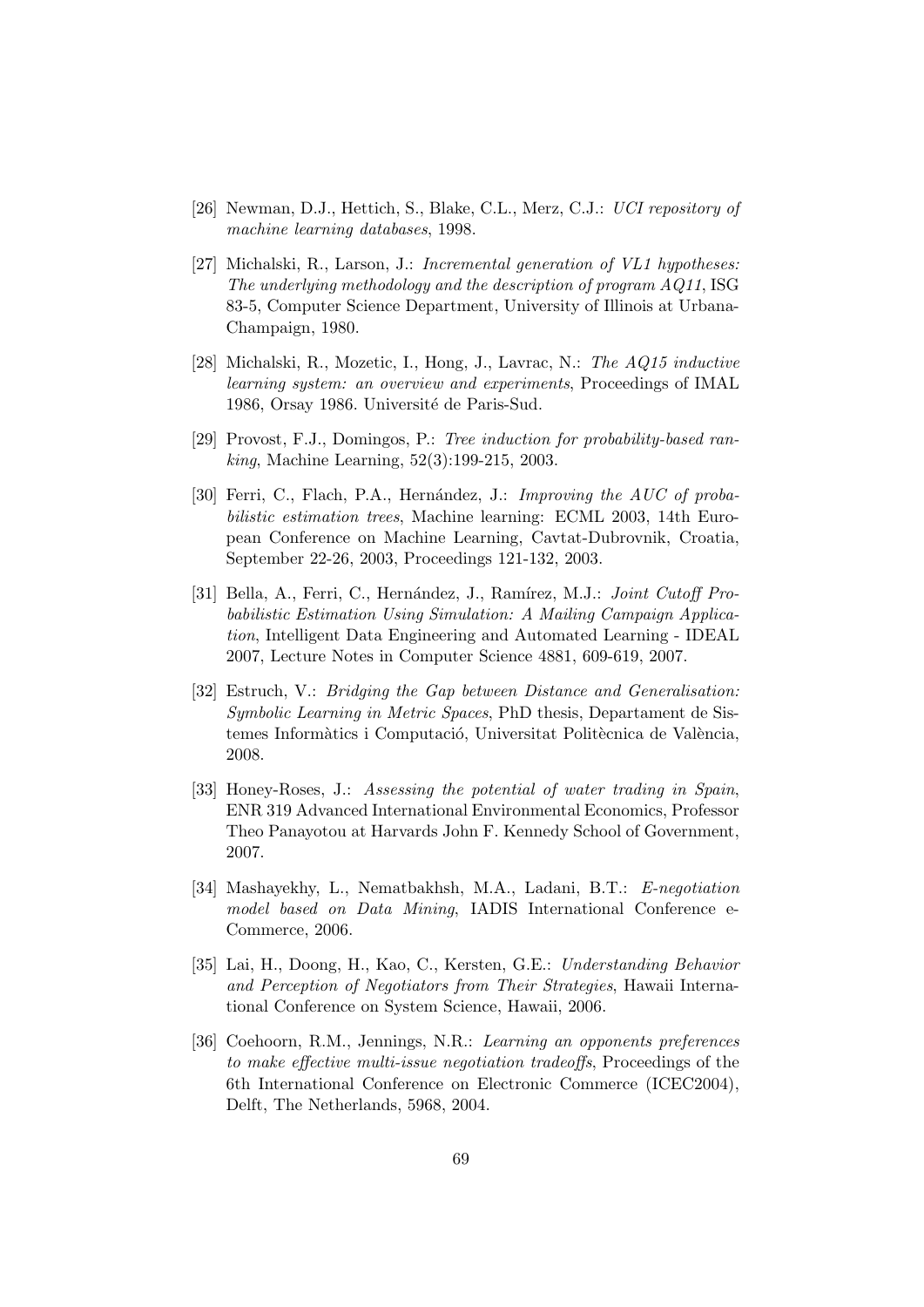[26] Newman, D.J., Hettich, S., Blake, C.L., Merz, C.J.: *UCI repository of machine learning databases*, 1998.

[27] Michalski, R., Larson, J.: *Incremental generation of VL1 hypotheses: The underlying methodology and the description of program AQ11*, ISG 83-5, Computer Science Department, University of Illinois at Urbana-Champaign, 1980.

[28] Michalski, R., Mozetic, I., Hong, J., Lavrac, N.: *The AQ15 inductive learning system: an overview and experiments*, Proceedings of IMAL 1986, Orsay 1986. Université de Paris-Sud.

[29] Provost, F.J., Domingos, P.: *Tree induction for probability-based ranking*, Machine Learning, 52(3):199-215, 2003.

[30] Ferri, C., Flach, P.A., Hernández, J.: *Improving the AUC of probabilistic estimation trees*, Machine learning: ECML 2003, 14th European Conference on Machine Learning, Cavtat-Dubrovnik, Croatia, September 22-26, 2003, Proceedings 121-132, 2003.

[31] Bella, A., Ferri, C., Hernández, J., Ramírez, M.J.: *Joint Cutoff Probabilistic Estimation Using Simulation: A Mailing Campaign Application*, Intelligent Data Engineering and Automated Learning - IDEAL 2007, Lecture Notes in Computer Science 4881, 609-619, 2007.

[32] Estruch, V.: *Bridging the Gap between Distance and Generalisation: Symbolic Learning in Metric Spaces*, PhD thesis, Departament de Sistemes Informàtics i Computació, Universitat Politècnica de València, 2008.

[33] Honey-Roses, J.: *Assessing the potential of water trading in Spain*, ENR 319 Advanced International Environmental Economics, Professor Theo Panayotou at Harvards John F. Kennedy School of Government, 2007.

[34] Mashayekhy, L., Nematbakhsh, M.A., Ladani, B.T.: *E-negotiation model based on Data Mining*, IADIS International Conference e-Commerce, 2006.

[35] Lai, H., Doong, H., Kao, C., Kersten, G.E.: *Understanding Behavior and Perception of Negotiators from Their Strategies*, Hawaii International Conference on System Science, Hawaii, 2006.

[36] Coehoorn, R.M., Jennings, N.R.: *Learning an opponents preferences to make effective multi-issue negotiation tradeoffs*, Proceedings of the 6th International Conference on Electronic Commerce (ICEC2004), Delft, The Netherlands, 5968, 2004.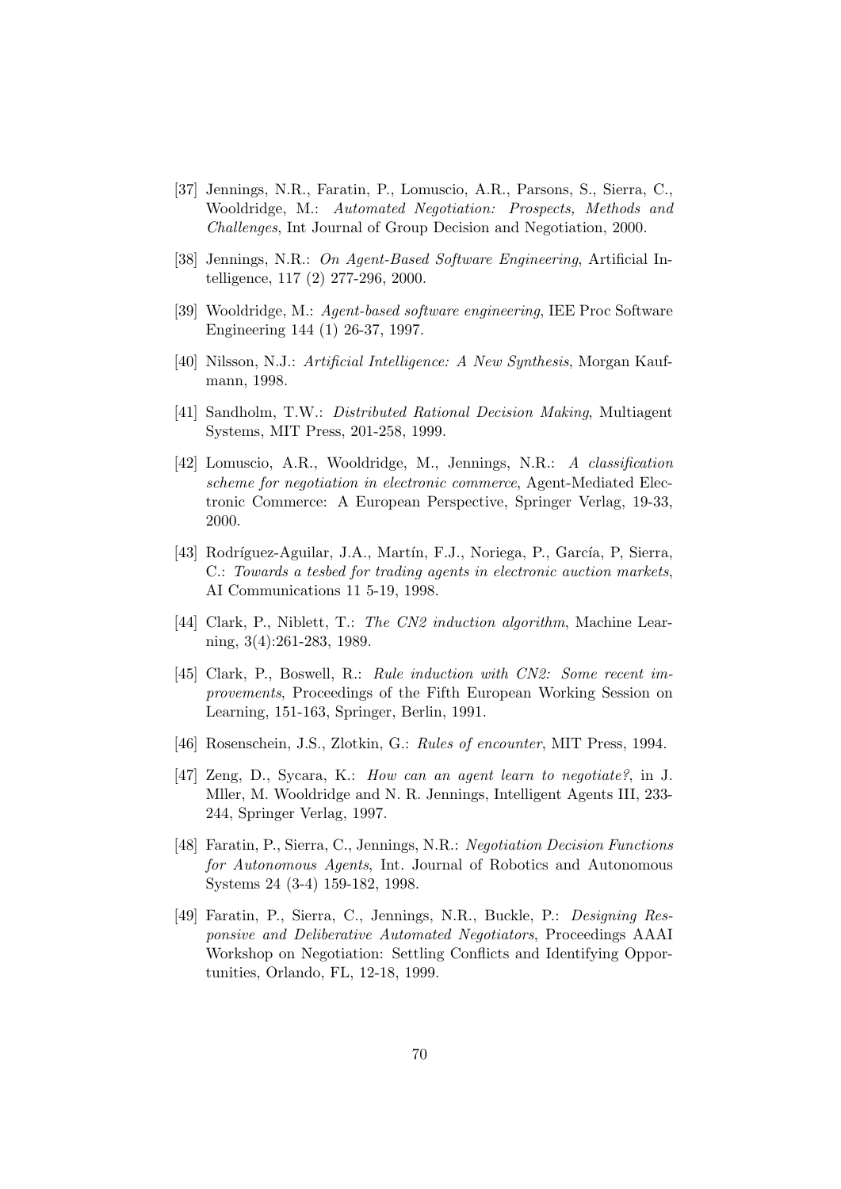[37] Jennings, N.R., Faratin, P., Lomuscio, A.R., Parsons, S., Sierra, C., Wooldridge, M.: *Automated Negotiation: Prospects, Methods and Challenges*, Int Journal of Group Decision and Negotiation, 2000.

[38] Jennings, N.R.: *On Agent-Based Software Engineering*, Artificial Intelligence, 117 (2) 277-296, 2000.

[39] Wooldridge, M.: *Agent-based software engineering*, IEE Proc Software Engineering 144 (1) 26-37, 1997.

[40] Nilsson, N.J.: *Artificial Intelligence: A New Synthesis*, Morgan Kaufmann, 1998.

[41] Sandholm, T.W.: *Distributed Rational Decision Making*, Multiagent Systems, MIT Press, 201-258, 1999.

[42] Lomuscio, A.R., Wooldridge, M., Jennings, N.R.: *A classification scheme for negotiation in electronic commerce*, Agent-Mediated Electronic Commerce: A European Perspective, Springer Verlag, 19-33, 2000.

[43] Rodríguez-Aguilar, J.A., Martín, F.J., Noriega, P., García, P, Sierra, C.: *Towards a tesbed for trading agents in electronic auction markets*, AI Communications 11 5-19, 1998.

[44] Clark, P., Niblett, T.: *The CN2 induction algorithm*, Machine Learning, 3(4):261-283, 1989.

[45] Clark, P., Boswell, R.: *Rule induction with CN2: Some recent improvements*, Proceedings of the Fifth European Working Session on Learning, 151-163, Springer, Berlin, 1991.

[46] Rosenschein, J.S., Zlotkin, G.: *Rules of encounter*, MIT Press, 1994.

[47] Zeng, D., Sycara, K.: *How can an agent learn to negotiate?*, in J. Mller, M. Wooldridge and N. R. Jennings, Intelligent Agents III, 233-244, Springer Verlag, 1997.

[48] Faratin, P., Sierra, C., Jennings, N.R.: *Negotiation Decision Functions for Autonomous Agents*, Int. Journal of Robotics and Autonomous Systems 24 (3-4) 159-182, 1998.

[49] Faratin, P., Sierra, C., Jennings, N.R., Buckle, P.: *Designing Responsive and Deliberative Automated Negotiators*, Proceedings AAAI Workshop on Negotiation: Settling Conflicts and Identifying Opportunities, Orlando, FL, 12-18, 1999.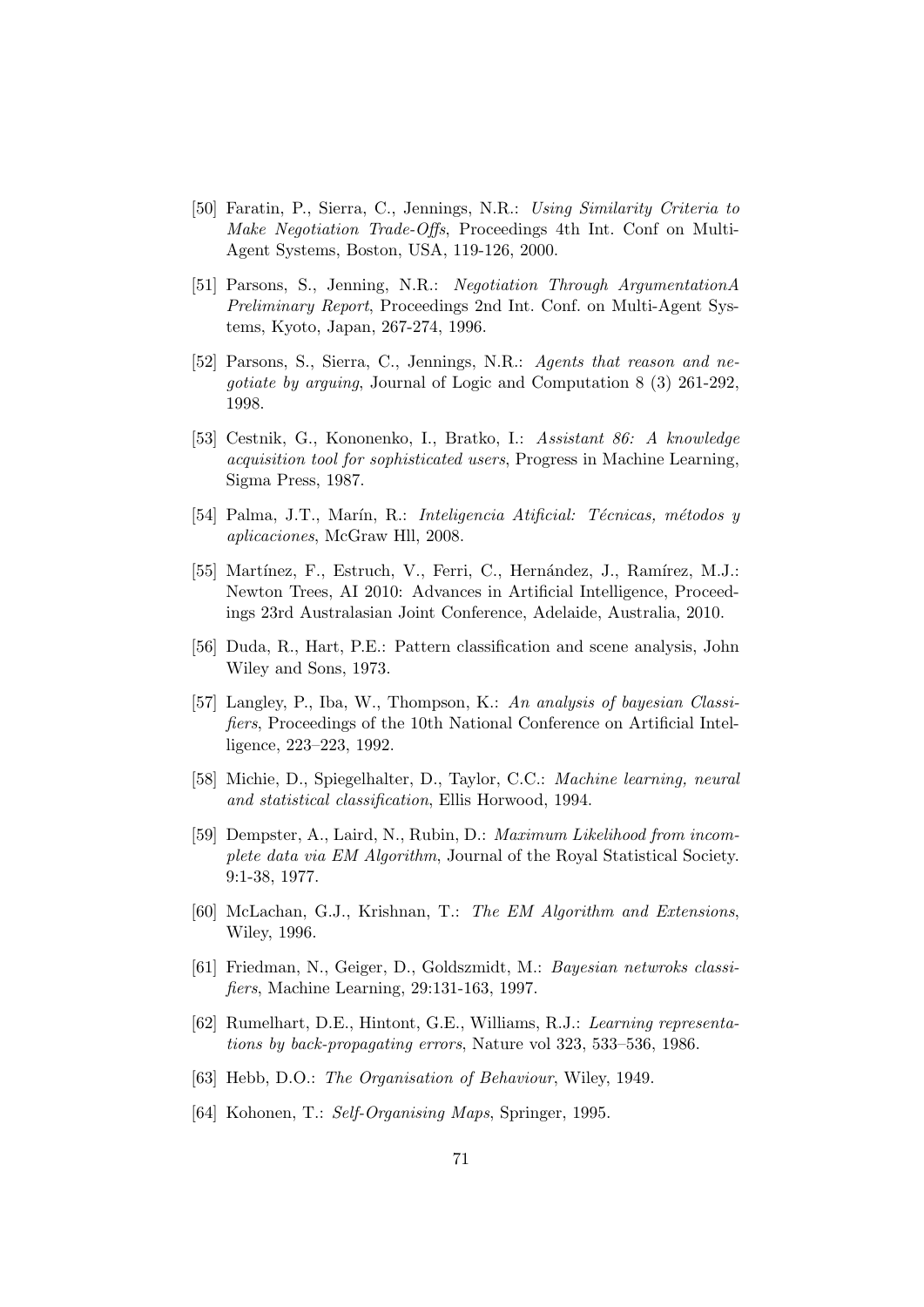[50] Faratin, P., Sierra, C., Jennings, N.R.: *Using Similarity Criteria to Make Negotiation Trade-Offs*, Proceedings 4th Int. Conf on Multi-Agent Systems, Boston, USA, 119-126, 2000.

[51] Parsons, S., Jenning, N.R.: *Negotiation Through ArgumentationA Preliminary Report*, Proceedings 2nd Int. Conf. on Multi-Agent Systems, Kyoto, Japan, 267-274, 1996.

[52] Parsons, S., Sierra, C., Jennings, N.R.: *Agents that reason and negotiate by arguing*, Journal of Logic and Computation 8 (3) 261-292, 1998.

[53] Cestnik, G., Kononenko, I., Bratko, I.: *Assistant 86: A knowledge acquisition tool for sophisticated users*, Progress in Machine Learning, Sigma Press, 1987.

[54] Palma, J.T., Marín, R.: *Inteligencia Atificial: Técnicas, métodos y aplicaciones*, McGraw Hll, 2008.

[55] Martínez, F., Estruch, V., Ferri, C., Hernández, J., Ramírez, M.J.: Newton Trees, AI 2010: Advances in Artificial Intelligence, Proceedings 23rd Australasian Joint Conference, Adelaide, Australia, 2010.

[56] Duda, R., Hart, P.E.: Pattern classification and scene analysis, John Wiley and Sons, 1973.

[57] Langley, P., Iba, W., Thompson, K.: *An analysis of bayesian Classifiers*, Proceedings of the 10th National Conference on Artificial Intelligence, 223–223, 1992.

[58] Michie, D., Spiegelhalter, D., Taylor, C.C.: *Machine learning, neural and statistical classification*, Ellis Horwood, 1994.

[59] Dempster, A., Laird, N., Rubin, D.: *Maximum Likelihood from incomplete data via EM Algorithm*, Journal of the Royal Statistical Society. 9:1-38, 1977.

[60] McLachan, G.J., Krishnan, T.: *The EM Algorithm and Extensions*, Wiley, 1996.

[61] Friedman, N., Geiger, D., Goldszmidt, M.: *Bayesian netwroks classifiers*, Machine Learning, 29:131-163, 1997.

[62] Rumelhart, D.E., Hintont, G.E., Williams, R.J.: *Learning representations by back-propagating errors*, Nature vol 323, 533–536, 1986.

[63] Hebb, D.O.: *The Organisation of Behaviour*, Wiley, 1949.

[64] Kohonen, T.: *Self-Organising Maps*, Springer, 1995.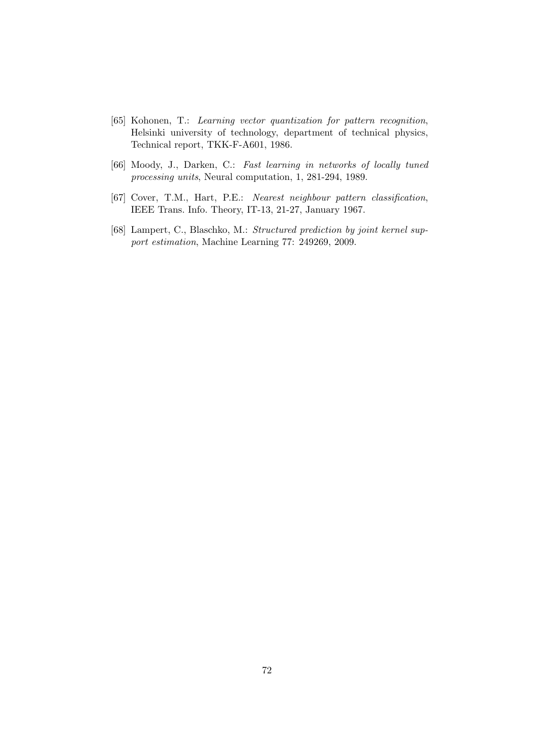[65] Kohonen, T.: *Learning vector quantization for pattern recognition*, Helsinki university of technology, department of technical physics, Technical report, TKK-F-A601, 1986.

[66] Moody, J., Darken, C.: *Fast learning in networks of locally tuned processing units*, Neural computation, 1, 281-294, 1989.

[67] Cover, T.M., Hart, P.E.: *Nearest neighbour pattern classification*, IEEE Trans. Info. Theory, IT-13, 21-27, January 1967.

[68] Lampert, C., Blaschko, M.: *Structured prediction by joint kernel support estimation*, Machine Learning 77: 249269, 2009.